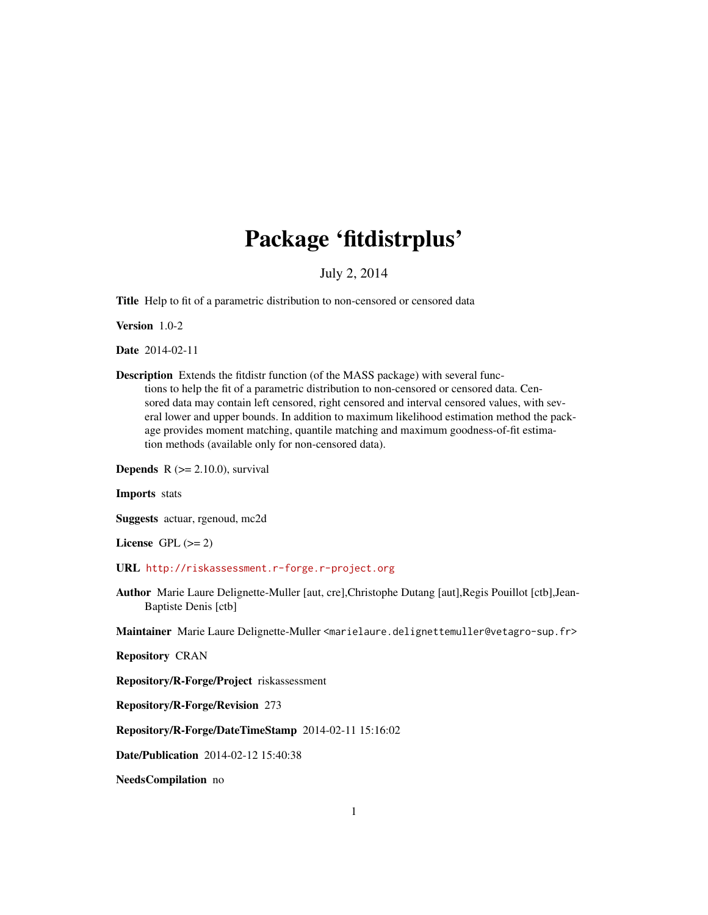# Package 'fitdistrplus'

July 2, 2014

**Title** Help to fit of a parametric distribution to non-censored or censored data

**Version** 1.0-2

**Date** 2014-02-11

**Description** Extends the fitdistr function (of the MASS package) with several functions to help the fit of a parametric distribution to non-censored or censored data. Censored data may contain left censored, right censored and interval censored values, with several lower and upper bounds. In addition to maximum likelihood estimation method the package provides moment matching, quantile matching and maximum goodness-of-fit estimation methods (available only for non-censored data).

**Depends** R (>= 2.10.0), survival

**Imports** stats

**Suggests** actuar, rgenoud, mc2d

**License** GPL (>= 2)

**URL** http://riskassessment.r-forge.r-project.org

**Author** Marie Laure Delignette-Muller [aut, cre],Christophe Dutang [aut],Regis Pouillot [ctb],Jean-Baptiste Denis [ctb]

**Maintainer** Marie Laure Delignette-Muller <marielaure.delignettemuller@vetagro-sup.fr>

**Repository** CRAN

**Repository/R-Forge/Project** riskassessment

**Repository/R-Forge/Revision** 273

**Repository/R-Forge/DateTimeStamp** 2014-02-11 15:16:02

**Date/Publication** 2014-02-12 15:40:38

**NeedsCompilation** no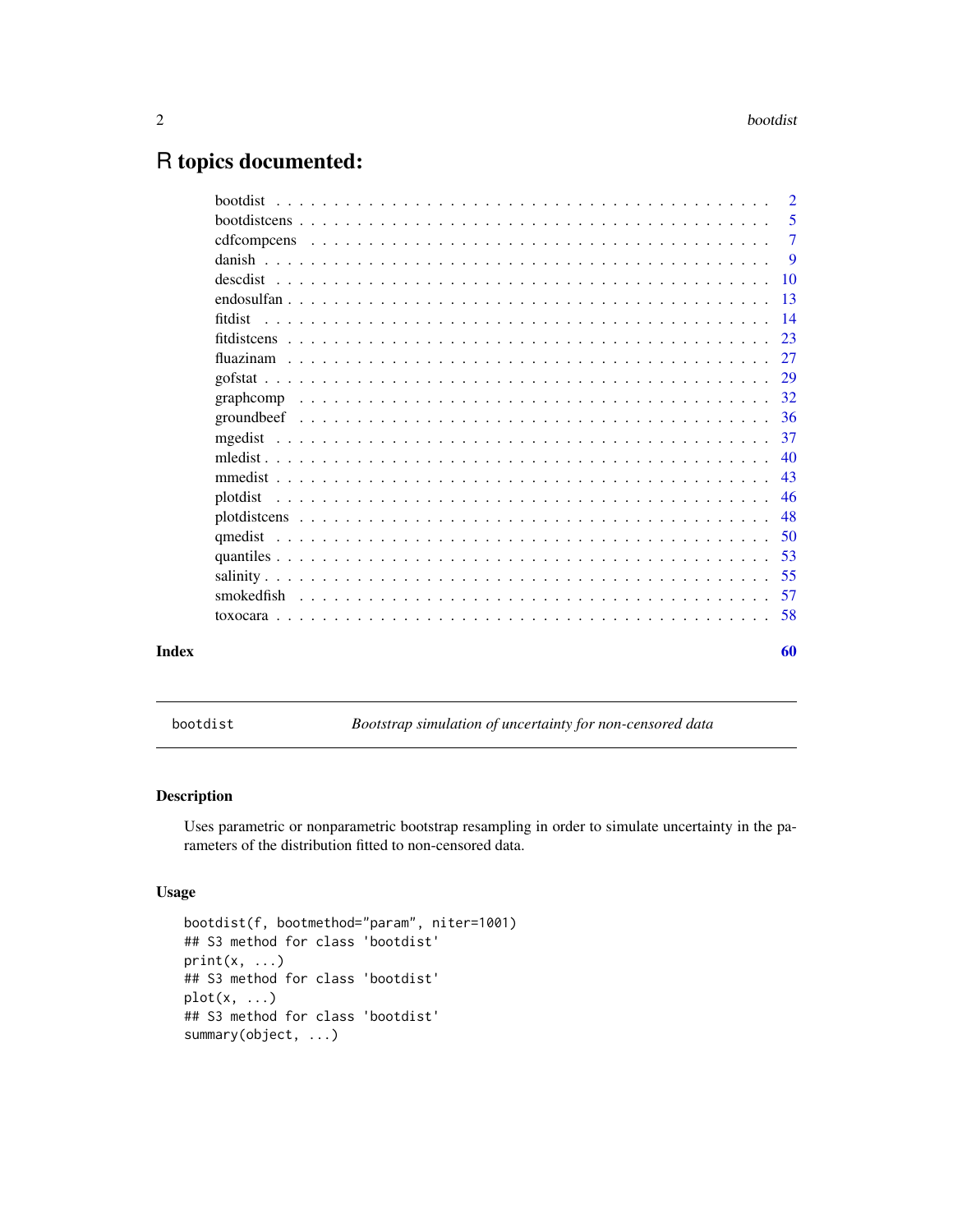# R topics documented:

| | |
|---|---|
| bootdist | 2 |
| bootdistcens | 5 |
| cdfcompcens | 7 |
| danish | 9 |
| descdist | 10 |
| endosulfan | 13 |
| fitdist | 14 |
| fitdistcens | 23 |
| fluazinam | 27 |
| gofstat | 29 |
| graphcomp | 32 |
| groundbeef | 36 |
| mgedist | 37 |
| mledist | 40 |
| mmedist | 43 |
| plotdist | 46 |
| plotdistcens | 48 |
| qmedist | 50 |
| quantiles | 53 |
| salinity | 55 |
| smokedfish | 57 |
| toxocara | 58 |
| **Index** | **60** |

---

bootdist — *Bootstrap simulation of uncertainty for non-censored data*

---

## Description

Uses parametric or nonparametric bootstrap resampling in order to simulate uncertainty in the parameters of the distribution fitted to non-censored data.

## Usage

```
bootdist(f, bootmethod="param", niter=1001)
## S3 method for class 'bootdist'
print(x, ...)
## S3 method for class 'bootdist'
plot(x, ...)
## S3 method for class 'bootdist'
summary(object, ...)
```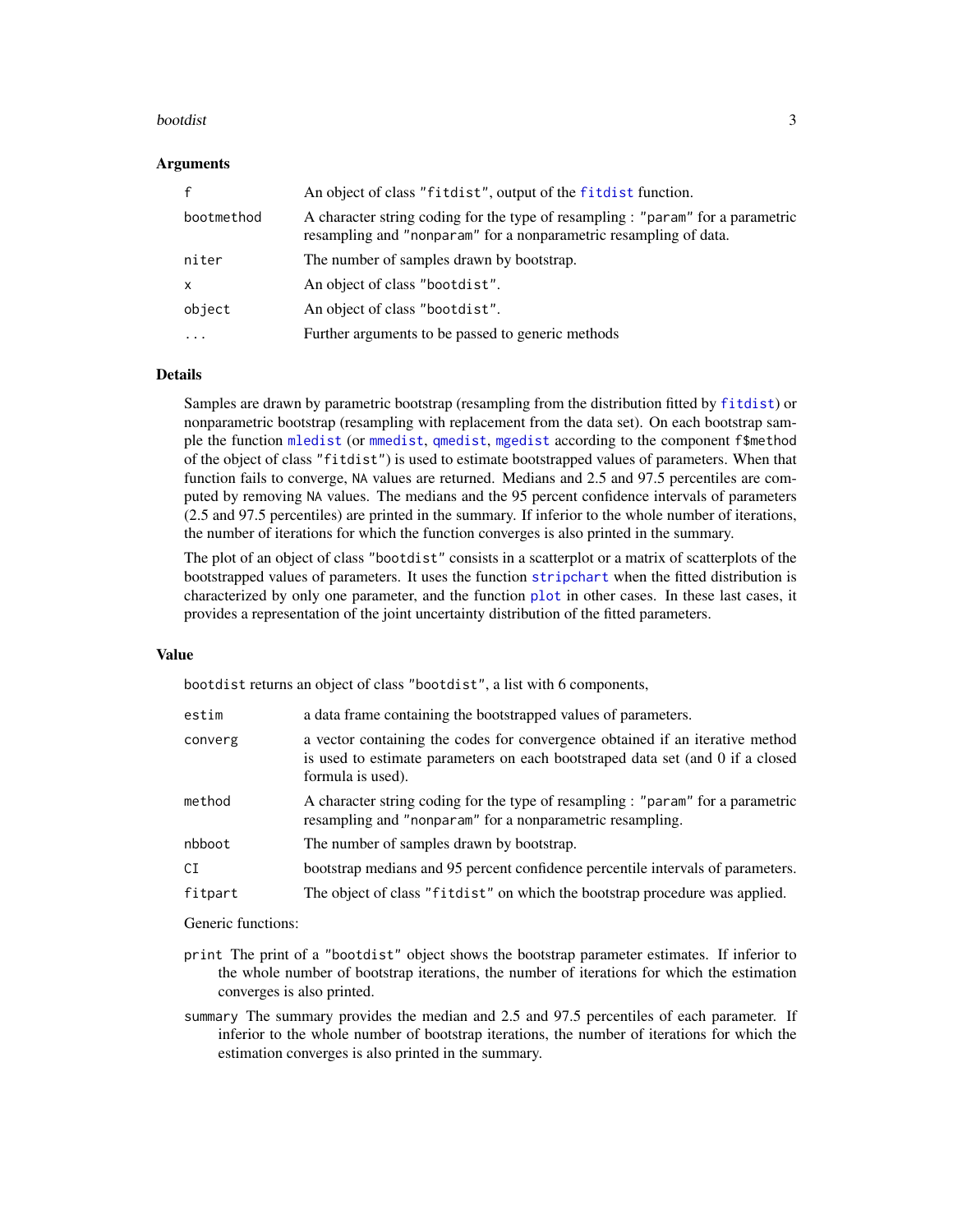### Arguments

| | |
|---|---|
| `f` | An object of class `"fitdist"`, output of the `fitdist` function. |
| `bootmethod` | A character string coding for the type of resampling : `"param"` for a parametric resampling and `"nonparam"` for a nonparametric resampling of data. |
| `niter` | The number of samples drawn by bootstrap. |
| `x` | An object of class `"bootdist"`. |
| `object` | An object of class `"bootdist"`. |
| `...` | Further arguments to be passed to generic methods |

### Details

Samples are drawn by parametric bootstrap (resampling from the distribution fitted by `fitdist`) or nonparametric bootstrap (resampling with replacement from the data set). On each bootstrap sample the function `mledist` (or `mmedist`, `qmedist`, `mgedist` according to the component `f$method` of the object of class `"fitdist"`) is used to estimate bootstrapped values of parameters. When that function fails to converge, `NA` values are returned. Medians and 2.5 and 97.5 percentiles are computed by removing `NA` values. The medians and the 95 percent confidence intervals of parameters (2.5 and 97.5 percentiles) are printed in the summary. If inferior to the whole number of iterations, the number of iterations for which the function converges is also printed in the summary.

The plot of an object of class `"bootdist"` consists in a scatterplot or a matrix of scatterplots of the bootstrapped values of parameters. It uses the function `stripchart` when the fitted distribution is characterized by only one parameter, and the function `plot` in other cases. In these last cases, it provides a representation of the joint uncertainty distribution of the fitted parameters.

### Value

`bootdist` returns an object of class `"bootdist"`, a list with 6 components,

| | |
|---|---|
| `estim` | a data frame containing the bootstrapped values of parameters. |
| `converg` | a vector containing the codes for convergence obtained if an iterative method is used to estimate parameters on each bootstraped data set (and 0 if a closed formula is used). |
| `method` | A character string coding for the type of resampling : `"param"` for a parametric resampling and `"nonparam"` for a nonparametric resampling. |
| `nbboot` | The number of samples drawn by bootstrap. |
| `CI` | bootstrap medians and 95 percent confidence percentile intervals of parameters. |
| `fitpart` | The object of class `"fitdist"` on which the bootstrap procedure was applied. |

Generic functions:

`print` The print of a `"bootdist"` object shows the bootstrap parameter estimates. If inferior to the whole number of bootstrap iterations, the number of iterations for which the estimation converges is also printed.

`summary` The summary provides the median and 2.5 and 97.5 percentiles of each parameter. If inferior to the whole number of bootstrap iterations, the number of iterations for which the estimation converges is also printed in the summary.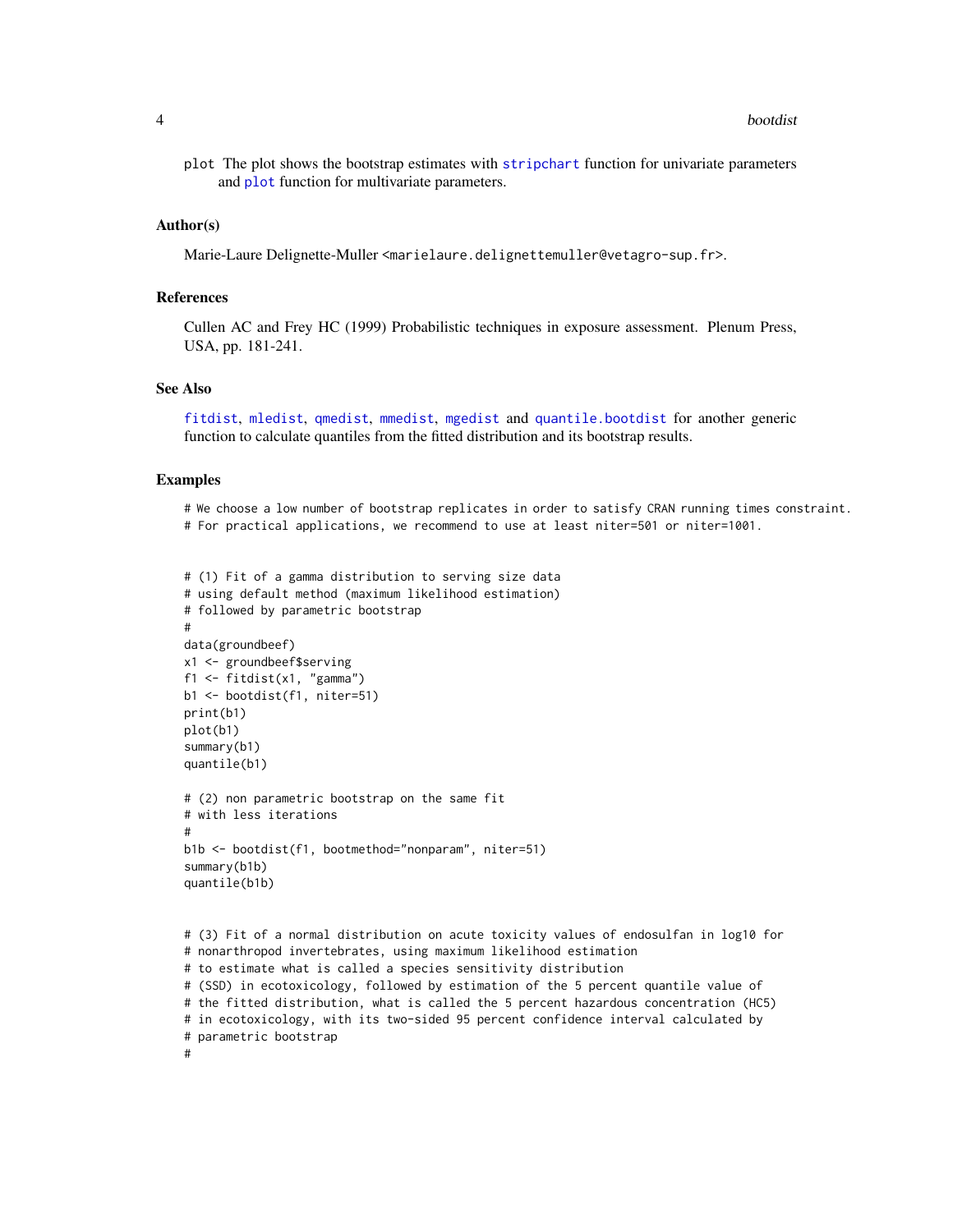plot The plot shows the bootstrap estimates with stripchart function for univariate parameters and plot function for multivariate parameters.

## Author(s)

Marie-Laure Delignette-Muller <marielaure.delignettemuller@vetagro-sup.fr>.

## References

Cullen AC and Frey HC (1999) Probabilistic techniques in exposure assessment. Plenum Press, USA, pp. 181-241.

## See Also

fitdist, mledist, qmedist, mmedist, mgedist and quantile.bootdist for another generic function to calculate quantiles from the fitted distribution and its bootstrap results.

## Examples

```
# We choose a low number of bootstrap replicates in order to satisfy CRAN running times constraint.
# For practical applications, we recommend to use at least niter=501 or niter=1001.


# (1) Fit of a gamma distribution to serving size data
# using default method (maximum likelihood estimation)
# followed by parametric bootstrap
#
data(groundbeef)
x1 <- groundbeef$serving
f1 <- fitdist(x1, "gamma")
b1 <- bootdist(f1, niter=51)
print(b1)
plot(b1)
summary(b1)
quantile(b1)

# (2) non parametric bootstrap on the same fit
# with less iterations
#
b1b <- bootdist(f1, bootmethod="nonparam", niter=51)
summary(b1b)
quantile(b1b)


# (3) Fit of a normal distribution on acute toxicity values of endosulfan in log10 for
# nonarthropod invertebrates, using maximum likelihood estimation
# to estimate what is called a species sensitivity distribution
# (SSD) in ecotoxicology, followed by estimation of the 5 percent quantile value of
# the fitted distribution, what is called the 5 percent hazardous concentration (HC5)
# in ecotoxicology, with its two-sided 95 percent confidence interval calculated by
# parametric bootstrap
#
```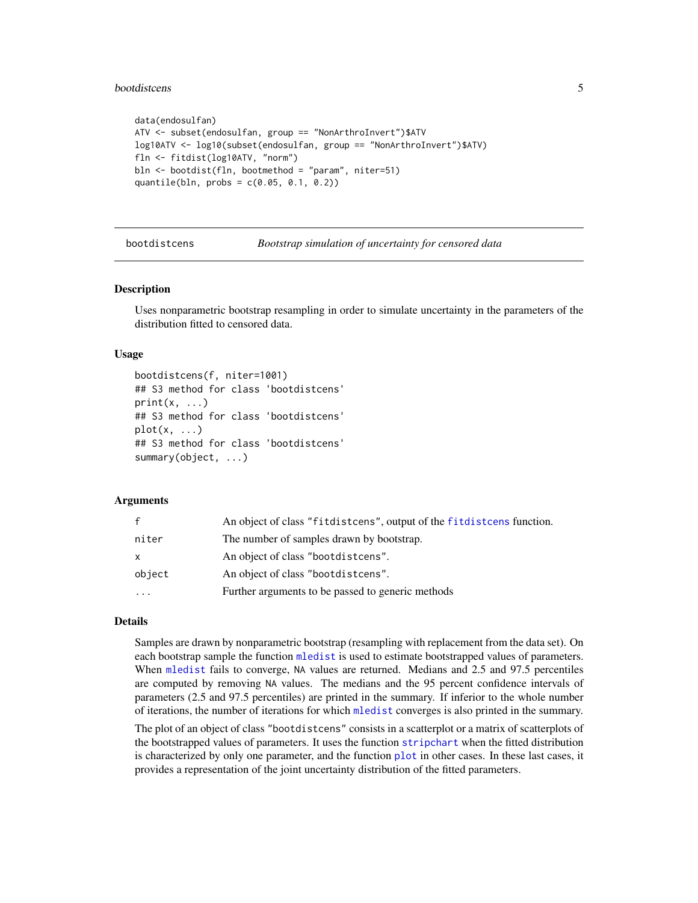```
data(endosulfan)
ATV <- subset(endosulfan, group == "NonArthroInvert")$ATV
log10ATV <- log10(subset(endosulfan, group == "NonArthroInvert")$ATV)
fln <- fitdist(log10ATV, "norm")
bln <- bootdist(fln, bootmethod = "param", niter=51)
quantile(bln, probs = c(0.05, 0.1, 0.2))
```

## bootdistcens *Bootstrap simulation of uncertainty for censored data*

### Description

Uses nonparametric bootstrap resampling in order to simulate uncertainty in the parameters of the distribution fitted to censored data.

### Usage

```
bootdistcens(f, niter=1001)
## S3 method for class 'bootdistcens'
print(x, ...)
## S3 method for class 'bootdistcens'
plot(x, ...)
## S3 method for class 'bootdistcens'
summary(object, ...)
```

### Arguments

| | |
|---|---|
| f | An object of class "fitdistcens", output of the fitdistcens function. |
| niter | The number of samples drawn by bootstrap. |
| x | An object of class "bootdistcens". |
| object | An object of class "bootdistcens". |
| ... | Further arguments to be passed to generic methods |

### Details

Samples are drawn by nonparametric bootstrap (resampling with replacement from the data set). On each bootstrap sample the function mledist is used to estimate bootstrapped values of parameters. When mledist fails to converge, NA values are returned. Medians and 2.5 and 97.5 percentiles are computed by removing NA values. The medians and the 95 percent confidence intervals of parameters (2.5 and 97.5 percentiles) are printed in the summary. If inferior to the whole number of iterations, the number of iterations for which mledist converges is also printed in the summary.

The plot of an object of class "bootdistcens" consists in a scatterplot or a matrix of scatterplots of the bootstrapped values of parameters. It uses the function stripchart when the fitted distribution is characterized by only one parameter, and the function plot in other cases. In these last cases, it provides a representation of the joint uncertainty distribution of the fitted parameters.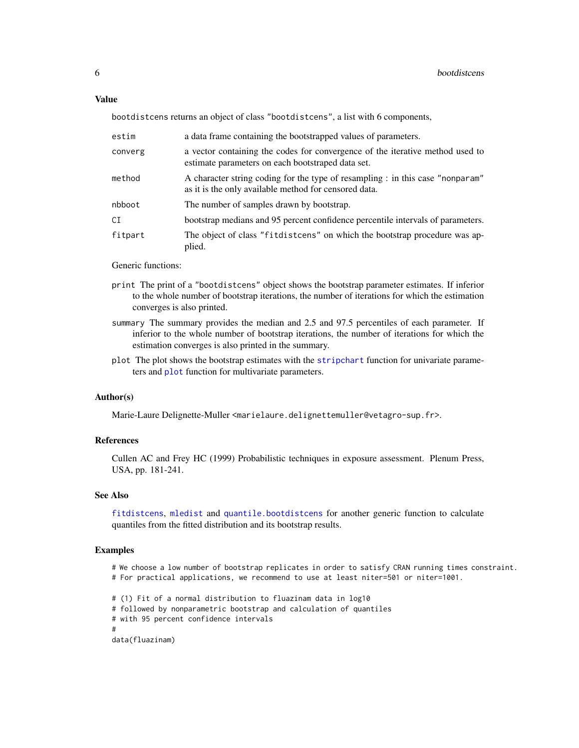## Value

bootdistcens returns an object of class "bootdistcens", a list with 6 components,

- `estim`: a data frame containing the bootstrapped values of parameters.
- `converg`: a vector containing the codes for convergence of the iterative method used to estimate parameters on each bootstraped data set.
- `method`: A character string coding for the type of resampling : in this case "nonparam" as it is the only available method for censored data.
- `nbboot`: The number of samples drawn by bootstrap.
- `CI`: bootstrap medians and 95 percent confidence percentile intervals of parameters.
- `fitpart`: The object of class "fitdistcens" on which the bootstrap procedure was applied.

Generic functions:

- `print` The print of a "bootdistcens" object shows the bootstrap parameter estimates. If inferior to the whole number of bootstrap iterations, the number of iterations for which the estimation converges is also printed.
- `summary` The summary provides the median and 2.5 and 97.5 percentiles of each parameter. If inferior to the whole number of bootstrap iterations, the number of iterations for which the estimation converges is also printed in the summary.
- `plot` The plot shows the bootstrap estimates with the `stripchart` function for univariate parameters and `plot` function for multivariate parameters.

## Author(s)

Marie-Laure Delignette-Muller <marielaure.delignettemuller@vetagro-sup.fr>.

## References

Cullen AC and Frey HC (1999) Probabilistic techniques in exposure assessment. Plenum Press, USA, pp. 181-241.

## See Also

`fitdistcens`, `mledist` and `quantile.bootdistcens` for another generic function to calculate quantiles from the fitted distribution and its bootstrap results.

## Examples

```
# We choose a low number of bootstrap replicates in order to satisfy CRAN running times constraint.
# For practical applications, we recommend to use at least niter=501 or niter=1001.

# (1) Fit of a normal distribution to fluazinam data in log10
# followed by nonparametric bootstrap and calculation of quantiles
# with 95 percent confidence intervals
#
data(fluazinam)
```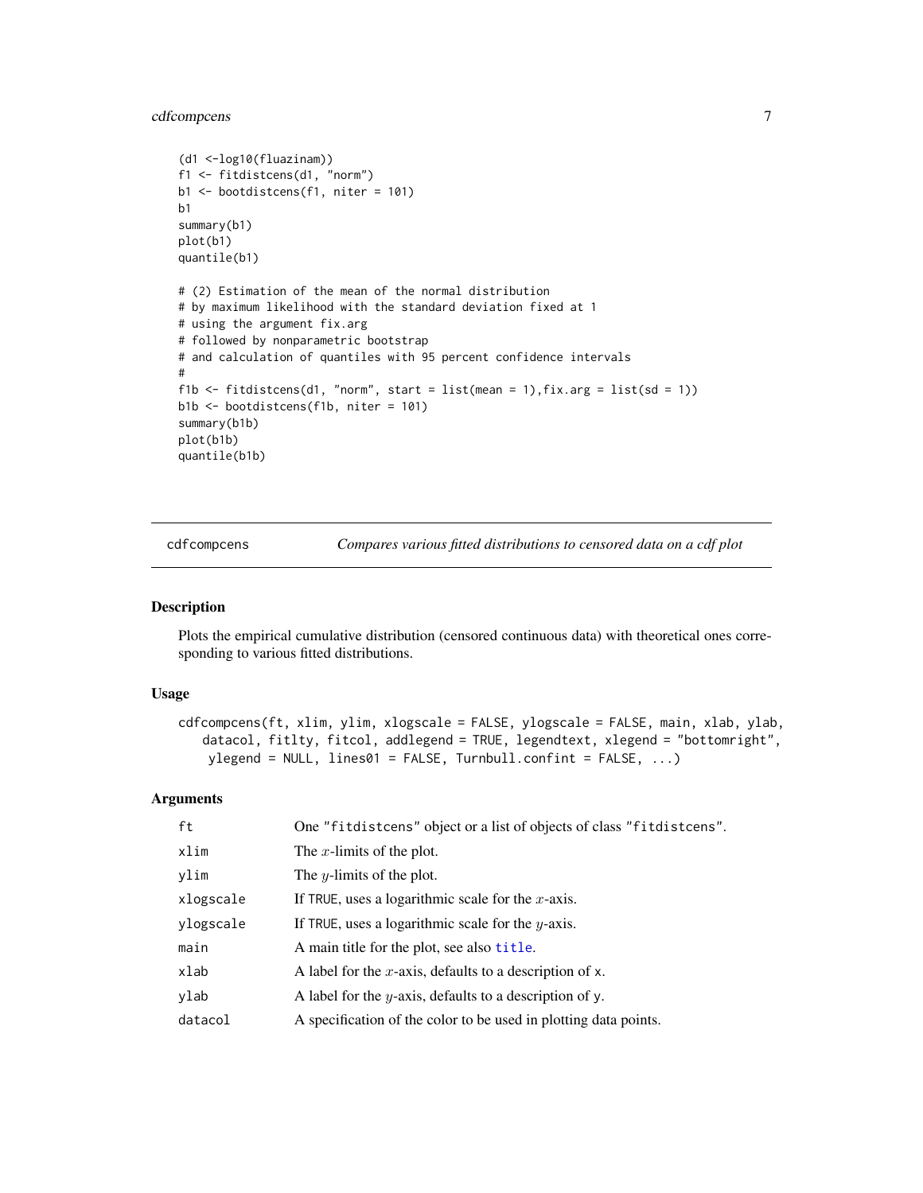```
(d1 <-log10(fluazinam))
f1 <- fitdistcens(d1, "norm")
b1 <- bootdistcens(f1, niter = 101)
b1
summary(b1)
plot(b1)
quantile(b1)

# (2) Estimation of the mean of the normal distribution
# by maximum likelihood with the standard deviation fixed at 1
# using the argument fix.arg
# followed by nonparametric bootstrap
# and calculation of quantiles with 95 percent confidence intervals
#
f1b <- fitdistcens(d1, "norm", start = list(mean = 1),fix.arg = list(sd = 1))
b1b <- bootdistcens(f1b, niter = 101)
summary(b1b)
plot(b1b)
quantile(b1b)
```

## cdfcompcens — *Compares various fitted distributions to censored data on a cdf plot*

### Description

Plots the empirical cumulative distribution (censored continuous data) with theoretical ones corresponding to various fitted distributions.

### Usage

```
cdfcompcens(ft, xlim, ylim, xlogscale = FALSE, ylogscale = FALSE, main, xlab, ylab,
    datacol, fitlty, fitcol, addlegend = TRUE, legendtext, xlegend = "bottomright",
     ylegend = NULL, lines01 = FALSE, Turnbull.confint = FALSE, ...)
```

### Arguments

| | |
|---|---|
| `ft` | One "`fitdistcens`" object or a list of objects of class "`fitdistcens`". |
| `xlim` | The $x$-limits of the plot. |
| `ylim` | The $y$-limits of the plot. |
| `xlogscale` | If `TRUE`, uses a logarithmic scale for the $x$-axis. |
| `ylogscale` | If `TRUE`, uses a logarithmic scale for the $y$-axis. |
| `main` | A main title for the plot, see also `title`. |
| `xlab` | A label for the $x$-axis, defaults to a description of `x`. |
| `ylab` | A label for the $y$-axis, defaults to a description of `y`. |
| `datacol` | A specification of the color to be used in plotting data points. |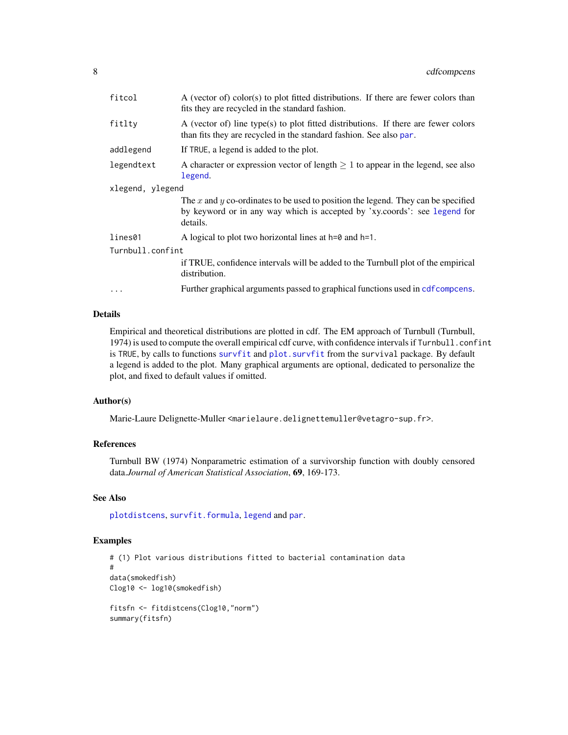| | |
|---|---|
| fitcol | A (vector of) color(s) to plot fitted distributions. If there are fewer colors than fits they are recycled in the standard fashion. |
| fitlty | A (vector of) line type(s) to plot fitted distributions. If there are fewer colors than fits they are recycled in the standard fashion. See also par. |
| addlegend | If TRUE, a legend is added to the plot. |
| legendtext | A character or expression vector of length $\geq 1$ to appear in the legend, see also legend. |
| xlegend, ylegend | The $x$ and $y$ co-ordinates to be used to position the legend. They can be specified by keyword or in any way which is accepted by 'xy.coords': see legend for details. |
| lines01 | A logical to plot two horizontal lines at h=0 and h=1. |
| Turnbull.confint | if TRUE, confidence intervals will be added to the Turnbull plot of the empirical distribution. |
| ... | Further graphical arguments passed to graphical functions used in cdfcompcens. |

## Details

Empirical and theoretical distributions are plotted in cdf. The EM approach of Turnbull (Turnbull, 1974) is used to compute the overall empirical cdf curve, with confidence intervals if Turnbull.confint is TRUE, by calls to functions survfit and plot.survfit from the survival package. By default a legend is added to the plot. Many graphical arguments are optional, dedicated to personalize the plot, and fixed to default values if omitted.

## Author(s)

Marie-Laure Delignette-Muller <marielaure.delignettemuller@vetagro-sup.fr>.

## References

Turnbull BW (1974) Nonparametric estimation of a survivorship function with doubly censored data.*Journal of American Statistical Association*, **69**, 169-173.

## See Also

plotdistcens, survfit.formula, legend and par.

## Examples

```
# (1) Plot various distributions fitted to bacterial contamination data
#
data(smokedfish)
Clog10 <- log10(smokedfish)

fitsfn <- fitdistcens(Clog10,"norm")
summary(fitsfn)
```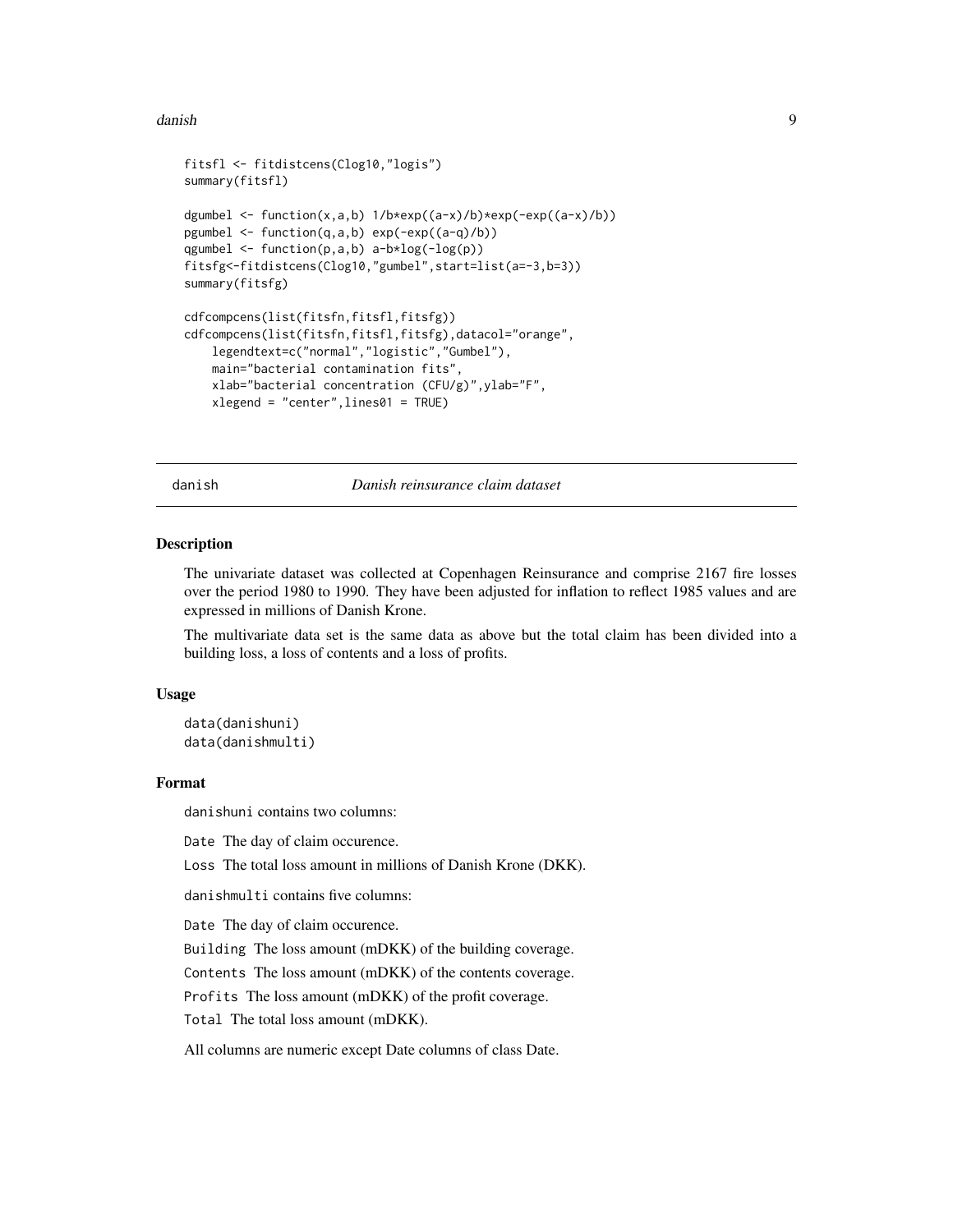```
fitsfl <- fitdistcens(Clog10,"logis")
summary(fitsfl)

dgumbel <- function(x,a,b) 1/b*exp((a-x)/b)*exp(-exp((a-x)/b))
pgumbel <- function(q,a,b) exp(-exp((a-q)/b))
qgumbel <- function(p,a,b) a-b*log(-log(p))
fitsfg<-fitdistcens(Clog10,"gumbel",start=list(a=-3,b=3))
summary(fitsfg)

cdfcompcens(list(fitsfn,fitsfl,fitsfg))
cdfcompcens(list(fitsfn,fitsfl,fitsfg),datacol="orange",
    legendtext=c("normal","logistic","Gumbel"),
    main="bacterial contamination fits",
    xlab="bacterial concentration (CFU/g)",ylab="F",
    xlegend = "center",lines01 = TRUE)
```

## danish *Danish reinsurance claim dataset*

### Description

The univariate dataset was collected at Copenhagen Reinsurance and comprise 2167 fire losses over the period 1980 to 1990. They have been adjusted for inflation to reflect 1985 values and are expressed in millions of Danish Krone.

The multivariate data set is the same data as above but the total claim has been divided into a building loss, a loss of contents and a loss of profits.

### Usage

```
data(danishuni)
data(danishmulti)
```

### Format

`danishuni` contains two columns:

`Date` The day of claim occurence.

`Loss` The total loss amount in millions of Danish Krone (DKK).

`danishmulti` contains five columns:

`Date` The day of claim occurence.

`Building` The loss amount (mDKK) of the building coverage.

`Contents` The loss amount (mDKK) of the contents coverage.

`Profits` The loss amount (mDKK) of the profit coverage.

`Total` The total loss amount (mDKK).

All columns are numeric except Date columns of class Date.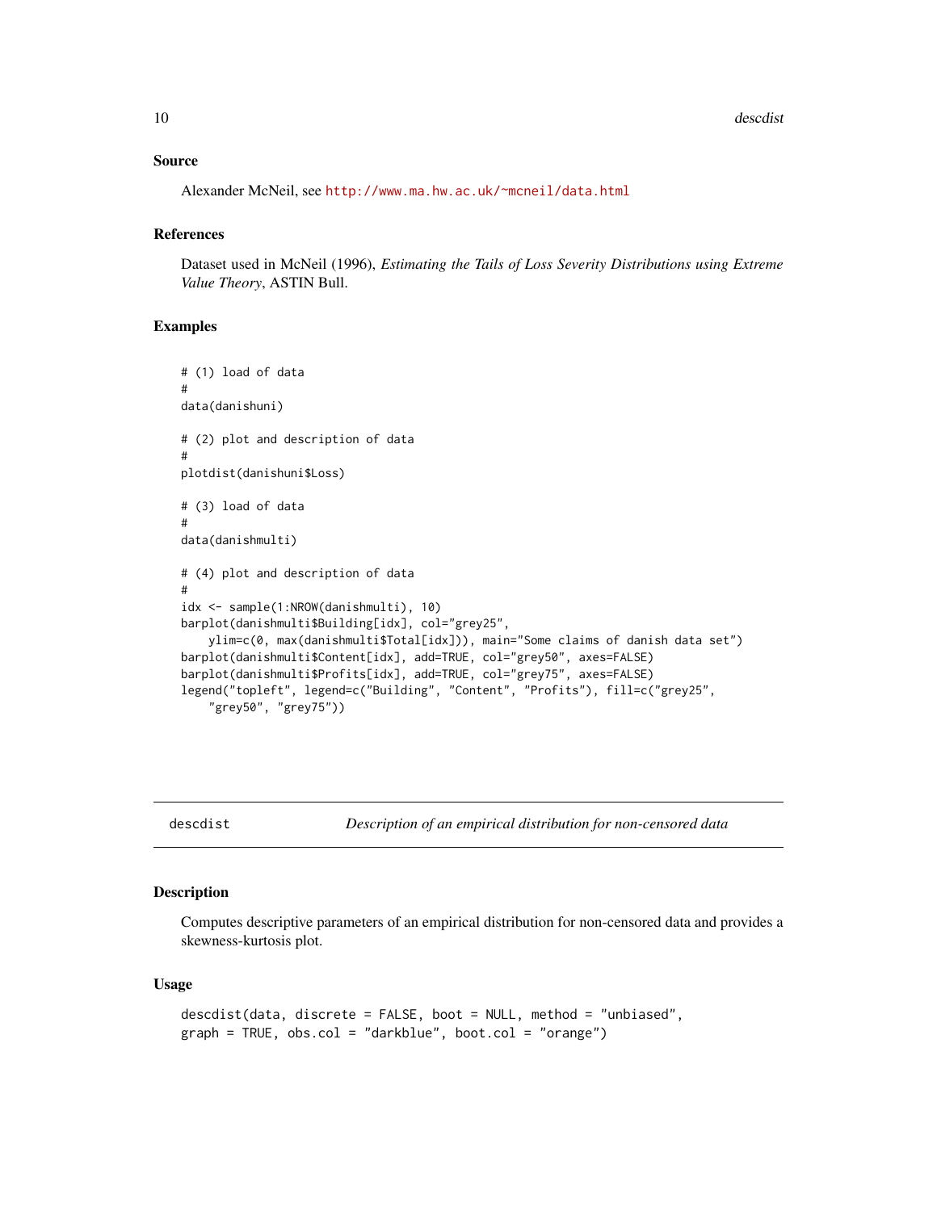### Source

Alexander McNeil, see http://www.ma.hw.ac.uk/~mcneil/data.html

### References

Dataset used in McNeil (1996), *Estimating the Tails of Loss Severity Distributions using Extreme Value Theory*, ASTIN Bull.

### Examples

```
# (1) load of data
#
data(danishuni)

# (2) plot and description of data
#
plotdist(danishuni$Loss)

# (3) load of data
#
data(danishmulti)

# (4) plot and description of data
#
idx <- sample(1:NROW(danishmulti), 10)
barplot(danishmulti$Building[idx], col="grey25",
    ylim=c(0, max(danishmulti$Total[idx])), main="Some claims of danish data set")
barplot(danishmulti$Content[idx], add=TRUE, col="grey50", axes=FALSE)
barplot(danishmulti$Profits[idx], add=TRUE, col="grey75", axes=FALSE)
legend("topleft", legend=c("Building", "Content", "Profits"), fill=c("grey25",
    "grey50", "grey75"))
```

---

## descdist — *Description of an empirical distribution for non-censored data*

### Description

Computes descriptive parameters of an empirical distribution for non-censored data and provides a skewness-kurtosis plot.

### Usage

```
descdist(data, discrete = FALSE, boot = NULL, method = "unbiased",
graph = TRUE, obs.col = "darkblue", boot.col = "orange")
```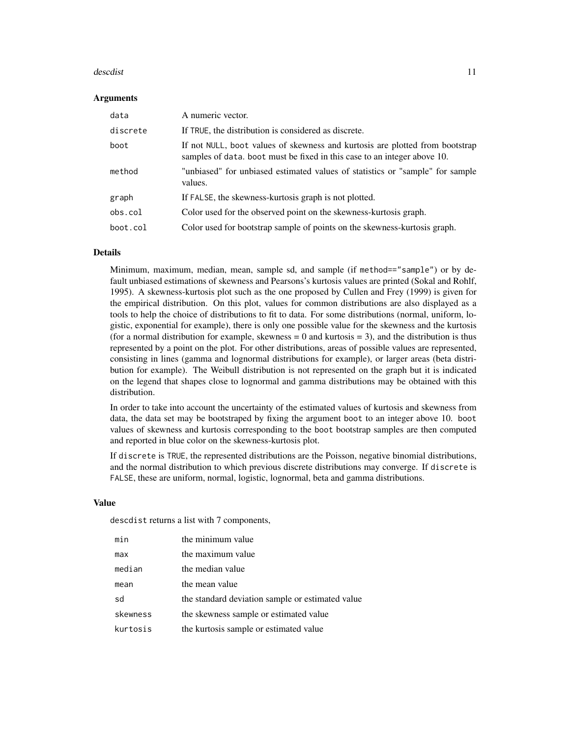### Arguments

| | |
|---|---|
| data | A numeric vector. |
| discrete | If TRUE, the distribution is considered as discrete. |
| boot | If not NULL, boot values of skewness and kurtosis are plotted from bootstrap samples of data. boot must be fixed in this case to an integer above 10. |
| method | "unbiased" for unbiased estimated values of statistics or "sample" for sample values. |
| graph | If FALSE, the skewness-kurtosis graph is not plotted. |
| obs.col | Color used for the observed point on the skewness-kurtosis graph. |
| boot.col | Color used for bootstrap sample of points on the skewness-kurtosis graph. |

### Details

Minimum, maximum, median, mean, sample sd, and sample (if method=="sample") or by default unbiased estimations of skewness and Pearsons's kurtosis values are printed (Sokal and Rohlf, 1995). A skewness-kurtosis plot such as the one proposed by Cullen and Frey (1999) is given for the empirical distribution. On this plot, values for common distributions are also displayed as a tools to help the choice of distributions to fit to data. For some distributions (normal, uniform, logistic, exponential for example), there is only one possible value for the skewness and the kurtosis (for a normal distribution for example, skewness = 0 and kurtosis = 3), and the distribution is thus represented by a point on the plot. For other distributions, areas of possible values are represented, consisting in lines (gamma and lognormal distributions for example), or larger areas (beta distribution for example). The Weibull distribution is not represented on the graph but it is indicated on the legend that shapes close to lognormal and gamma distributions may be obtained with this distribution.

In order to take into account the uncertainty of the estimated values of kurtosis and skewness from data, the data set may be bootstraped by fixing the argument boot to an integer above 10. boot values of skewness and kurtosis corresponding to the boot bootstrap samples are then computed and reported in blue color on the skewness-kurtosis plot.

If discrete is TRUE, the represented distributions are the Poisson, negative binomial distributions, and the normal distribution to which previous discrete distributions may converge. If discrete is FALSE, these are uniform, normal, logistic, lognormal, beta and gamma distributions.

### Value

descdist returns a list with 7 components,

| | |
|---|---|
| min | the minimum value |
| max | the maximum value |
| median | the median value |
| mean | the mean value |
| sd | the standard deviation sample or estimated value |
| skewness | the skewness sample or estimated value |
| kurtosis | the kurtosis sample or estimated value |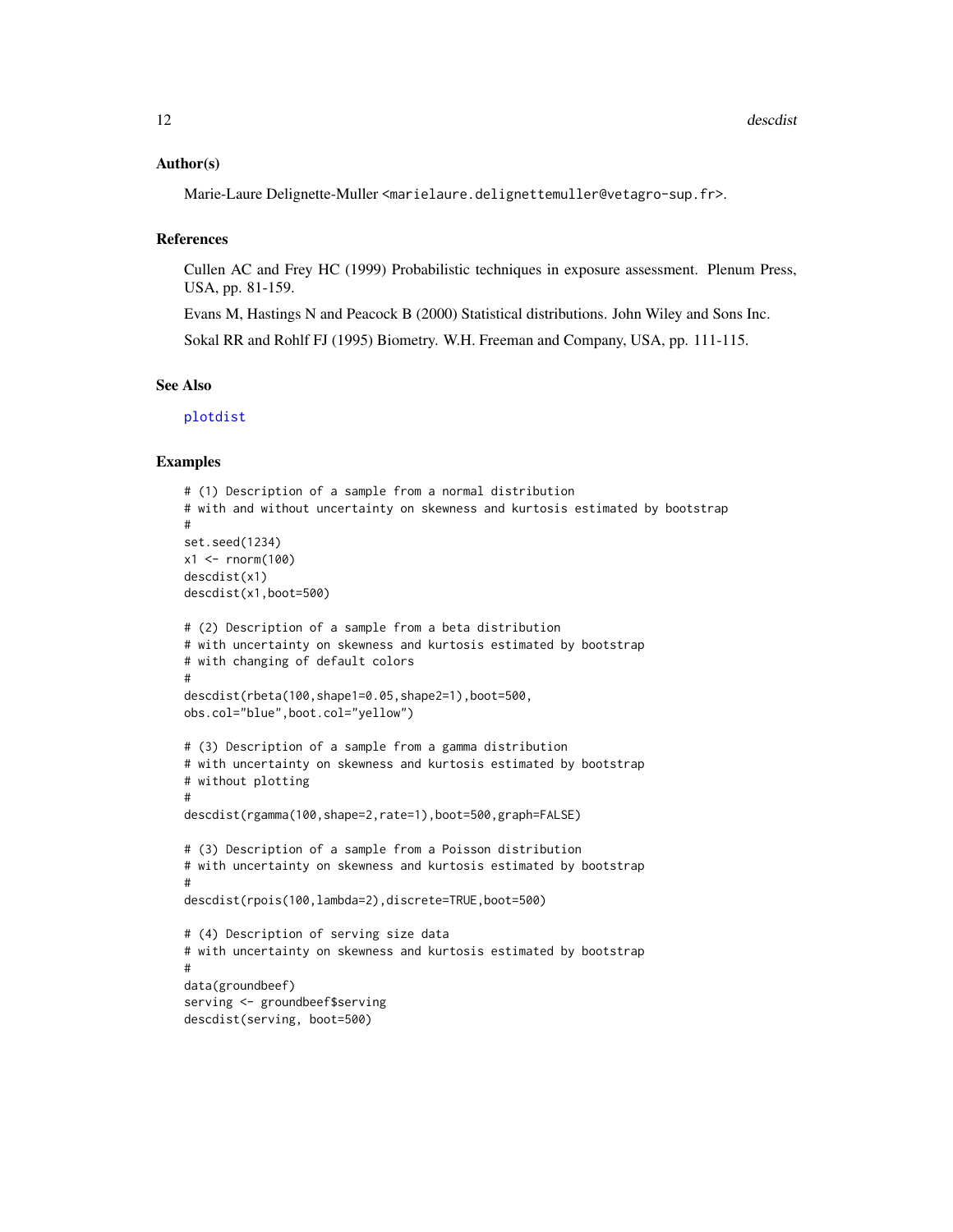## Author(s)

Marie-Laure Delignette-Muller <marielaure.delignettemuller@vetagro-sup.fr>.

## References

Cullen AC and Frey HC (1999) Probabilistic techniques in exposure assessment. Plenum Press, USA, pp. 81-159.

Evans M, Hastings N and Peacock B (2000) Statistical distributions. John Wiley and Sons Inc.

Sokal RR and Rohlf FJ (1995) Biometry. W.H. Freeman and Company, USA, pp. 111-115.

## See Also

plotdist

## Examples

```
# (1) Description of a sample from a normal distribution
# with and without uncertainty on skewness and kurtosis estimated by bootstrap
#
set.seed(1234)
x1 <- rnorm(100)
descdist(x1)
descdist(x1,boot=500)

# (2) Description of a sample from a beta distribution
# with uncertainty on skewness and kurtosis estimated by bootstrap
# with changing of default colors
#
descdist(rbeta(100,shape1=0.05,shape2=1),boot=500,
obs.col="blue",boot.col="yellow")

# (3) Description of a sample from a gamma distribution
# with uncertainty on skewness and kurtosis estimated by bootstrap
# without plotting
#
descdist(rgamma(100,shape=2,rate=1),boot=500,graph=FALSE)

# (3) Description of a sample from a Poisson distribution
# with uncertainty on skewness and kurtosis estimated by bootstrap
#
descdist(rpois(100,lambda=2),discrete=TRUE,boot=500)

# (4) Description of serving size data
# with uncertainty on skewness and kurtosis estimated by bootstrap
#
data(groundbeef)
serving <- groundbeef$serving
descdist(serving, boot=500)
```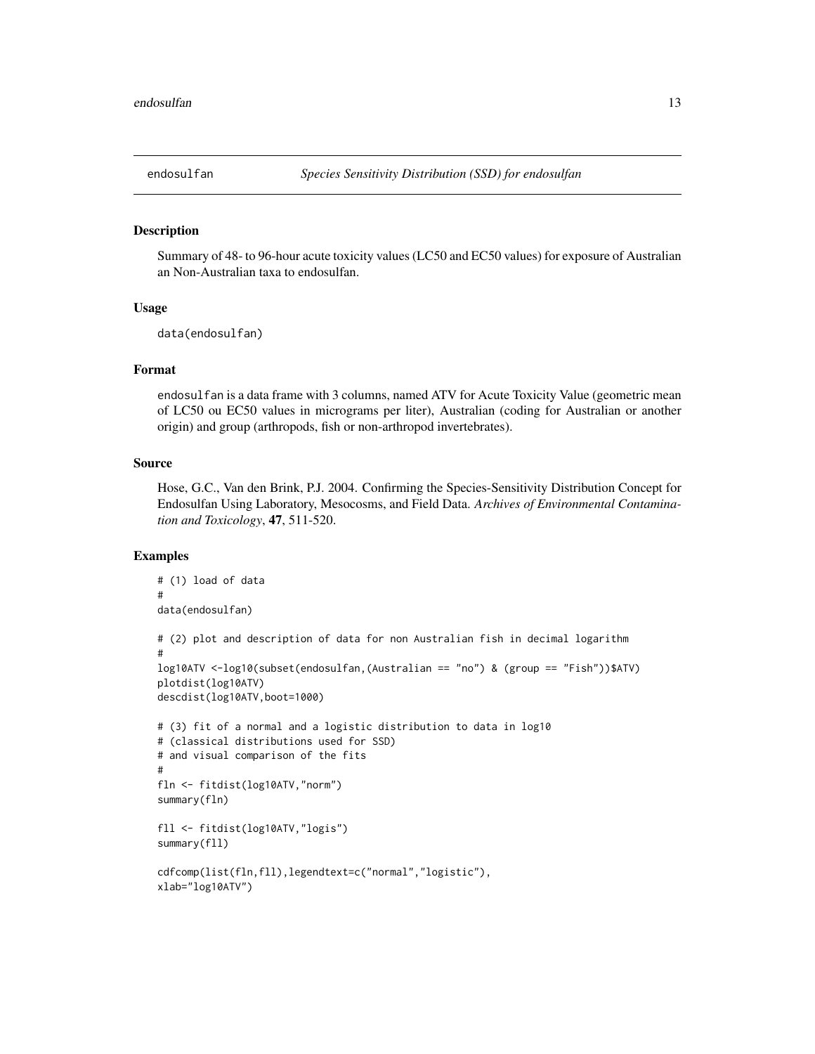# endosulfan — *Species Sensitivity Distribution (SSD) for endosulfan*

## Description

Summary of 48- to 96-hour acute toxicity values (LC50 and EC50 values) for exposure of Australian an Non-Australian taxa to endosulfan.

## Usage

```
data(endosulfan)
```

## Format

endosulfan is a data frame with 3 columns, named ATV for Acute Toxicity Value (geometric mean of LC50 ou EC50 values in micrograms per liter), Australian (coding for Australian or another origin) and group (arthropods, fish or non-arthropod invertebrates).

## Source

Hose, G.C., Van den Brink, P.J. 2004. Confirming the Species-Sensitivity Distribution Concept for Endosulfan Using Laboratory, Mesocosms, and Field Data. *Archives of Environmental Contamination and Toxicology*, **47**, 511-520.

## Examples

```
# (1) load of data
#
data(endosulfan)

# (2) plot and description of data for non Australian fish in decimal logarithm
#
log10ATV <-log10(subset(endosulfan,(Australian == "no") & (group == "Fish"))$ATV)
plotdist(log10ATV)
descdist(log10ATV,boot=1000)

# (3) fit of a normal and a logistic distribution to data in log10
# (classical distributions used for SSD)
# and visual comparison of the fits
#
fln <- fitdist(log10ATV,"norm")
summary(fln)

fll <- fitdist(log10ATV,"logis")
summary(fll)

cdfcomp(list(fln,fll),legendtext=c("normal","logistic"),
xlab="log10ATV")
```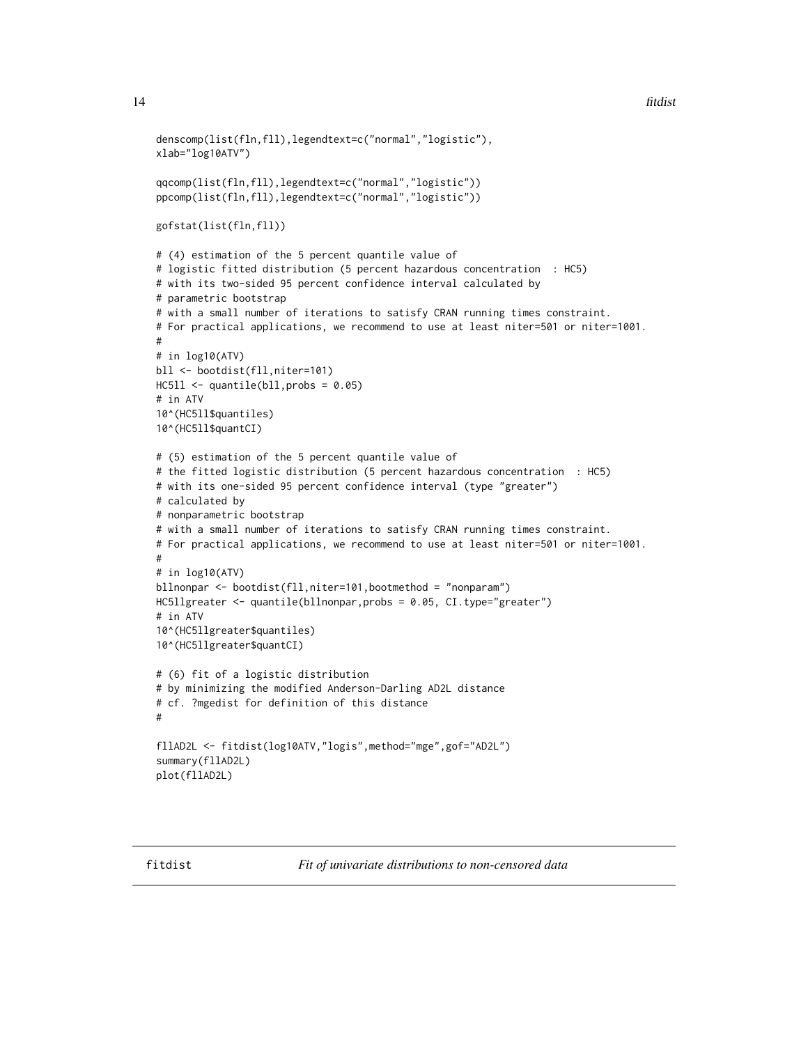```
denscomp(list(fln,fll),legendtext=c("normal","logistic"),
xlab="log10ATV")

qqcomp(list(fln,fll),legendtext=c("normal","logistic"))
ppcomp(list(fln,fll),legendtext=c("normal","logistic"))

gofstat(list(fln,fll))

# (4) estimation of the 5 percent quantile value of
# logistic fitted distribution (5 percent hazardous concentration  : HC5)
# with its two-sided 95 percent confidence interval calculated by
# parametric bootstrap
# with a small number of iterations to satisfy CRAN running times constraint.
# For practical applications, we recommend to use at least niter=501 or niter=1001.
#
# in log10(ATV)
bll <- bootdist(fll,niter=101)
HC5ll <- quantile(bll,probs = 0.05)
# in ATV
10^(HC5ll$quantiles)
10^(HC5ll$quantCI)

# (5) estimation of the 5 percent quantile value of
# the fitted logistic distribution (5 percent hazardous concentration  : HC5)
# with its one-sided 95 percent confidence interval (type "greater")
# calculated by
# nonparametric bootstrap
# with a small number of iterations to satisfy CRAN running times constraint.
# For practical applications, we recommend to use at least niter=501 or niter=1001.
#
# in log10(ATV)
bllnonpar <- bootdist(fll,niter=101,bootmethod = "nonparam")
HC5llgreater <- quantile(bllnonpar,probs = 0.05, CI.type="greater")
# in ATV
10^(HC5llgreater$quantiles)
10^(HC5llgreater$quantCI)

# (6) fit of a logistic distribution
# by minimizing the modified Anderson-Darling AD2L distance
# cf. ?mgedist for definition of this distance
#

fllAD2L <- fitdist(log10ATV,"logis",method="mge",gof="AD2L")
summary(fllAD2L)
plot(fllAD2L)
```

---

fitdist *Fit of univariate distributions to non-censored data*

---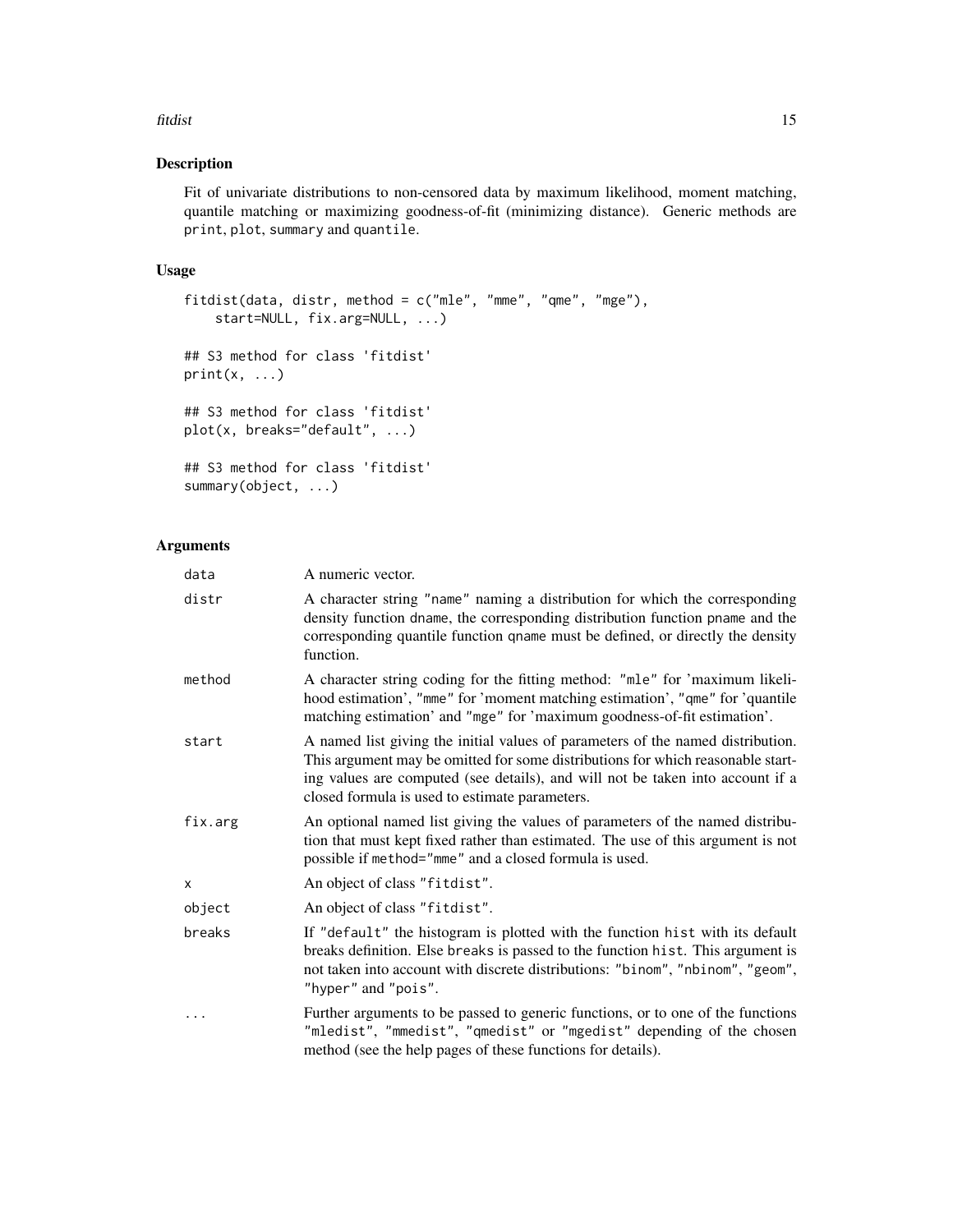## Description

Fit of univariate distributions to non-censored data by maximum likelihood, moment matching, quantile matching or maximizing goodness-of-fit (minimizing distance). Generic methods are `print`, `plot`, `summary` and `quantile`.

## Usage

```
fitdist(data, distr, method = c("mle", "mme", "qme", "mge"),
    start=NULL, fix.arg=NULL, ...)

## S3 method for class 'fitdist'
print(x, ...)

## S3 method for class 'fitdist'
plot(x, breaks="default", ...)

## S3 method for class 'fitdist'
summary(object, ...)
```

## Arguments

| | |
|---|---|
| `data` | A numeric vector. |
| `distr` | A character string `"name"` naming a distribution for which the corresponding density function `dname`, the corresponding distribution function `pname` and the corresponding quantile function `qname` must be defined, or directly the density function. |
| `method` | A character string coding for the fitting method: `"mle"` for 'maximum likelihood estimation', `"mme"` for 'moment matching estimation', `"qme"` for 'quantile matching estimation' and `"mge"` for 'maximum goodness-of-fit estimation'. |
| `start` | A named list giving the initial values of parameters of the named distribution. This argument may be omitted for some distributions for which reasonable starting values are computed (see details), and will not be taken into account if a closed formula is used to estimate parameters. |
| `fix.arg` | An optional named list giving the values of parameters of the named distribution that must kept fixed rather than estimated. The use of this argument is not possible if `method="mme"` and a closed formula is used. |
| `x` | An object of class `"fitdist"`. |
| `object` | An object of class `"fitdist"`. |
| `breaks` | If `"default"` the histogram is plotted with the function `hist` with its default breaks definition. Else `breaks` is passed to the function `hist`. This argument is not taken into account with discrete distributions: `"binom"`, `"nbinom"`, `"geom"`, `"hyper"` and `"pois"`. |
| `...` | Further arguments to be passed to generic functions, or to one of the functions `"mledist"`, `"mmedist"`, `"qmedist"` or `"mgedist"` depending of the chosen method (see the help pages of these functions for details). |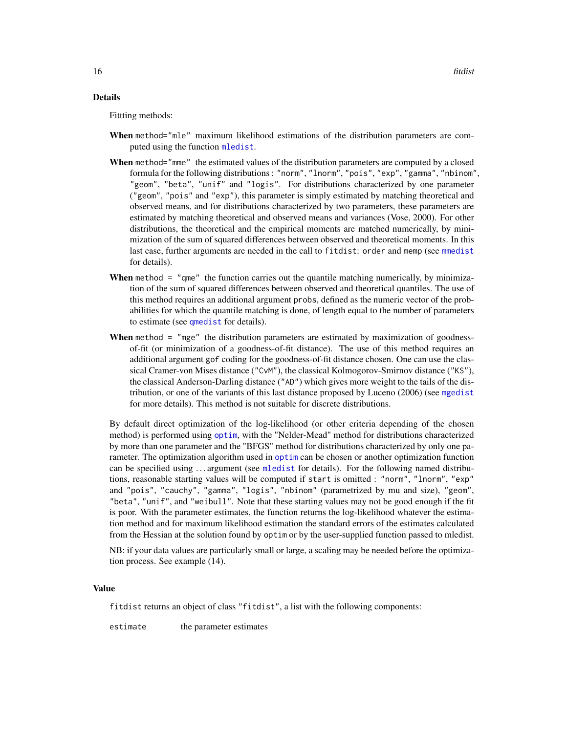## Details

Fittting methods:

**When** `method="mle"` maximum likelihood estimations of the distribution parameters are computed using the function `mledist`.

**When** `method="mme"` the estimated values of the distribution parameters are computed by a closed formula for the following distributions : `"norm"`, `"lnorm"`, `"pois"`, `"exp"`, `"gamma"`, `"nbinom"`, `"geom"`, `"beta"`, `"unif"` and `"logis"`. For distributions characterized by one parameter (`"geom"`, `"pois"` and `"exp"`), this parameter is simply estimated by matching theoretical and observed means, and for distributions characterized by two parameters, these parameters are estimated by matching theoretical and observed means and variances (Vose, 2000). For other distributions, the theoretical and the empirical moments are matched numerically, by minimization of the sum of squared differences between observed and theoretical moments. In this last case, further arguments are needed in the call to `fitdist`: `order` and `memp` (see `mmedist` for details).

**When** `method = "qme"` the function carries out the quantile matching numerically, by minimization of the sum of squared differences between observed and theoretical quantiles. The use of this method requires an additional argument `probs`, defined as the numeric vector of the probabilities for which the quantile matching is done, of length equal to the number of parameters to estimate (see `qmedist` for details).

**When** `method = "mge"` the distribution parameters are estimated by maximization of goodness-of-fit (or minimization of a goodness-of-fit distance). The use of this method requires an additional argument `gof` coding for the goodness-of-fit distance chosen. One can use the classical Cramer-von Mises distance (`"CvM"`), the classical Kolmogorov-Smirnov distance (`"KS"`), the classical Anderson-Darling distance (`"AD"`) which gives more weight to the tails of the distribution, or one of the variants of this last distance proposed by Luceno (2006) (see `mgedist` for more details). This method is not suitable for discrete distributions.

By default direct optimization of the log-likelihood (or other criteria depending of the chosen method) is performed using `optim`, with the "Nelder-Mead" method for distributions characterized by more than one parameter and the "BFGS" method for distributions characterized by only one parameter. The optimization algorithm used in `optim` can be chosen or another optimization function can be specified using ... argument (see `mledist` for details). For the following named distributions, reasonable starting values will be computed if `start` is omitted : `"norm"`, `"lnorm"`, `"exp"` and `"pois"`, `"cauchy"`, `"gamma"`, `"logis"`, `"nbinom"` (parametrized by mu and size), `"geom"`, `"beta"`, `"unif"`, and `"weibull"`. Note that these starting values may not be good enough if the fit is poor. With the parameter estimates, the function returns the log-likelihood whatever the estimation method and for maximum likelihood estimation the standard errors of the estimates calculated from the Hessian at the solution found by `optim` or by the user-supplied function passed to mledist.

NB: if your data values are particularly small or large, a scaling may be needed before the optimization process. See example (14).

## Value

`fitdist` returns an object of class `"fitdist"`, a list with the following components:

`estimate` the parameter estimates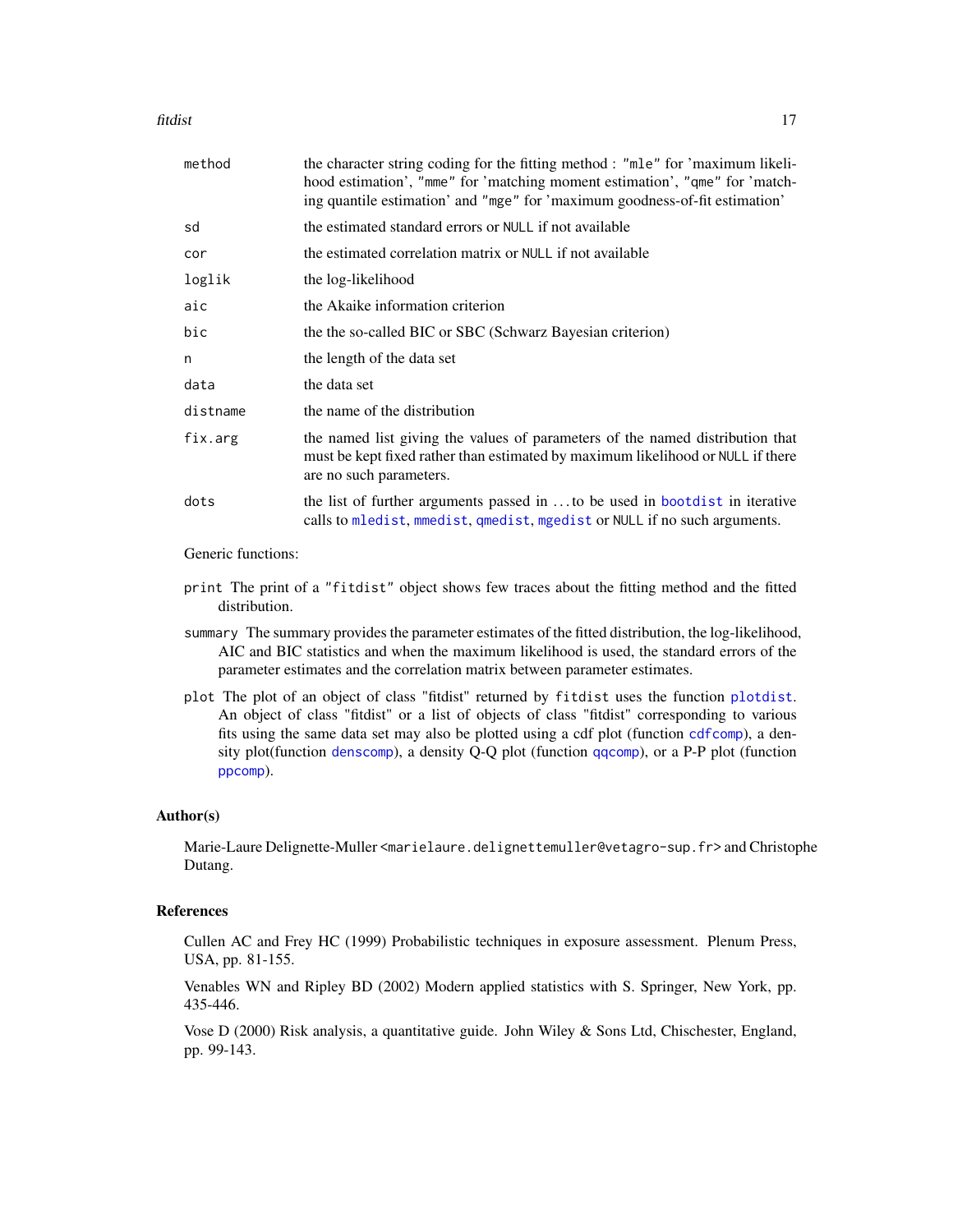| | |
|---|---|
| `method` | the character string coding for the fitting method : `"mle"` for 'maximum likelihood estimation', `"mme"` for 'matching moment estimation', `"qme"` for 'matching quantile estimation' and `"mge"` for 'maximum goodness-of-fit estimation' |
| `sd` | the estimated standard errors or `NULL` if not available |
| `cor` | the estimated correlation matrix or `NULL` if not available |
| `loglik` | the log-likelihood |
| `aic` | the Akaike information criterion |
| `bic` | the the so-called BIC or SBC (Schwarz Bayesian criterion) |
| `n` | the length of the data set |
| `data` | the data set |
| `distname` | the name of the distribution |
| `fix.arg` | the named list giving the values of parameters of the named distribution that must be kept fixed rather than estimated by maximum likelihood or `NULL` if there are no such parameters. |
| `dots` | the list of further arguments passed in ... to be used in `bootdist` in iterative calls to `mledist`, `mmedist`, `qmedist`, `mgedist` or `NULL` if no such arguments. |

Generic functions:

- `print` The print of a `"fitdist"` object shows few traces about the fitting method and the fitted distribution.
- `summary` The summary provides the parameter estimates of the fitted distribution, the log-likelihood, AIC and BIC statistics and when the maximum likelihood is used, the standard errors of the parameter estimates and the correlation matrix between parameter estimates.
- `plot` The plot of an object of class "fitdist" returned by `fitdist` uses the function `plotdist`. An object of class "fitdist" or a list of objects of class "fitdist" corresponding to various fits using the same data set may also be plotted using a cdf plot (function `cdfcomp`), a density plot(function `denscomp`), a density Q-Q plot (function `qqcomp`), or a P-P plot (function `ppcomp`).

### Author(s)

Marie-Laure Delignette-Muller <marielaure.delignettemuller@vetagro-sup.fr> and Christophe Dutang.

### References

Cullen AC and Frey HC (1999) Probabilistic techniques in exposure assessment. Plenum Press, USA, pp. 81-155.

Venables WN and Ripley BD (2002) Modern applied statistics with S. Springer, New York, pp. 435-446.

Vose D (2000) Risk analysis, a quantitative guide. John Wiley & Sons Ltd, Chischester, England, pp. 99-143.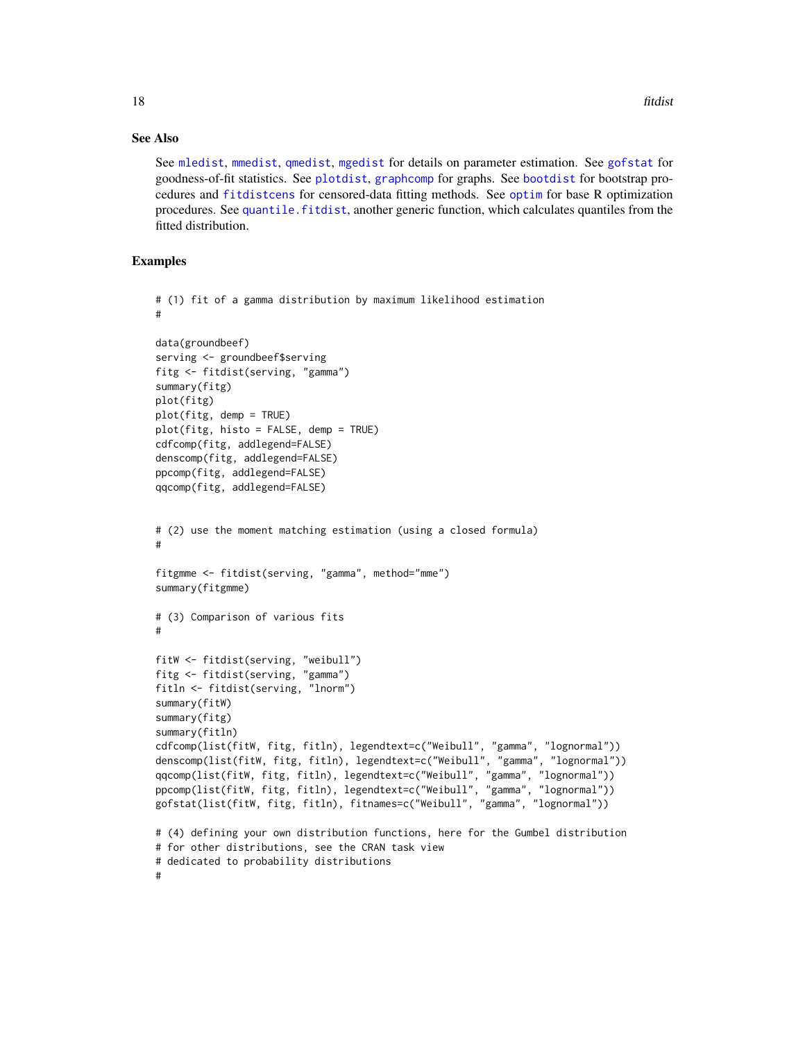## See Also

See mledist, mmedist, qmedist, mgedist for details on parameter estimation. See gofstat for goodness-of-fit statistics. See plotdist, graphcomp for graphs. See bootdist for bootstrap procedures and fitdistcens for censored-data fitting methods. See optim for base R optimization procedures. See quantile.fitdist, another generic function, which calculates quantiles from the fitted distribution.

## Examples

```
# (1) fit of a gamma distribution by maximum likelihood estimation
#

data(groundbeef)
serving <- groundbeef$serving
fitg <- fitdist(serving, "gamma")
summary(fitg)
plot(fitg)
plot(fitg, demp = TRUE)
plot(fitg, histo = FALSE, demp = TRUE)
cdfcomp(fitg, addlegend=FALSE)
denscomp(fitg, addlegend=FALSE)
ppcomp(fitg, addlegend=FALSE)
qqcomp(fitg, addlegend=FALSE)


# (2) use the moment matching estimation (using a closed formula)
#

fitgmme <- fitdist(serving, "gamma", method="mme")
summary(fitgmme)

# (3) Comparison of various fits
#

fitW <- fitdist(serving, "weibull")
fitg <- fitdist(serving, "gamma")
fitln <- fitdist(serving, "lnorm")
summary(fitW)
summary(fitg)
summary(fitln)
cdfcomp(list(fitW, fitg, fitln), legendtext=c("Weibull", "gamma", "lognormal"))
denscomp(list(fitW, fitg, fitln), legendtext=c("Weibull", "gamma", "lognormal"))
qqcomp(list(fitW, fitg, fitln), legendtext=c("Weibull", "gamma", "lognormal"))
ppcomp(list(fitW, fitg, fitln), legendtext=c("Weibull", "gamma", "lognormal"))
gofstat(list(fitW, fitg, fitln), fitnames=c("Weibull", "gamma", "lognormal"))

# (4) defining your own distribution functions, here for the Gumbel distribution
# for other distributions, see the CRAN task view
# dedicated to probability distributions
#
```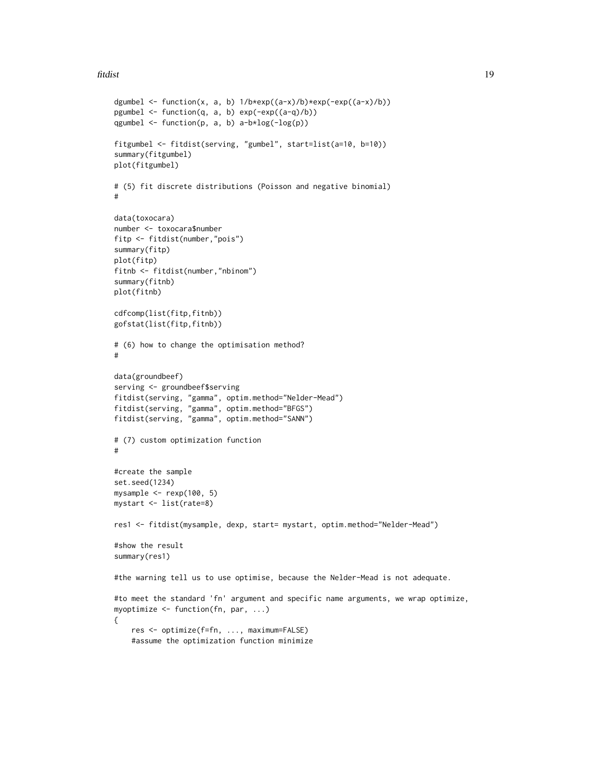```
dgumbel <- function(x, a, b) 1/b*exp((a-x)/b)*exp(-exp((a-x)/b))
pgumbel <- function(q, a, b) exp(-exp((a-q)/b))
qgumbel <- function(p, a, b) a-b*log(-log(p))

fitgumbel <- fitdist(serving, "gumbel", start=list(a=10, b=10))
summary(fitgumbel)
plot(fitgumbel)

# (5) fit discrete distributions (Poisson and negative binomial)
#

data(toxocara)
number <- toxocara$number
fitp <- fitdist(number,"pois")
summary(fitp)
plot(fitp)
fitnb <- fitdist(number,"nbinom")
summary(fitnb)
plot(fitnb)

cdfcomp(list(fitp,fitnb))
gofstat(list(fitp,fitnb))

# (6) how to change the optimisation method?
#

data(groundbeef)
serving <- groundbeef$serving
fitdist(serving, "gamma", optim.method="Nelder-Mead")
fitdist(serving, "gamma", optim.method="BFGS")
fitdist(serving, "gamma", optim.method="SANN")

# (7) custom optimization function
#

#create the sample
set.seed(1234)
mysample <- rexp(100, 5)
mystart <- list(rate=8)

res1 <- fitdist(mysample, dexp, start= mystart, optim.method="Nelder-Mead")

#show the result
summary(res1)

#the warning tell us to use optimise, because the Nelder-Mead is not adequate.

#to meet the standard 'fn' argument and specific name arguments, we wrap optimize,
myoptimize <- function(fn, par, ...)
{
    res <- optimize(f=fn, ..., maximum=FALSE)
    #assume the optimization function minimize
```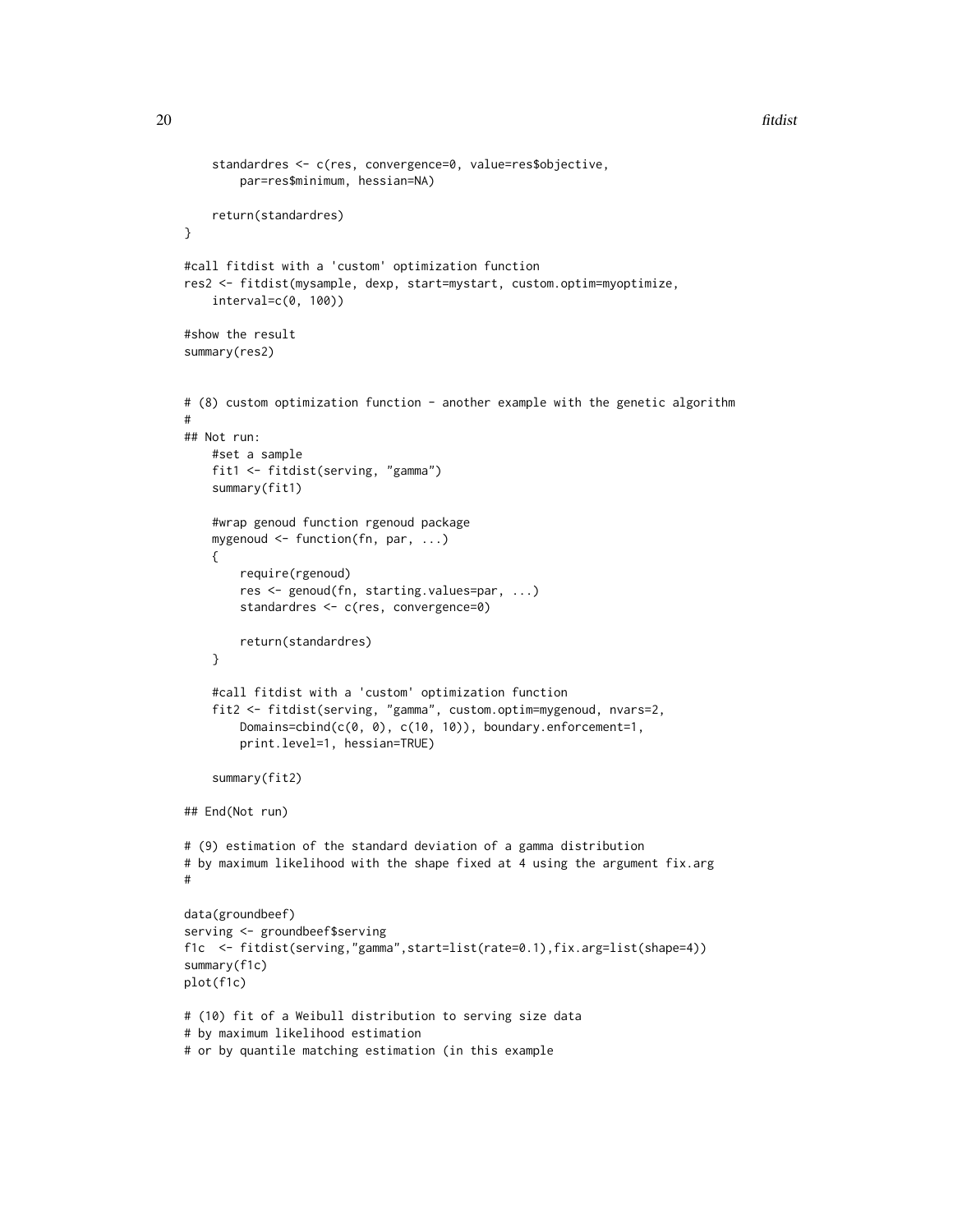```
    standardres <- c(res, convergence=0, value=res$objective,
        par=res$minimum, hessian=NA)

    return(standardres)
}

#call fitdist with a 'custom' optimization function
res2 <- fitdist(mysample, dexp, start=mystart, custom.optim=myoptimize,
    interval=c(0, 100))

#show the result
summary(res2)


# (8) custom optimization function - another example with the genetic algorithm
#
## Not run:
    #set a sample
    fit1 <- fitdist(serving, "gamma")
    summary(fit1)

    #wrap genoud function rgenoud package
    mygenoud <- function(fn, par, ...)
    {
        require(rgenoud)
        res <- genoud(fn, starting.values=par, ...)
        standardres <- c(res, convergence=0)

        return(standardres)
    }

    #call fitdist with a 'custom' optimization function
    fit2 <- fitdist(serving, "gamma", custom.optim=mygenoud, nvars=2,
        Domains=cbind(c(0, 0), c(10, 10)), boundary.enforcement=1,
        print.level=1, hessian=TRUE)

    summary(fit2)

## End(Not run)

# (9) estimation of the standard deviation of a gamma distribution
# by maximum likelihood with the shape fixed at 4 using the argument fix.arg
#

data(groundbeef)
serving <- groundbeef$serving
f1c  <- fitdist(serving,"gamma",start=list(rate=0.1),fix.arg=list(shape=4))
summary(f1c)
plot(f1c)

# (10) fit of a Weibull distribution to serving size data
# by maximum likelihood estimation
# or by quantile matching estimation (in this example
```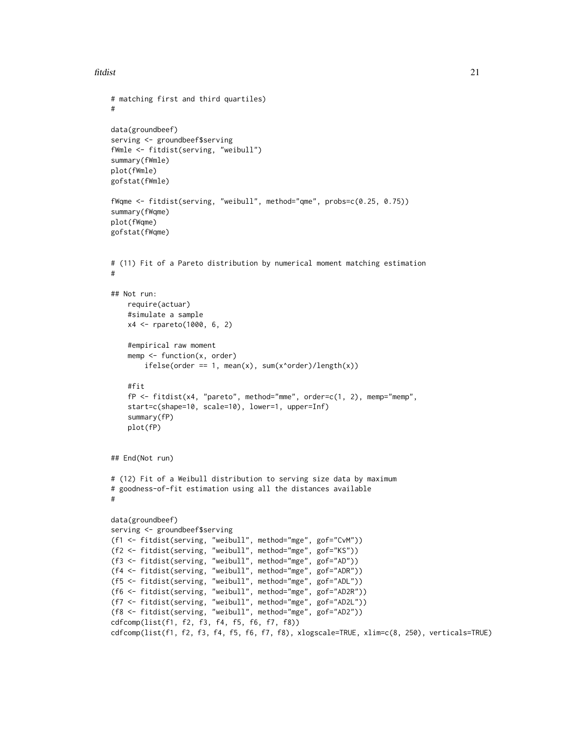```
# matching first and third quartiles)
#

data(groundbeef)
serving <- groundbeef$serving
fWmle <- fitdist(serving, "weibull")
summary(fWmle)
plot(fWmle)
gofstat(fWmle)

fWqme <- fitdist(serving, "weibull", method="qme", probs=c(0.25, 0.75))
summary(fWqme)
plot(fWqme)
gofstat(fWqme)


# (11) Fit of a Pareto distribution by numerical moment matching estimation
#

## Not run:
    require(actuar)
    #simulate a sample
    x4 <- rpareto(1000, 6, 2)

    #empirical raw moment
    memp <- function(x, order)
        ifelse(order == 1, mean(x), sum(x^order)/length(x))

    #fit
    fP <- fitdist(x4, "pareto", method="mme", order=c(1, 2), memp="memp",
    start=c(shape=10, scale=10), lower=1, upper=Inf)
    summary(fP)
    plot(fP)


## End(Not run)

# (12) Fit of a Weibull distribution to serving size data by maximum
# goodness-of-fit estimation using all the distances available
#

data(groundbeef)
serving <- groundbeef$serving
(f1 <- fitdist(serving, "weibull", method="mge", gof="CvM"))
(f2 <- fitdist(serving, "weibull", method="mge", gof="KS"))
(f3 <- fitdist(serving, "weibull", method="mge", gof="AD"))
(f4 <- fitdist(serving, "weibull", method="mge", gof="ADR"))
(f5 <- fitdist(serving, "weibull", method="mge", gof="ADL"))
(f6 <- fitdist(serving, "weibull", method="mge", gof="AD2R"))
(f7 <- fitdist(serving, "weibull", method="mge", gof="AD2L"))
(f8 <- fitdist(serving, "weibull", method="mge", gof="AD2"))
cdfcomp(list(f1, f2, f3, f4, f5, f6, f7, f8))
cdfcomp(list(f1, f2, f3, f4, f5, f6, f7, f8), xlogscale=TRUE, xlim=c(8, 250), verticals=TRUE)
```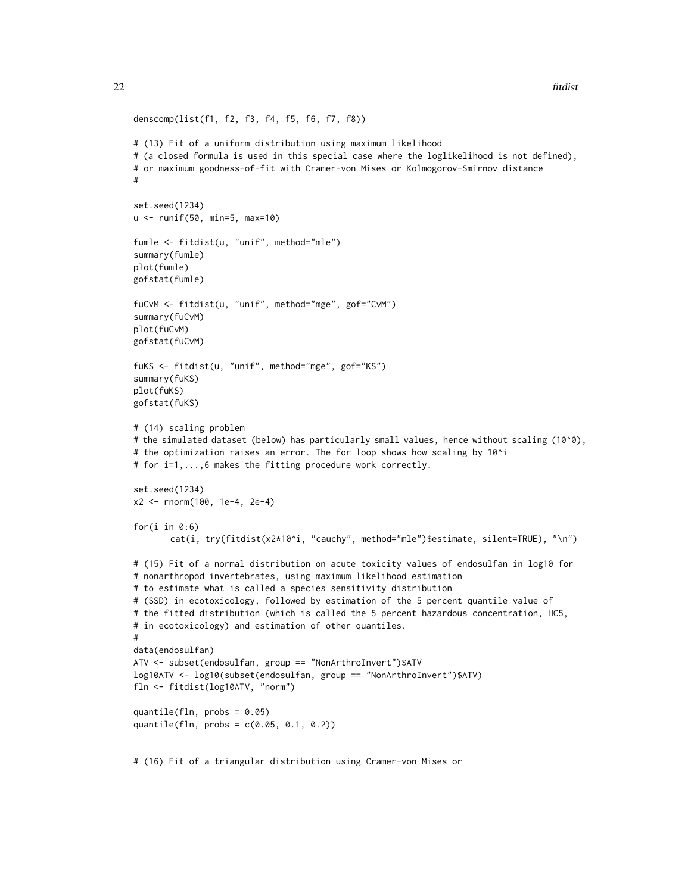```
denscomp(list(f1, f2, f3, f4, f5, f6, f7, f8))

# (13) Fit of a uniform distribution using maximum likelihood
# (a closed formula is used in this special case where the loglikelihood is not defined),
# or maximum goodness-of-fit with Cramer-von Mises or Kolmogorov-Smirnov distance
#

set.seed(1234)
u <- runif(50, min=5, max=10)

fumle <- fitdist(u, "unif", method="mle")
summary(fumle)
plot(fumle)
gofstat(fumle)

fuCvM <- fitdist(u, "unif", method="mge", gof="CvM")
summary(fuCvM)
plot(fuCvM)
gofstat(fuCvM)

fuKS <- fitdist(u, "unif", method="mge", gof="KS")
summary(fuKS)
plot(fuKS)
gofstat(fuKS)

# (14) scaling problem
# the simulated dataset (below) has particularly small values, hence without scaling (10^0),
# the optimization raises an error. The for loop shows how scaling by 10^i
# for i=1,...,6 makes the fitting procedure work correctly.

set.seed(1234)
x2 <- rnorm(100, 1e-4, 2e-4)

for(i in 0:6)
       cat(i, try(fitdist(x2*10^i, "cauchy", method="mle")$estimate, silent=TRUE), "\n")

# (15) Fit of a normal distribution on acute toxicity values of endosulfan in log10 for
# nonarthropod invertebrates, using maximum likelihood estimation
# to estimate what is called a species sensitivity distribution
# (SSD) in ecotoxicology, followed by estimation of the 5 percent quantile value of
# the fitted distribution (which is called the 5 percent hazardous concentration, HC5,
# in ecotoxicology) and estimation of other quantiles.
#
data(endosulfan)
ATV <- subset(endosulfan, group == "NonArthroInvert")$ATV
log10ATV <- log10(subset(endosulfan, group == "NonArthroInvert")$ATV)
fln <- fitdist(log10ATV, "norm")

quantile(fln, probs = 0.05)
quantile(fln, probs = c(0.05, 0.1, 0.2))


# (16) Fit of a triangular distribution using Cramer-von Mises or
```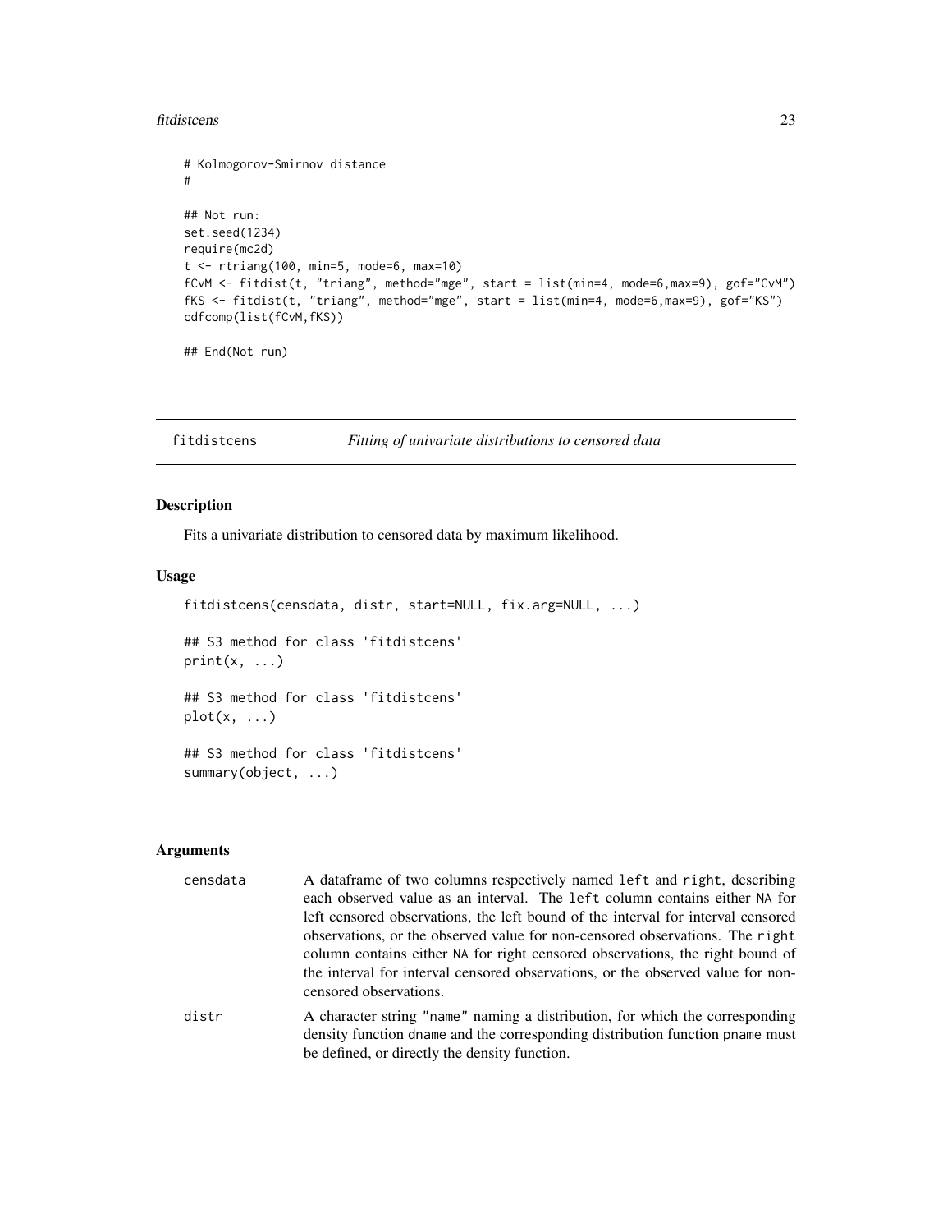```
# Kolmogorov-Smirnov distance
#

## Not run:
set.seed(1234)
require(mc2d)
t <- rtriang(100, min=5, mode=6, max=10)
fCvM <- fitdist(t, "triang", method="mge", start = list(min=4, mode=6,max=9), gof="CvM")
fKS <- fitdist(t, "triang", method="mge", start = list(min=4, mode=6,max=9), gof="KS")
cdfcomp(list(fCvM,fKS))

## End(Not run)
```

---

## fitdistcens *Fitting of univariate distributions to censored data*

---

### Description

Fits a univariate distribution to censored data by maximum likelihood.

### Usage

```
fitdistcens(censdata, distr, start=NULL, fix.arg=NULL, ...)

## S3 method for class 'fitdistcens'
print(x, ...)

## S3 method for class 'fitdistcens'
plot(x, ...)

## S3 method for class 'fitdistcens'
summary(object, ...)
```

### Arguments

| | |
|---|---|
| censdata | A dataframe of two columns respectively named `left` and `right`, describing each observed value as an interval. The `left` column contains either `NA` for left censored observations, the left bound of the interval for interval censored observations, or the observed value for non-censored observations. The `right` column contains either `NA` for right censored observations, the right bound of the interval for interval censored observations, or the observed value for non-censored observations. |
| distr | A character string `"name"` naming a distribution, for which the corresponding density function `dname` and the corresponding distribution function `pname` must be defined, or directly the density function. |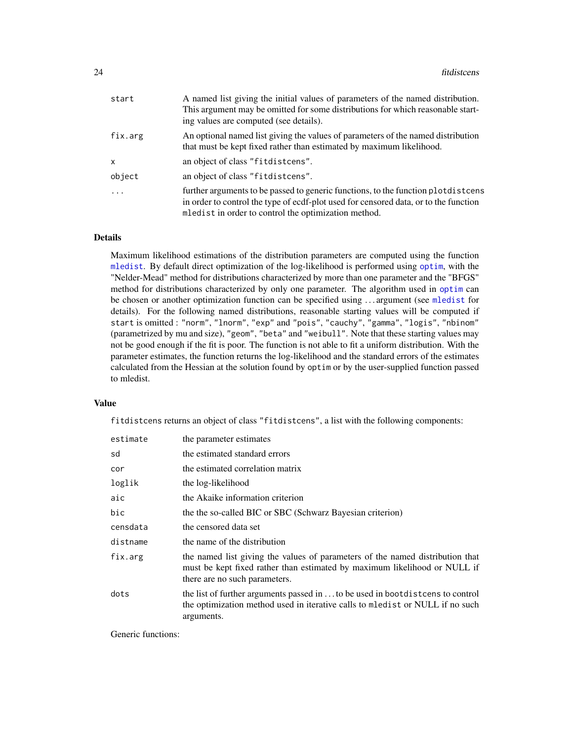| | |
|---|---|
| start | A named list giving the initial values of parameters of the named distribution. This argument may be omitted for some distributions for which reasonable starting values are computed (see details). |
| fix.arg | An optional named list giving the values of parameters of the named distribution that must be kept fixed rather than estimated by maximum likelihood. |
| x | an object of class "fitdistcens". |
| object | an object of class "fitdistcens". |
| ... | further arguments to be passed to generic functions, to the function plotdistcens in order to control the type of ecdf-plot used for censored data, or to the function mledist in order to control the optimization method. |

### Details

Maximum likelihood estimations of the distribution parameters are computed using the function mledist. By default direct optimization of the log-likelihood is performed using optim, with the "Nelder-Mead" method for distributions characterized by more than one parameter and the "BFGS" method for distributions characterized by only one parameter. The algorithm used in optim can be chosen or another optimization function can be specified using ... argument (see mledist for details). For the following named distributions, reasonable starting values will be computed if start is omitted : "norm", "lnorm", "exp" and "pois", "cauchy", "gamma", "logis", "nbinom" (parametrized by mu and size), "geom", "beta" and "weibull". Note that these starting values may not be good enough if the fit is poor. The function is not able to fit a uniform distribution. With the parameter estimates, the function returns the log-likelihood and the standard errors of the estimates calculated from the Hessian at the solution found by optim or by the user-supplied function passed to mledist.

### Value

fitdistcens returns an object of class "fitdistcens", a list with the following components:

| | |
|---|---|
| estimate | the parameter estimates |
| sd | the estimated standard errors |
| cor | the estimated correlation matrix |
| loglik | the log-likelihood |
| aic | the Akaike information criterion |
| bic | the the so-called BIC or SBC (Schwarz Bayesian criterion) |
| censdata | the censored data set |
| distname | the name of the distribution |
| fix.arg | the named list giving the values of parameters of the named distribution that must be kept fixed rather than estimated by maximum likelihood or NULL if there are no such parameters. |
| dots | the list of further arguments passed in ... to be used in bootdistcens to control the optimization method used in iterative calls to mledist or NULL if no such arguments. |

Generic functions: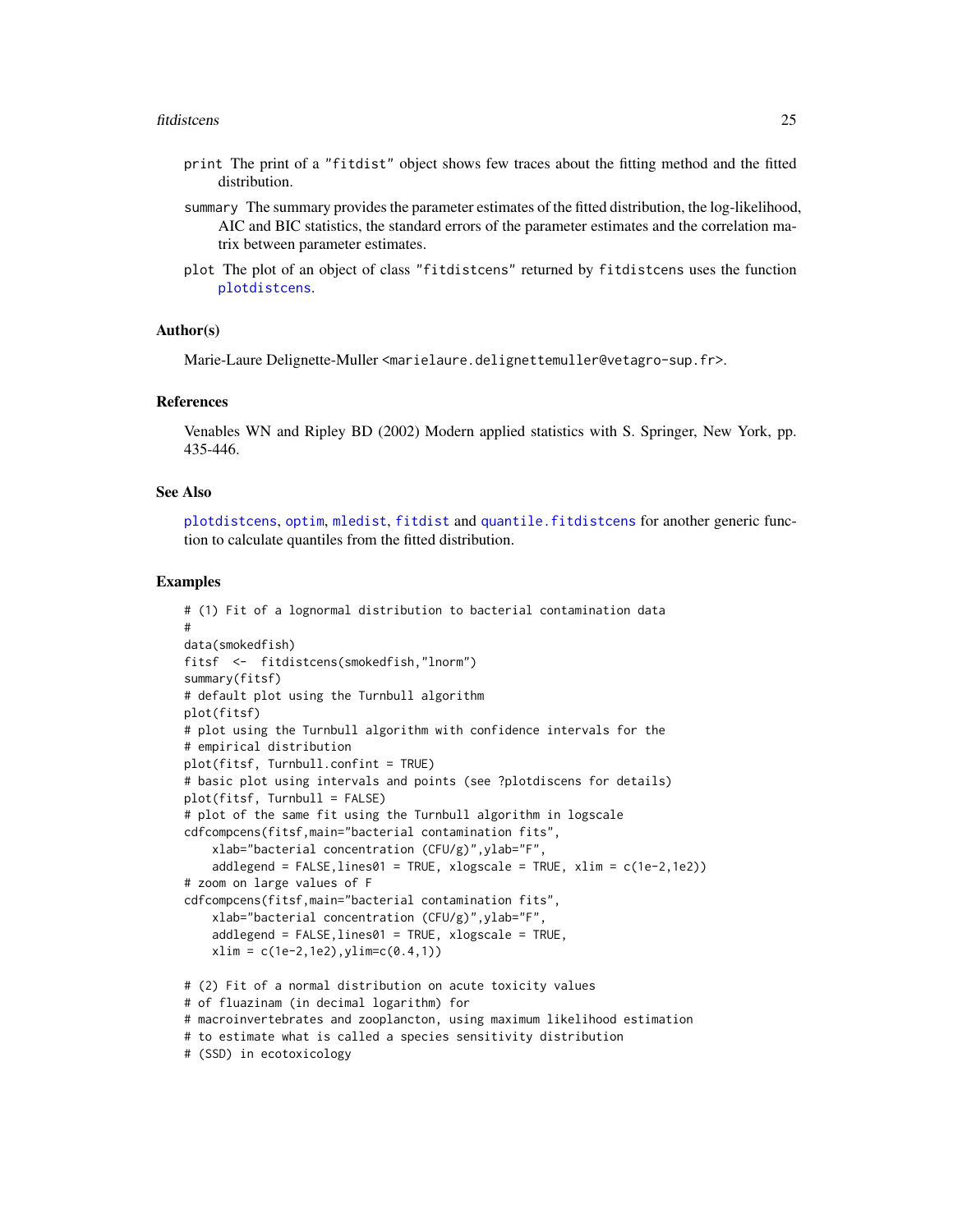**print** The print of a "fitdist" object shows few traces about the fitting method and the fitted distribution.

**summary** The summary provides the parameter estimates of the fitted distribution, the log-likelihood, AIC and BIC statistics, the standard errors of the parameter estimates and the correlation matrix between parameter estimates.

**plot** The plot of an object of class "fitdistcens" returned by fitdistcens uses the function plotdistcens.

### Author(s)

Marie-Laure Delignette-Muller <marielaure.delignettemuller@vetagro-sup.fr>.

### References

Venables WN and Ripley BD (2002) Modern applied statistics with S. Springer, New York, pp. 435-446.

### See Also

plotdistcens, optim, mledist, fitdist and quantile.fitdistcens for another generic function to calculate quantiles from the fitted distribution.

### Examples

```
# (1) Fit of a lognormal distribution to bacterial contamination data
#
data(smokedfish)
fitsf  <-  fitdistcens(smokedfish,"lnorm")
summary(fitsf)
# default plot using the Turnbull algorithm
plot(fitsf)
# plot using the Turnbull algorithm with confidence intervals for the
# empirical distribution
plot(fitsf, Turnbull.confint = TRUE)
# basic plot using intervals and points (see ?plotdiscens for details)
plot(fitsf, Turnbull = FALSE)
# plot of the same fit using the Turnbull algorithm in logscale
cdfcompcens(fitsf,main="bacterial contamination fits",
    xlab="bacterial concentration (CFU/g)",ylab="F",
    addlegend = FALSE,lines01 = TRUE, xlogscale = TRUE, xlim = c(1e-2,1e2))
# zoom on large values of F
cdfcompcens(fitsf,main="bacterial contamination fits",
    xlab="bacterial concentration (CFU/g)",ylab="F",
    addlegend = FALSE,lines01 = TRUE, xlogscale = TRUE,
    xlim = c(1e-2,1e2),ylim=c(0.4,1))

# (2) Fit of a normal distribution on acute toxicity values
# of fluazinam (in decimal logarithm) for
# macroinvertebrates and zooplancton, using maximum likelihood estimation
# to estimate what is called a species sensitivity distribution
# (SSD) in ecotoxicology
```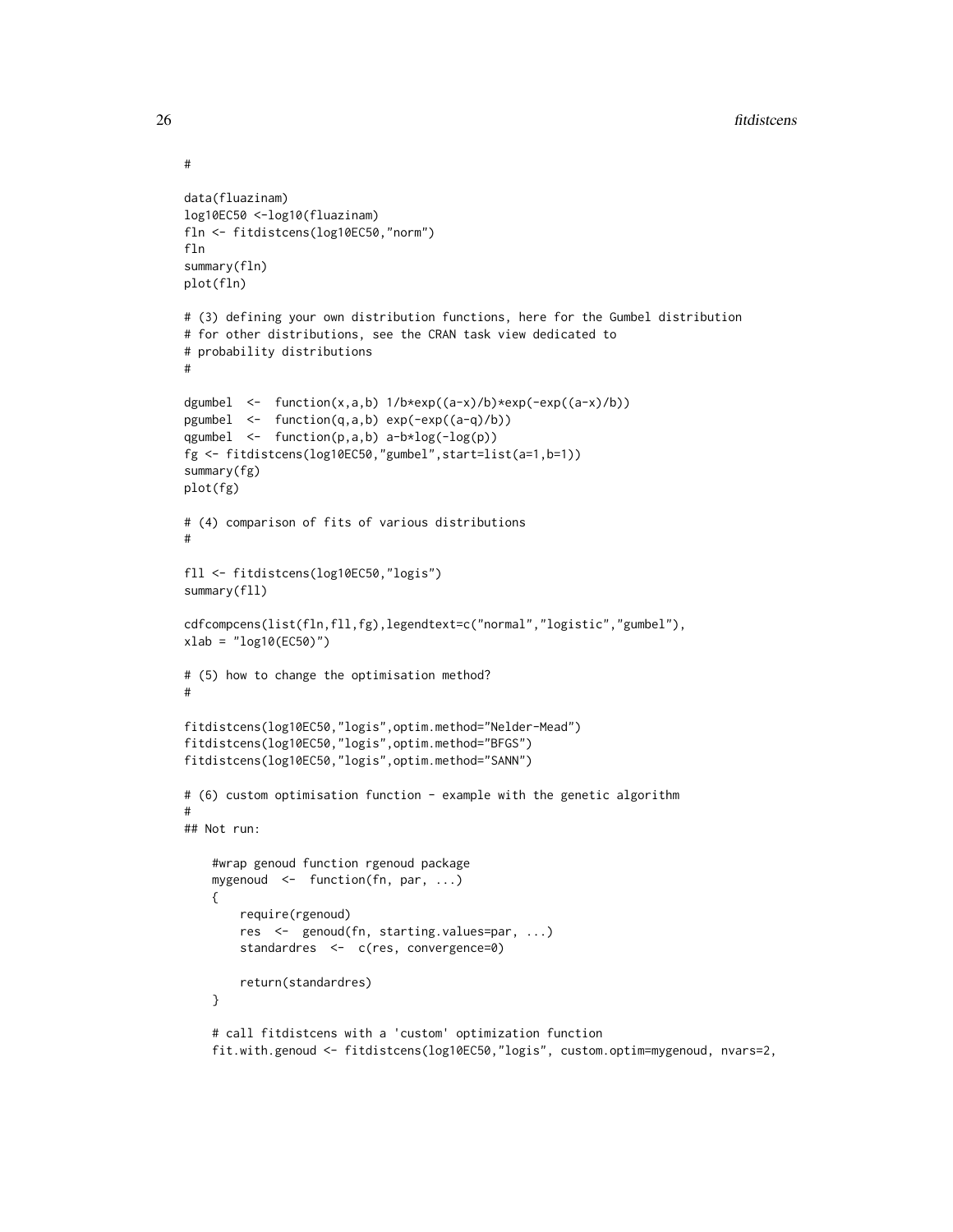```
#

data(fluazinam)
log10EC50 <-log10(fluazinam)
fln <- fitdistcens(log10EC50,"norm")
fln
summary(fln)
plot(fln)

# (3) defining your own distribution functions, here for the Gumbel distribution
# for other distributions, see the CRAN task view dedicated to
# probability distributions
#

dgumbel  <-  function(x,a,b) 1/b*exp((a-x)/b)*exp(-exp((a-x)/b))
pgumbel  <-  function(q,a,b) exp(-exp((a-q)/b))
qgumbel  <-  function(p,a,b) a-b*log(-log(p))
fg <- fitdistcens(log10EC50,"gumbel",start=list(a=1,b=1))
summary(fg)
plot(fg)

# (4) comparison of fits of various distributions
#

fll <- fitdistcens(log10EC50,"logis")
summary(fll)

cdfcompcens(list(fln,fll,fg),legendtext=c("normal","logistic","gumbel"),
xlab = "log10(EC50)")

# (5) how to change the optimisation method?
#

fitdistcens(log10EC50,"logis",optim.method="Nelder-Mead")
fitdistcens(log10EC50,"logis",optim.method="BFGS")
fitdistcens(log10EC50,"logis",optim.method="SANN")

# (6) custom optimisation function - example with the genetic algorithm
#
## Not run:

    #wrap genoud function rgenoud package
    mygenoud  <-  function(fn, par, ...)
    {
        require(rgenoud)
        res  <-  genoud(fn, starting.values=par, ...)
        standardres  <-  c(res, convergence=0)

        return(standardres)
    }

    # call fitdistcens with a 'custom' optimization function
    fit.with.genoud <- fitdistcens(log10EC50,"logis", custom.optim=mygenoud, nvars=2,
```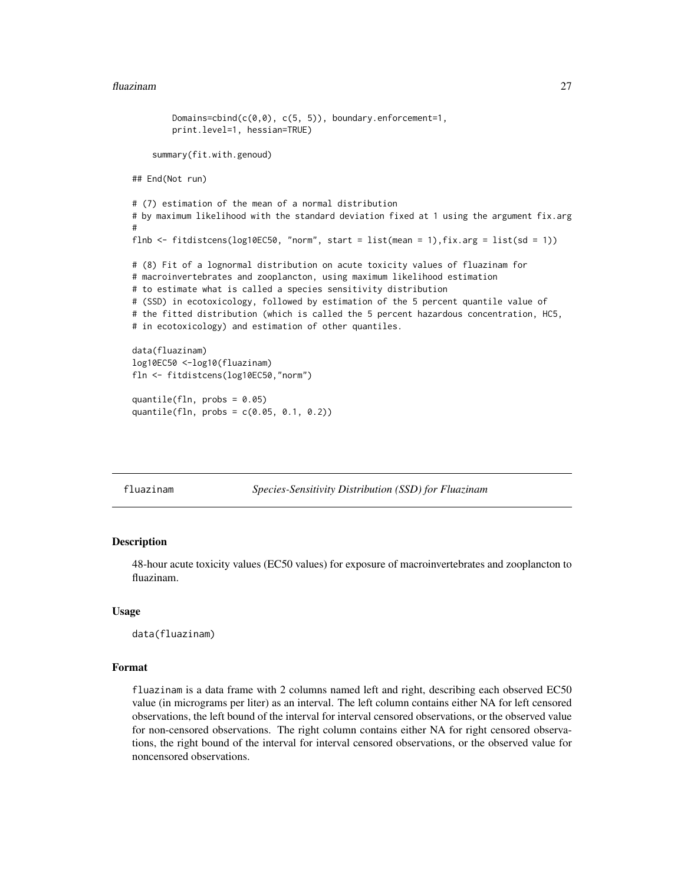```
        Domains=cbind(c(0,0), c(5, 5)), boundary.enforcement=1,
        print.level=1, hessian=TRUE)

    summary(fit.with.genoud)

## End(Not run)

# (7) estimation of the mean of a normal distribution
# by maximum likelihood with the standard deviation fixed at 1 using the argument fix.arg
#
flnb <- fitdistcens(log10EC50, "norm", start = list(mean = 1),fix.arg = list(sd = 1))

# (8) Fit of a lognormal distribution on acute toxicity values of fluazinam for
# macroinvertebrates and zooplancton, using maximum likelihood estimation
# to estimate what is called a species sensitivity distribution
# (SSD) in ecotoxicology, followed by estimation of the 5 percent quantile value of
# the fitted distribution (which is called the 5 percent hazardous concentration, HC5,
# in ecotoxicology) and estimation of other quantiles.

data(fluazinam)
log10EC50 <-log10(fluazinam)
fln <- fitdistcens(log10EC50,"norm")

quantile(fln, probs = 0.05)
quantile(fln, probs = c(0.05, 0.1, 0.2))
```

## fluazinam — *Species-Sensitivity Distribution (SSD) for Fluazinam*

### Description

48-hour acute toxicity values (EC50 values) for exposure of macroinvertebrates and zooplancton to fluazinam.

### Usage

```
data(fluazinam)
```

### Format

fluazinam is a data frame with 2 columns named left and right, describing each observed EC50 value (in micrograms per liter) as an interval. The left column contains either NA for left censored observations, the left bound of the interval for interval censored observations, or the observed value for non-censored observations. The right column contains either NA for right censored observations, the right bound of the interval for interval censored observations, or the observed value for noncensored observations.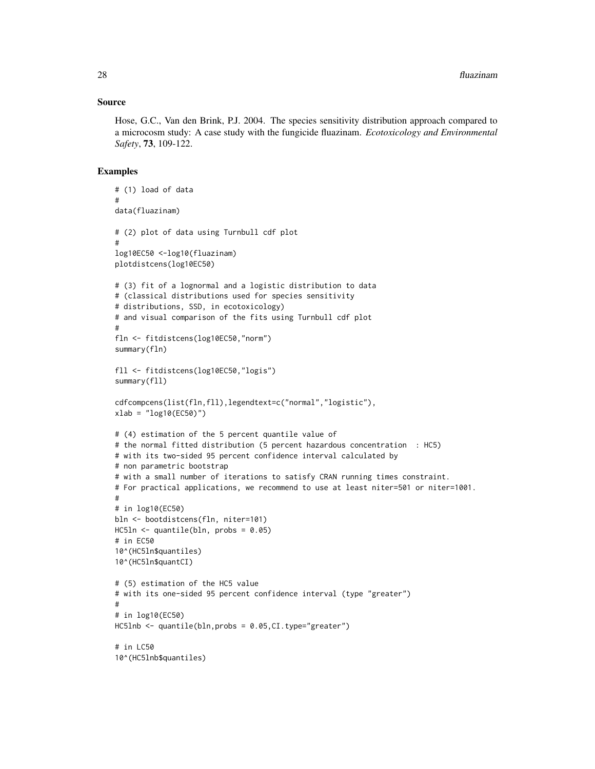## Source

Hose, G.C., Van den Brink, P.J. 2004. The species sensitivity distribution approach compared to a microcosm study: A case study with the fungicide fluazinam. *Ecotoxicology and Environmental Safety*, **73**, 109-122.

## Examples

```
# (1) load of data
#
data(fluazinam)

# (2) plot of data using Turnbull cdf plot
#
log10EC50 <-log10(fluazinam)
plotdistcens(log10EC50)

# (3) fit of a lognormal and a logistic distribution to data
# (classical distributions used for species sensitivity
# distributions, SSD, in ecotoxicology)
# and visual comparison of the fits using Turnbull cdf plot
#
fln <- fitdistcens(log10EC50,"norm")
summary(fln)

fll <- fitdistcens(log10EC50,"logis")
summary(fll)

cdfcompcens(list(fln,fll),legendtext=c("normal","logistic"),
xlab = "log10(EC50)")

# (4) estimation of the 5 percent quantile value of
# the normal fitted distribution (5 percent hazardous concentration  : HC5)
# with its two-sided 95 percent confidence interval calculated by
# non parametric bootstrap
# with a small number of iterations to satisfy CRAN running times constraint.
# For practical applications, we recommend to use at least niter=501 or niter=1001.
#
# in log10(EC50)
bln <- bootdistcens(fln, niter=101)
HC5ln <- quantile(bln, probs = 0.05)
# in EC50
10^(HC5ln$quantiles)
10^(HC5ln$quantCI)

# (5) estimation of the HC5 value
# with its one-sided 95 percent confidence interval (type "greater")
#
# in log10(EC50)
HC5lnb <- quantile(bln,probs = 0.05,CI.type="greater")

# in LC50
10^(HC5lnb$quantiles)
```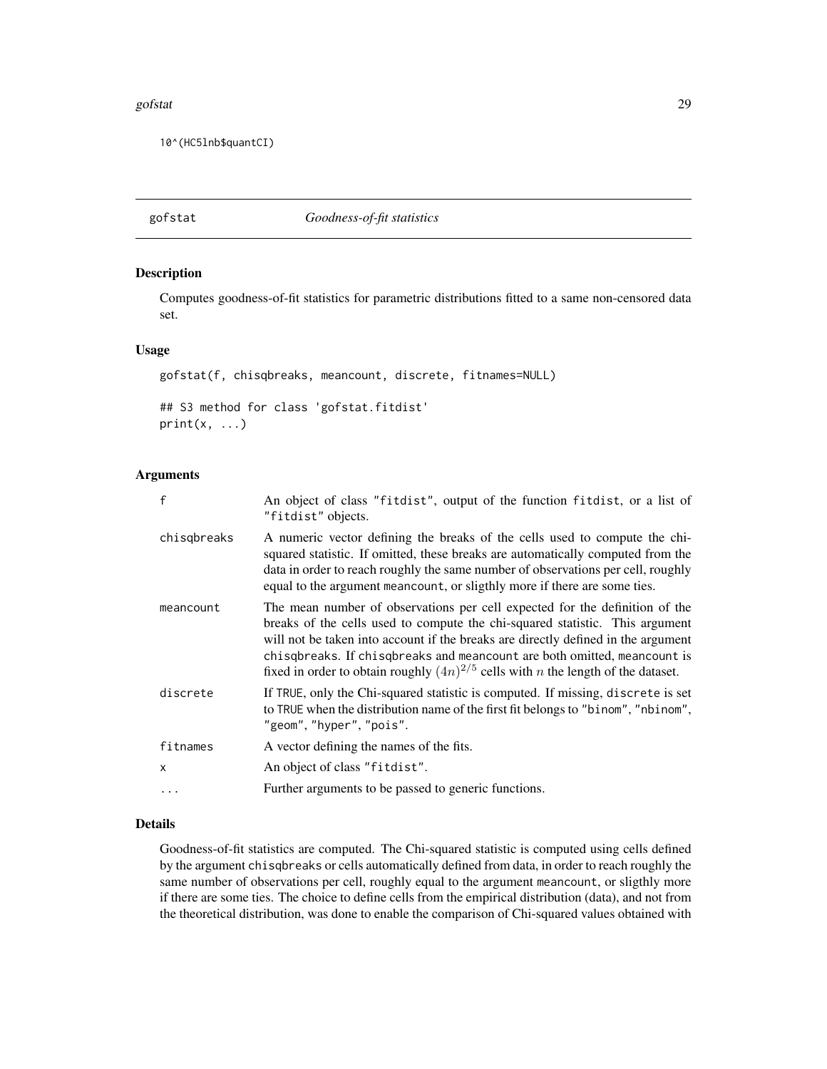```
10^(HC5lnb$quantCI)
```

# gofstat — *Goodness-of-fit statistics*

## Description

Computes goodness-of-fit statistics for parametric distributions fitted to a same non-censored data set.

## Usage

```
gofstat(f, chisqbreaks, meancount, discrete, fitnames=NULL)

## S3 method for class 'gofstat.fitdist'
print(x, ...)
```

## Arguments

| | |
|---|---|
| `f` | An object of class `"fitdist"`, output of the function `fitdist`, or a list of `"fitdist"` objects. |
| `chisqbreaks` | A numeric vector defining the breaks of the cells used to compute the chi-squared statistic. If omitted, these breaks are automatically computed from the data in order to reach roughly the same number of observations per cell, roughly equal to the argument `meancount`, or sligthly more if there are some ties. |
| `meancount` | The mean number of observations per cell expected for the definition of the breaks of the cells used to compute the chi-squared statistic. This argument will not be taken into account if the breaks are directly defined in the argument `chisqbreaks`. If `chisqbreaks` and `meancount` are both omitted, `meancount` is fixed in order to obtain roughly $(4n)^{2/5}$ cells with $n$ the length of the dataset. |
| `discrete` | If `TRUE`, only the Chi-squared statistic is computed. If missing, `discrete` is set to `TRUE` when the distribution name of the first fit belongs to `"binom"`, `"nbinom"`, `"geom"`, `"hyper"`, `"pois"`. |
| `fitnames` | A vector defining the names of the fits. |
| `x` | An object of class `"fitdist"`. |
| `...` | Further arguments to be passed to generic functions. |

## Details

Goodness-of-fit statistics are computed. The Chi-squared statistic is computed using cells defined by the argument `chisqbreaks` or cells automatically defined from data, in order to reach roughly the same number of observations per cell, roughly equal to the argument `meancount`, or sligthly more if there are some ties. The choice to define cells from the empirical distribution (data), and not from the theoretical distribution, was done to enable the comparison of Chi-squared values obtained with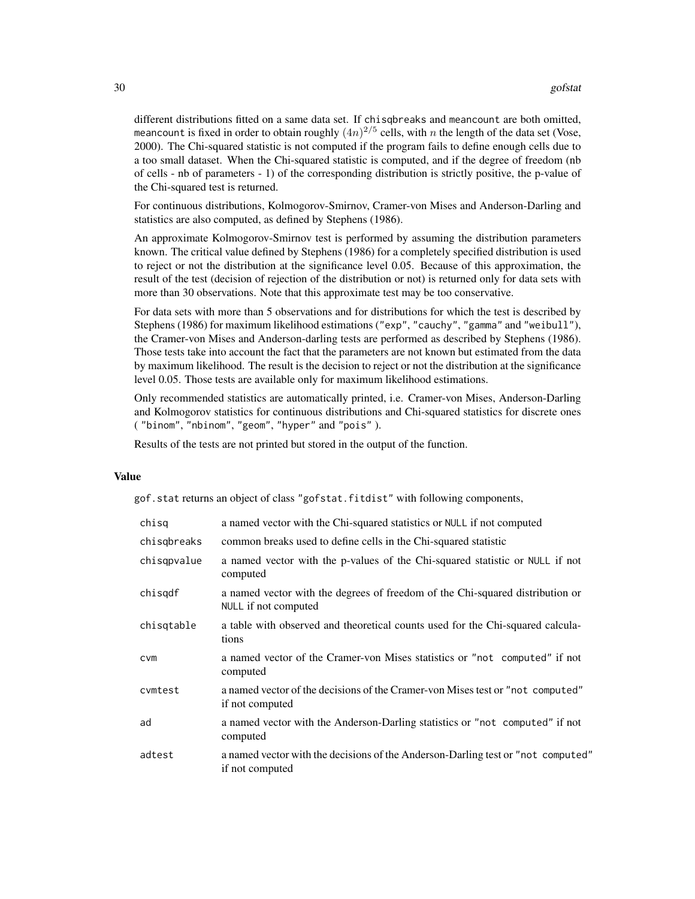different distributions fitted on a same data set. If `chisqbreaks` and `meancount` are both omitted, `meancount` is fixed in order to obtain roughly $(4n)^{2/5}$ cells, with $n$ the length of the data set (Vose, 2000). The Chi-squared statistic is not computed if the program fails to define enough cells due to a too small dataset. When the Chi-squared statistic is computed, and if the degree of freedom (nb of cells - nb of parameters - 1) of the corresponding distribution is strictly positive, the p-value of the Chi-squared test is returned.

For continuous distributions, Kolmogorov-Smirnov, Cramer-von Mises and Anderson-Darling and statistics are also computed, as defined by Stephens (1986).

An approximate Kolmogorov-Smirnov test is performed by assuming the distribution parameters known. The critical value defined by Stephens (1986) for a completely specified distribution is used to reject or not the distribution at the significance level 0.05. Because of this approximation, the result of the test (decision of rejection of the distribution or not) is returned only for data sets with more than 30 observations. Note that this approximate test may be too conservative.

For data sets with more than 5 observations and for distributions for which the test is described by Stephens (1986) for maximum likelihood estimations (`"exp"`, `"cauchy"`, `"gamma"` and `"weibull"`), the Cramer-von Mises and Anderson-darling tests are performed as described by Stephens (1986). Those tests take into account the fact that the parameters are not known but estimated from the data by maximum likelihood. The result is the decision to reject or not the distribution at the significance level 0.05. Those tests are available only for maximum likelihood estimations.

Only recommended statistics are automatically printed, i.e. Cramer-von Mises, Anderson-Darling and Kolmogorov statistics for continuous distributions and Chi-squared statistics for discrete ones ( `"binom"`, `"nbinom"`, `"geom"`, `"hyper"` and `"pois"` ).

Results of the tests are not printed but stored in the output of the function.

## Value

`gof.stat` returns an object of class `"gofstat.fitdist"` with following components,

| | |
|---|---|
| `chisq` | a named vector with the Chi-squared statistics or `NULL` if not computed |
| `chisqbreaks` | common breaks used to define cells in the Chi-squared statistic |
| `chisqpvalue` | a named vector with the p-values of the Chi-squared statistic or `NULL` if not computed |
| `chisqdf` | a named vector with the degrees of freedom of the Chi-squared distribution or `NULL` if not computed |
| `chisqtable` | a table with observed and theoretical counts used for the Chi-squared calculations |
| `cvm` | a named vector of the Cramer-von Mises statistics or `"not computed"` if not computed |
| `cvmtest` | a named vector of the decisions of the Cramer-von Mises test or `"not computed"` if not computed |
| `ad` | a named vector with the Anderson-Darling statistics or `"not computed"` if not computed |
| `adtest` | a named vector with the decisions of the Anderson-Darling test or `"not computed"` if not computed |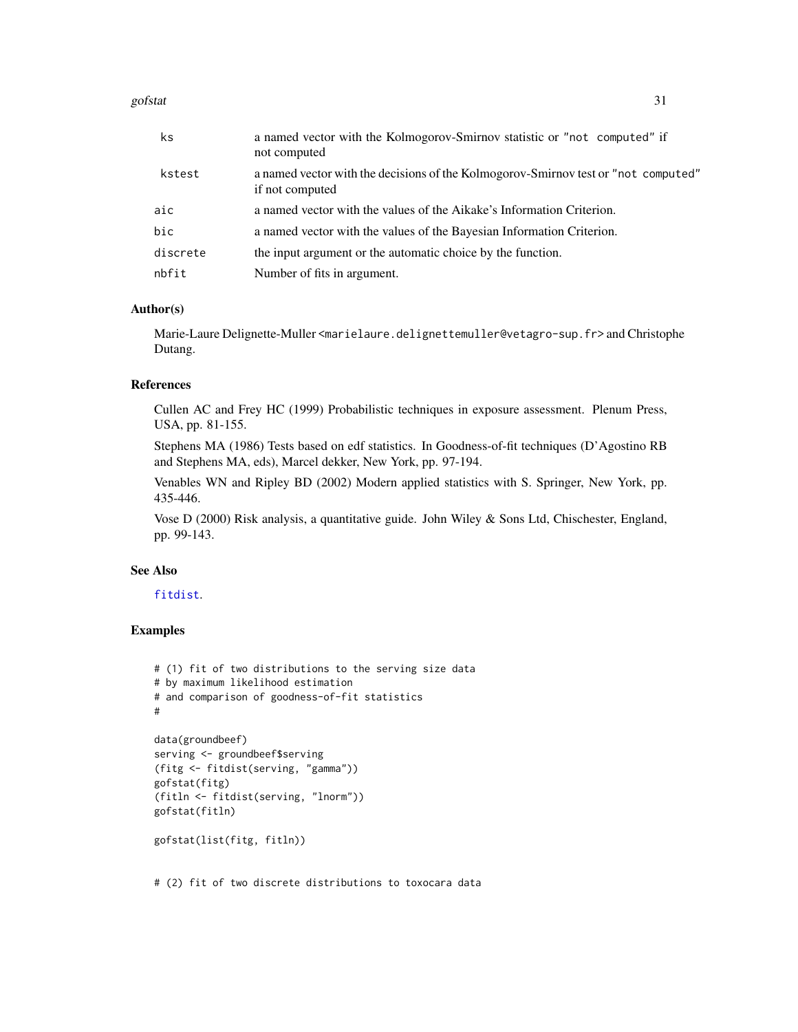| | |
|---|---|
| ks | a named vector with the Kolmogorov-Smirnov statistic or `"not computed"` if not computed |
| kstest | a named vector with the decisions of the Kolmogorov-Smirnov test or `"not computed"` if not computed |
| aic | a named vector with the values of the Aikake's Information Criterion. |
| bic | a named vector with the values of the Bayesian Information Criterion. |
| discrete | the input argument or the automatic choice by the function. |
| nbfit | Number of fits in argument. |

## Author(s)

Marie-Laure Delignette-Muller <marielaure.delignettemuller@vetagro-sup.fr> and Christophe Dutang.

## References

Cullen AC and Frey HC (1999) Probabilistic techniques in exposure assessment. Plenum Press, USA, pp. 81-155.

Stephens MA (1986) Tests based on edf statistics. In Goodness-of-fit techniques (D'Agostino RB and Stephens MA, eds), Marcel dekker, New York, pp. 97-194.

Venables WN and Ripley BD (2002) Modern applied statistics with S. Springer, New York, pp. 435-446.

Vose D (2000) Risk analysis, a quantitative guide. John Wiley & Sons Ltd, Chischester, England, pp. 99-143.

## See Also

fitdist.

## Examples

```
# (1) fit of two distributions to the serving size data
# by maximum likelihood estimation
# and comparison of goodness-of-fit statistics
#

data(groundbeef)
serving <- groundbeef$serving
(fitg <- fitdist(serving, "gamma"))
gofstat(fitg)
(fitln <- fitdist(serving, "lnorm"))
gofstat(fitln)

gofstat(list(fitg, fitln))


# (2) fit of two discrete distributions to toxocara data
```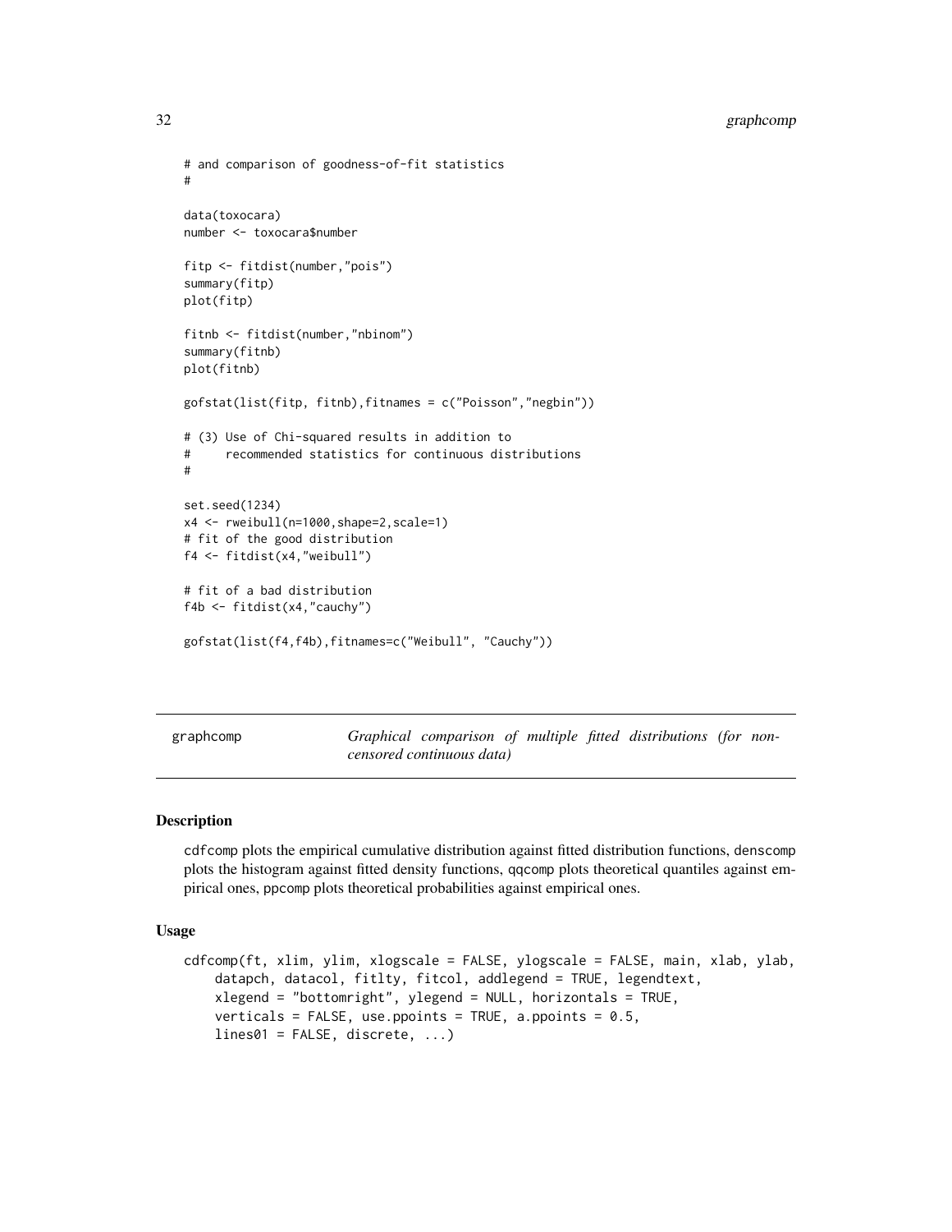```
# and comparison of goodness-of-fit statistics
#

data(toxocara)
number <- toxocara$number

fitp <- fitdist(number,"pois")
summary(fitp)
plot(fitp)

fitnb <- fitdist(number,"nbinom")
summary(fitnb)
plot(fitnb)

gofstat(list(fitp, fitnb),fitnames = c("Poisson","negbin"))

# (3) Use of Chi-squared results in addition to
#     recommended statistics for continuous distributions
#

set.seed(1234)
x4 <- rweibull(n=1000,shape=2,scale=1)
# fit of the good distribution
f4 <- fitdist(x4,"weibull")

# fit of a bad distribution
f4b <- fitdist(x4,"cauchy")

gofstat(list(f4,f4b),fitnames=c("Weibull", "Cauchy"))
```

---

## graphcomp — *Graphical comparison of multiple fitted distributions (for non-censored continuous data)*

---

### Description

cdfcomp plots the empirical cumulative distribution against fitted distribution functions, denscomp plots the histogram against fitted density functions, qqcomp plots theoretical quantiles against empirical ones, ppcomp plots theoretical probabilities against empirical ones.

### Usage

```
cdfcomp(ft, xlim, ylim, xlogscale = FALSE, ylogscale = FALSE, main, xlab, ylab,
    datapch, datacol, fitlty, fitcol, addlegend = TRUE, legendtext,
    xlegend = "bottomright", ylegend = NULL, horizontals = TRUE,
    verticals = FALSE, use.ppoints = TRUE, a.ppoints = 0.5,
    lines01 = FALSE, discrete, ...)
```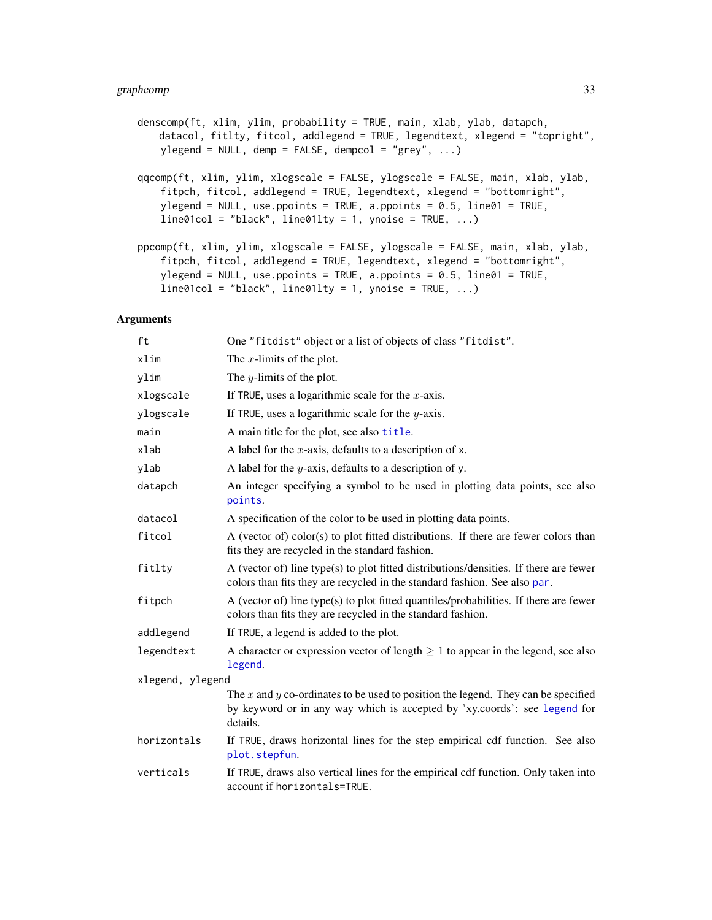```
denscomp(ft, xlim, ylim, probability = TRUE, main, xlab, ylab, datapch,
    datacol, fitlty, fitcol, addlegend = TRUE, legendtext, xlegend = "topright",
    ylegend = NULL, demp = FALSE, dempcol = "grey", ...)

qqcomp(ft, xlim, ylim, xlogscale = FALSE, ylogscale = FALSE, main, xlab, ylab,
    fitpch, fitcol, addlegend = TRUE, legendtext, xlegend = "bottomright",
    ylegend = NULL, use.ppoints = TRUE, a.ppoints = 0.5, line01 = TRUE,
    line01col = "black", line01lty = 1, ynoise = TRUE, ...)

ppcomp(ft, xlim, ylim, xlogscale = FALSE, ylogscale = FALSE, main, xlab, ylab,
    fitpch, fitcol, addlegend = TRUE, legendtext, xlegend = "bottomright",
    ylegend = NULL, use.ppoints = TRUE, a.ppoints = 0.5, line01 = TRUE,
    line01col = "black", line01lty = 1, ynoise = TRUE, ...)
```

## Arguments

| | |
|---|---|
| `ft` | One `"fitdist"` object or a list of objects of class `"fitdist"`. |
| `xlim` | The $x$-limits of the plot. |
| `ylim` | The $y$-limits of the plot. |
| `xlogscale` | If `TRUE`, uses a logarithmic scale for the $x$-axis. |
| `ylogscale` | If `TRUE`, uses a logarithmic scale for the $y$-axis. |
| `main` | A main title for the plot, see also `title`. |
| `xlab` | A label for the $x$-axis, defaults to a description of `x`. |
| `ylab` | A label for the $y$-axis, defaults to a description of `y`. |
| `datapch` | An integer specifying a symbol to be used in plotting data points, see also `points`. |
| `datacol` | A specification of the color to be used in plotting data points. |
| `fitcol` | A (vector of) color(s) to plot fitted distributions. If there are fewer colors than fits they are recycled in the standard fashion. |
| `fitlty` | A (vector of) line type(s) to plot fitted distributions/densities. If there are fewer colors than fits they are recycled in the standard fashion. See also `par`. |
| `fitpch` | A (vector of) line type(s) to plot fitted quantiles/probabilities. If there are fewer colors than fits they are recycled in the standard fashion. |
| `addlegend` | If `TRUE`, a legend is added to the plot. |
| `legendtext` | A character or expression vector of length $\geq 1$ to appear in the legend, see also `legend`. |
| `xlegend, ylegend` | The $x$ and $y$ co-ordinates to be used to position the legend. They can be specified by keyword or in any way which is accepted by 'xy.coords': see `legend` for details. |
| `horizontals` | If `TRUE`, draws horizontal lines for the step empirical cdf function. See also `plot.stepfun`. |
| `verticals` | If `TRUE`, draws also vertical lines for the empirical cdf function. Only taken into account if `horizontals=TRUE`. |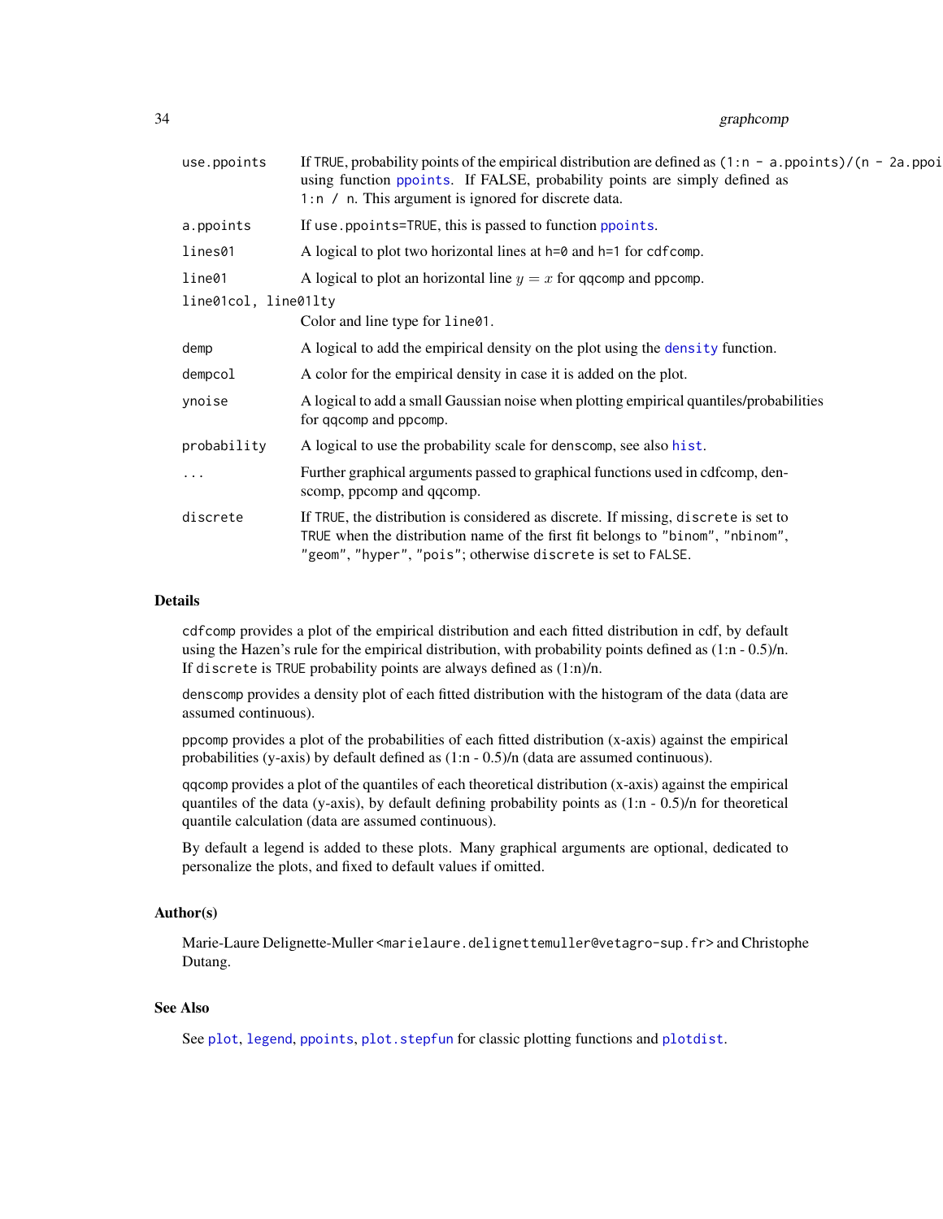| | |
|---|---|
| use.ppoints | If TRUE, probability points of the empirical distribution are defined as (1:n - a.ppoints)/(n - 2a.ppoi using function ppoints. If FALSE, probability points are simply defined as 1:n / n. This argument is ignored for discrete data. |
| a.ppoints | If use.ppoints=TRUE, this is passed to function ppoints. |
| lines01 | A logical to plot two horizontal lines at h=0 and h=1 for cdfcomp. |
| line01 | A logical to plot an horizontal line $y = x$ for qqcomp and ppcomp. |
| line01col, line01lty | Color and line type for line01. |
| demp | A logical to add the empirical density on the plot using the density function. |
| dempcol | A color for the empirical density in case it is added on the plot. |
| ynoise | A logical to add a small Gaussian noise when plotting empirical quantiles/probabilities for qqcomp and ppcomp. |
| probability | A logical to use the probability scale for denscomp, see also hist. |
| ... | Further graphical arguments passed to graphical functions used in cdfcomp, denscomp, ppcomp and qqcomp. |
| discrete | If TRUE, the distribution is considered as discrete. If missing, discrete is set to TRUE when the distribution name of the first fit belongs to "binom", "nbinom", "geom", "hyper", "pois"; otherwise discrete is set to FALSE. |

## Details

cdfcomp provides a plot of the empirical distribution and each fitted distribution in cdf, by default using the Hazen's rule for the empirical distribution, with probability points defined as (1:n - 0.5)/n. If discrete is TRUE probability points are always defined as (1:n)/n.

denscomp provides a density plot of each fitted distribution with the histogram of the data (data are assumed continuous).

ppcomp provides a plot of the probabilities of each fitted distribution (x-axis) against the empirical probabilities (y-axis) by default defined as (1:n - 0.5)/n (data are assumed continuous).

qqcomp provides a plot of the quantiles of each theoretical distribution (x-axis) against the empirical quantiles of the data (y-axis), by default defining probability points as (1:n - 0.5)/n for theoretical quantile calculation (data are assumed continuous).

By default a legend is added to these plots. Many graphical arguments are optional, dedicated to personalize the plots, and fixed to default values if omitted.

## Author(s)

Marie-Laure Delignette-Muller <marielaure.delignettemuller@vetagro-sup.fr> and Christophe Dutang.

## See Also

See plot, legend, ppoints, plot.stepfun for classic plotting functions and plotdist.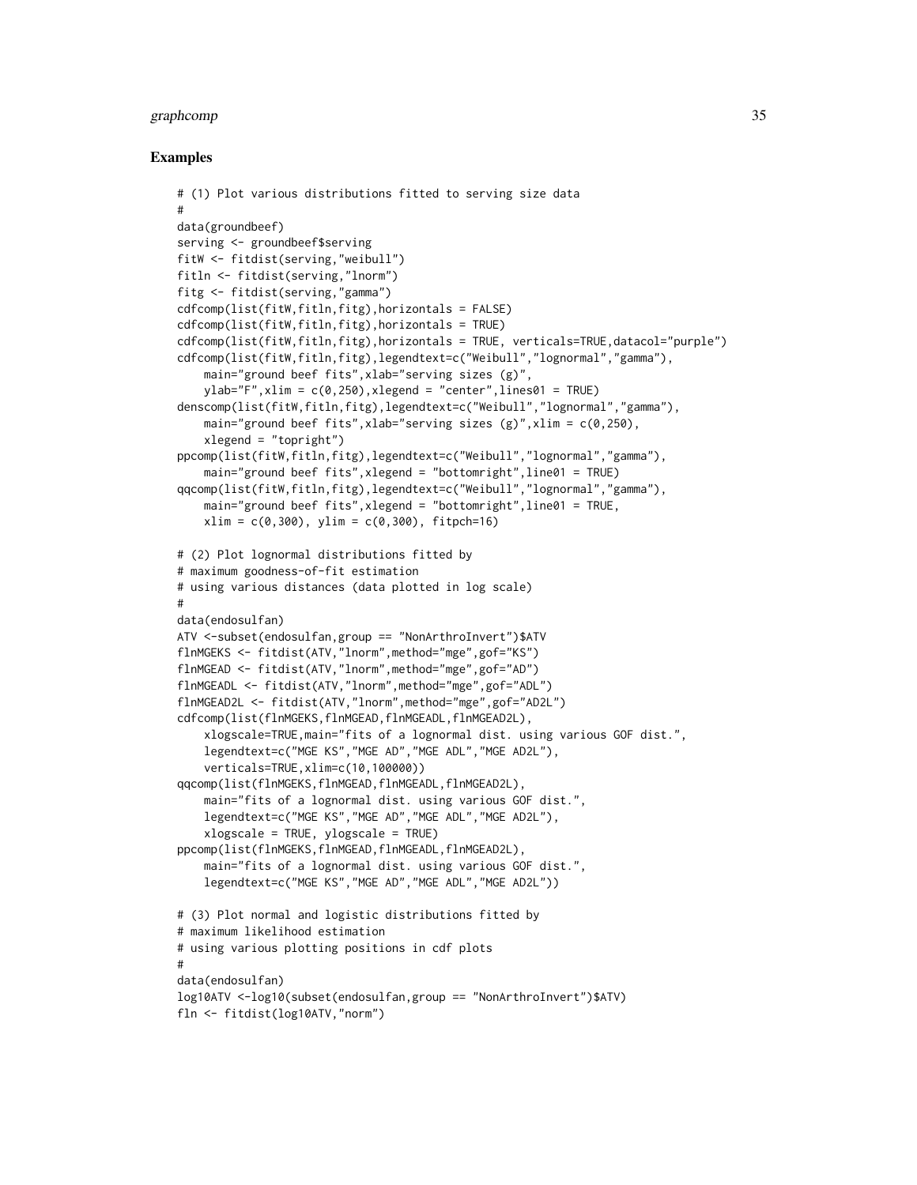## Examples

```
# (1) Plot various distributions fitted to serving size data
#
data(groundbeef)
serving <- groundbeef$serving
fitW <- fitdist(serving,"weibull")
fitln <- fitdist(serving,"lnorm")
fitg <- fitdist(serving,"gamma")
cdfcomp(list(fitW,fitln,fitg),horizontals = FALSE)
cdfcomp(list(fitW,fitln,fitg),horizontals = TRUE)
cdfcomp(list(fitW,fitln,fitg),horizontals = TRUE, verticals=TRUE,datacol="purple")
cdfcomp(list(fitW,fitln,fitg),legendtext=c("Weibull","lognormal","gamma"),
    main="ground beef fits",xlab="serving sizes (g)",
    ylab="F",xlim = c(0,250),xlegend = "center",lines01 = TRUE)
denscomp(list(fitW,fitln,fitg),legendtext=c("Weibull","lognormal","gamma"),
    main="ground beef fits",xlab="serving sizes (g)",xlim = c(0,250),
    xlegend = "topright")
ppcomp(list(fitW,fitln,fitg),legendtext=c("Weibull","lognormal","gamma"),
    main="ground beef fits",xlegend = "bottomright",line01 = TRUE)
qqcomp(list(fitW,fitln,fitg),legendtext=c("Weibull","lognormal","gamma"),
    main="ground beef fits",xlegend = "bottomright",line01 = TRUE,
    xlim = c(0,300), ylim = c(0,300), fitpch=16)

# (2) Plot lognormal distributions fitted by
# maximum goodness-of-fit estimation
# using various distances (data plotted in log scale)
#
data(endosulfan)
ATV <-subset(endosulfan,group == "NonArthroInvert")$ATV
flnMGEKS <- fitdist(ATV,"lnorm",method="mge",gof="KS")
flnMGEAD <- fitdist(ATV,"lnorm",method="mge",gof="AD")
flnMGEADL <- fitdist(ATV,"lnorm",method="mge",gof="ADL")
flnMGEAD2L <- fitdist(ATV,"lnorm",method="mge",gof="AD2L")
cdfcomp(list(flnMGEKS,flnMGEAD,flnMGEADL,flnMGEAD2L),
    xlogscale=TRUE,main="fits of a lognormal dist. using various GOF dist.",
    legendtext=c("MGE KS","MGE AD","MGE ADL","MGE AD2L"),
    verticals=TRUE,xlim=c(10,100000))
qqcomp(list(flnMGEKS,flnMGEAD,flnMGEADL,flnMGEAD2L),
    main="fits of a lognormal dist. using various GOF dist.",
    legendtext=c("MGE KS","MGE AD","MGE ADL","MGE AD2L"),
    xlogscale = TRUE, ylogscale = TRUE)
ppcomp(list(flnMGEKS,flnMGEAD,flnMGEADL,flnMGEAD2L),
    main="fits of a lognormal dist. using various GOF dist.",
    legendtext=c("MGE KS","MGE AD","MGE ADL","MGE AD2L"))

# (3) Plot normal and logistic distributions fitted by
# maximum likelihood estimation
# using various plotting positions in cdf plots
#
data(endosulfan)
log10ATV <-log10(subset(endosulfan,group == "NonArthroInvert")$ATV)
fln <- fitdist(log10ATV,"norm")
```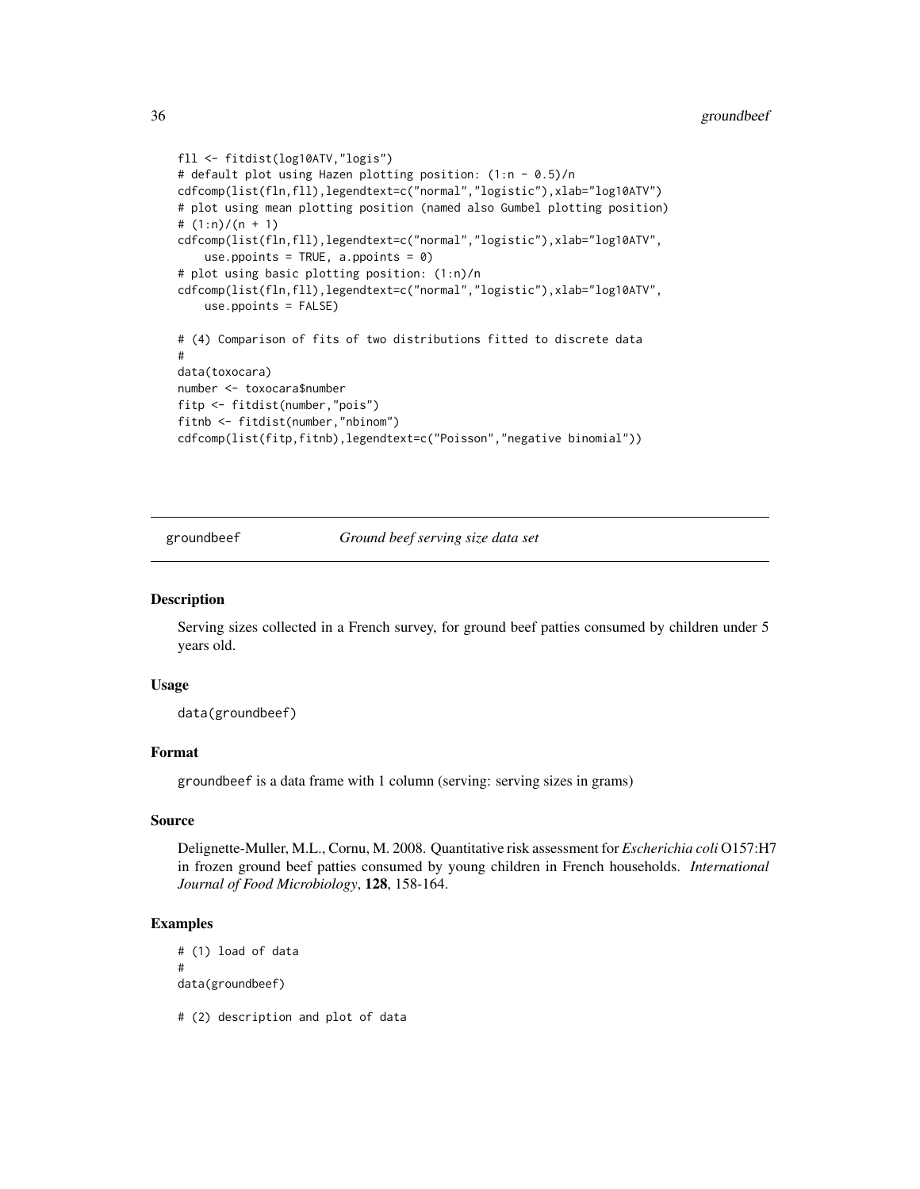```
fll <- fitdist(log10ATV,"logis")
# default plot using Hazen plotting position: (1:n - 0.5)/n
cdfcomp(list(fln,fll),legendtext=c("normal","logistic"),xlab="log10ATV")
# plot using mean plotting position (named also Gumbel plotting position)
# (1:n)/(n + 1)
cdfcomp(list(fln,fll),legendtext=c("normal","logistic"),xlab="log10ATV",
    use.ppoints = TRUE, a.ppoints = 0)
# plot using basic plotting position: (1:n)/n
cdfcomp(list(fln,fll),legendtext=c("normal","logistic"),xlab="log10ATV",
    use.ppoints = FALSE)

# (4) Comparison of fits of two distributions fitted to discrete data
#
data(toxocara)
number <- toxocara$number
fitp <- fitdist(number,"pois")
fitnb <- fitdist(number,"nbinom")
cdfcomp(list(fitp,fitnb),legendtext=c("Poisson","negative binomial"))
```

## groundbeef — *Ground beef serving size data set*

### Description

Serving sizes collected in a French survey, for ground beef patties consumed by children under 5 years old.

### Usage

```
data(groundbeef)
```

### Format

groundbeef is a data frame with 1 column (serving: serving sizes in grams)

### Source

Delignette-Muller, M.L., Cornu, M. 2008. Quantitative risk assessment for *Escherichia coli* O157:H7 in frozen ground beef patties consumed by young children in French households. *International Journal of Food Microbiology*, **128**, 158-164.

### Examples

```
# (1) load of data
#
data(groundbeef)

# (2) description and plot of data
```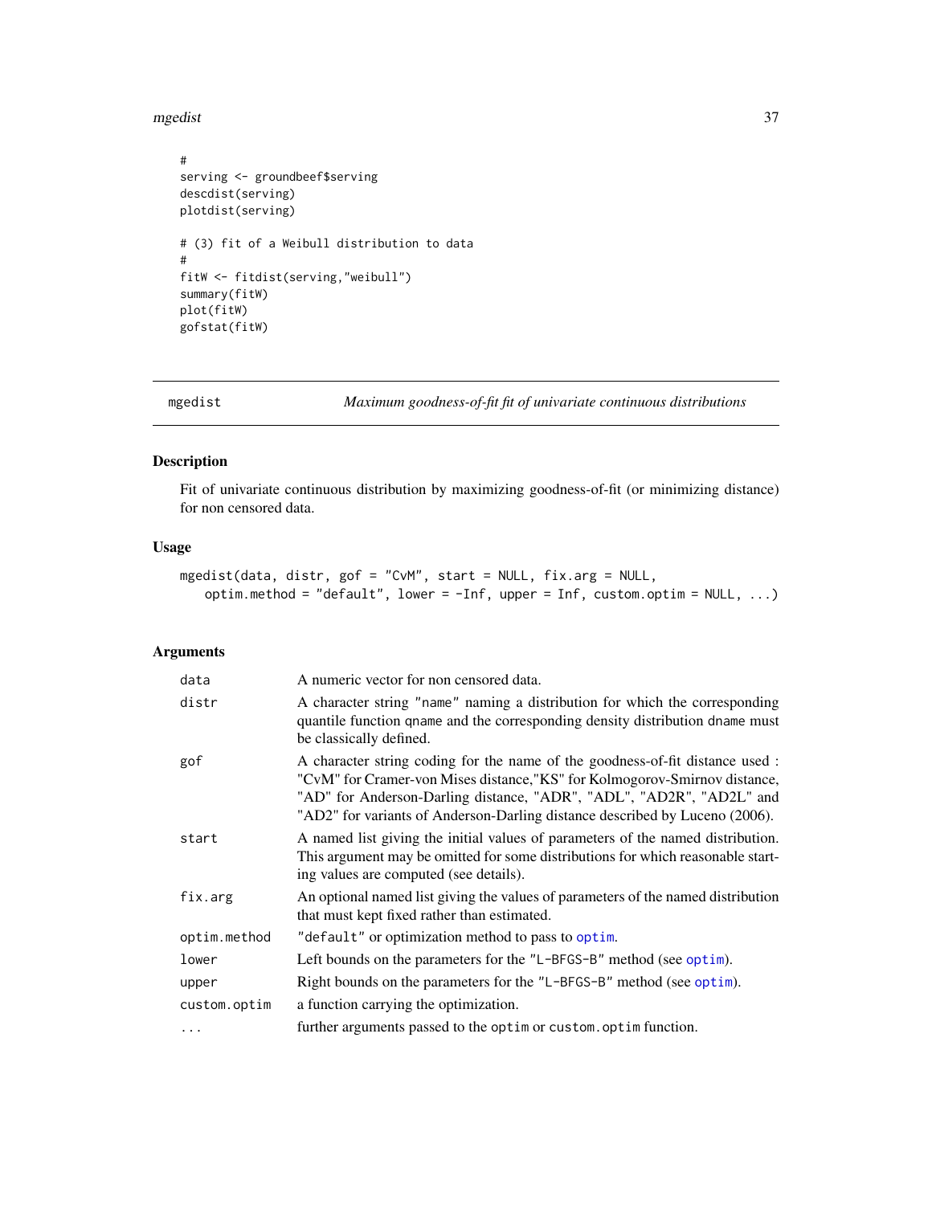```
#
serving <- groundbeef$serving
descdist(serving)
plotdist(serving)

# (3) fit of a Weibull distribution to data
#
fitW <- fitdist(serving,"weibull")
summary(fitW)
plot(fitW)
gofstat(fitW)
```

## mgedist — *Maximum goodness-of-fit fit of univariate continuous distributions*

### Description

Fit of univariate continuous distribution by maximizing goodness-of-fit (or minimizing distance) for non censored data.

### Usage

```
mgedist(data, distr, gof = "CvM", start = NULL, fix.arg = NULL,
    optim.method = "default", lower = -Inf, upper = Inf, custom.optim = NULL, ...)
```

### Arguments

| | |
|---|---|
| `data` | A numeric vector for non censored data. |
| `distr` | A character string "name" naming a distribution for which the corresponding quantile function qname and the corresponding density distribution dname must be classically defined. |
| `gof` | A character string coding for the name of the goodness-of-fit distance used : "CvM" for Cramer-von Mises distance,"KS" for Kolmogorov-Smirnov distance, "AD" for Anderson-Darling distance, "ADR", "ADL", "AD2R", "AD2L" and "AD2" for variants of Anderson-Darling distance described by Luceno (2006). |
| `start` | A named list giving the initial values of parameters of the named distribution. This argument may be omitted for some distributions for which reasonable starting values are computed (see details). |
| `fix.arg` | An optional named list giving the values of parameters of the named distribution that must kept fixed rather than estimated. |
| `optim.method` | "default" or optimization method to pass to optim. |
| `lower` | Left bounds on the parameters for the "L-BFGS-B" method (see optim). |
| `upper` | Right bounds on the parameters for the "L-BFGS-B" method (see optim). |
| `custom.optim` | a function carrying the optimization. |
| `...` | further arguments passed to the optim or custom.optim function. |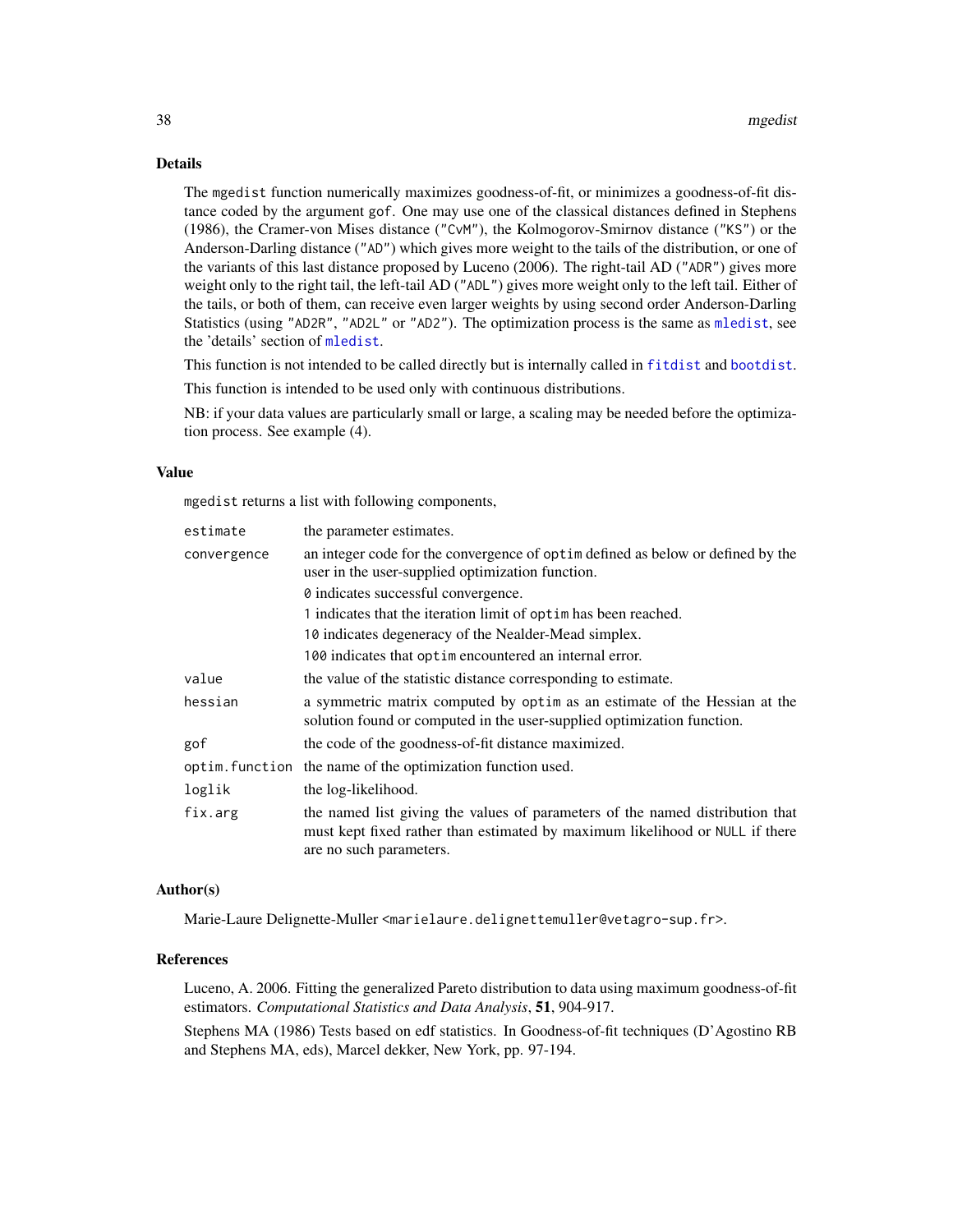## Details

The `mgedist` function numerically maximizes goodness-of-fit, or minimizes a goodness-of-fit distance coded by the argument `gof`. One may use one of the classical distances defined in Stephens (1986), the Cramer-von Mises distance (`"CvM"`), the Kolmogorov-Smirnov distance (`"KS"`) or the Anderson-Darling distance (`"AD"`) which gives more weight to the tails of the distribution, or one of the variants of this last distance proposed by Luceno (2006). The right-tail AD (`"ADR"`) gives more weight only to the right tail, the left-tail AD (`"ADL"`) gives more weight only to the left tail. Either of the tails, or both of them, can receive even larger weights by using second order Anderson-Darling Statistics (using `"AD2R"`, `"AD2L"` or `"AD2"`). The optimization process is the same as `mledist`, see the 'details' section of `mledist`.

This function is not intended to be called directly but is internally called in `fitdist` and `bootdist`.

This function is intended to be used only with continuous distributions.

NB: if your data values are particularly small or large, a scaling may be needed before the optimization process. See example (4).

## Value

`mgedist` returns a list with following components,

| | |
|---|---|
| `estimate` | the parameter estimates. |
| `convergence` | an integer code for the convergence of `optim` defined as below or defined by the user in the user-supplied optimization function.<br>`0` indicates successful convergence.<br>`1` indicates that the iteration limit of `optim` has been reached.<br>`10` indicates degeneracy of the Nealder-Mead simplex.<br>`100` indicates that `optim` encountered an internal error. |
| `value` | the value of the statistic distance corresponding to estimate. |
| `hessian` | a symmetric matrix computed by `optim` as an estimate of the Hessian at the solution found or computed in the user-supplied optimization function. |
| `gof` | the code of the goodness-of-fit distance maximized. |
| `optim.function` | the name of the optimization function used. |
| `loglik` | the log-likelihood. |
| `fix.arg` | the named list giving the values of parameters of the named distribution that must kept fixed rather than estimated by maximum likelihood or `NULL` if there are no such parameters. |

## Author(s)

Marie-Laure Delignette-Muller <marielaure.delignettemuller@vetagro-sup.fr>.

## References

Luceno, A. 2006. Fitting the generalized Pareto distribution to data using maximum goodness-of-fit estimators. *Computational Statistics and Data Analysis*, **51**, 904-917.

Stephens MA (1986) Tests based on edf statistics. In Goodness-of-fit techniques (D'Agostino RB and Stephens MA, eds), Marcel dekker, New York, pp. 97-194.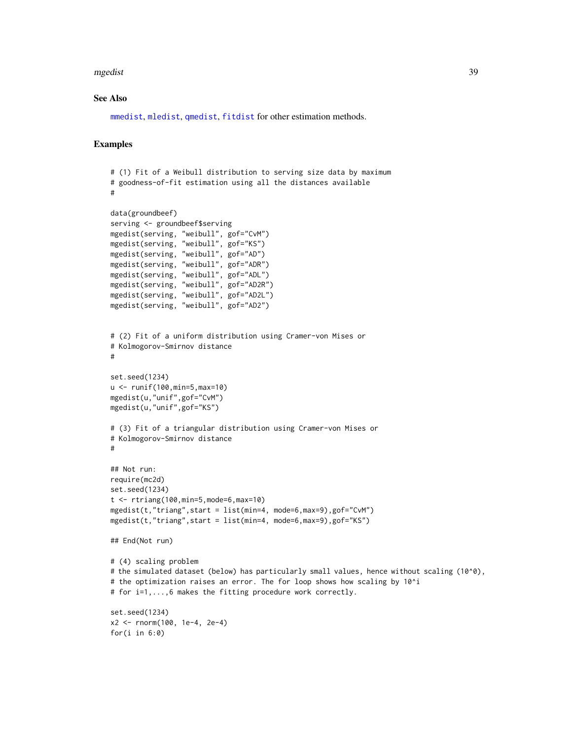## See Also

mmedist, mledist, qmedist, fitdist for other estimation methods.

## Examples

```
# (1) Fit of a Weibull distribution to serving size data by maximum
# goodness-of-fit estimation using all the distances available
#

data(groundbeef)
serving <- groundbeef$serving
mgedist(serving, "weibull", gof="CvM")
mgedist(serving, "weibull", gof="KS")
mgedist(serving, "weibull", gof="AD")
mgedist(serving, "weibull", gof="ADR")
mgedist(serving, "weibull", gof="ADL")
mgedist(serving, "weibull", gof="AD2R")
mgedist(serving, "weibull", gof="AD2L")
mgedist(serving, "weibull", gof="AD2")


# (2) Fit of a uniform distribution using Cramer-von Mises or
# Kolmogorov-Smirnov distance
#

set.seed(1234)
u <- runif(100,min=5,max=10)
mgedist(u,"unif",gof="CvM")
mgedist(u,"unif",gof="KS")

# (3) Fit of a triangular distribution using Cramer-von Mises or
# Kolmogorov-Smirnov distance
#

## Not run:
require(mc2d)
set.seed(1234)
t <- rtriang(100,min=5,mode=6,max=10)
mgedist(t,"triang",start = list(min=4, mode=6,max=9),gof="CvM")
mgedist(t,"triang",start = list(min=4, mode=6,max=9),gof="KS")

## End(Not run)

# (4) scaling problem
# the simulated dataset (below) has particularly small values, hence without scaling (10^0),
# the optimization raises an error. The for loop shows how scaling by 10^i
# for i=1,...,6 makes the fitting procedure work correctly.

set.seed(1234)
x2 <- rnorm(100, 1e-4, 2e-4)
for(i in 6:0)
```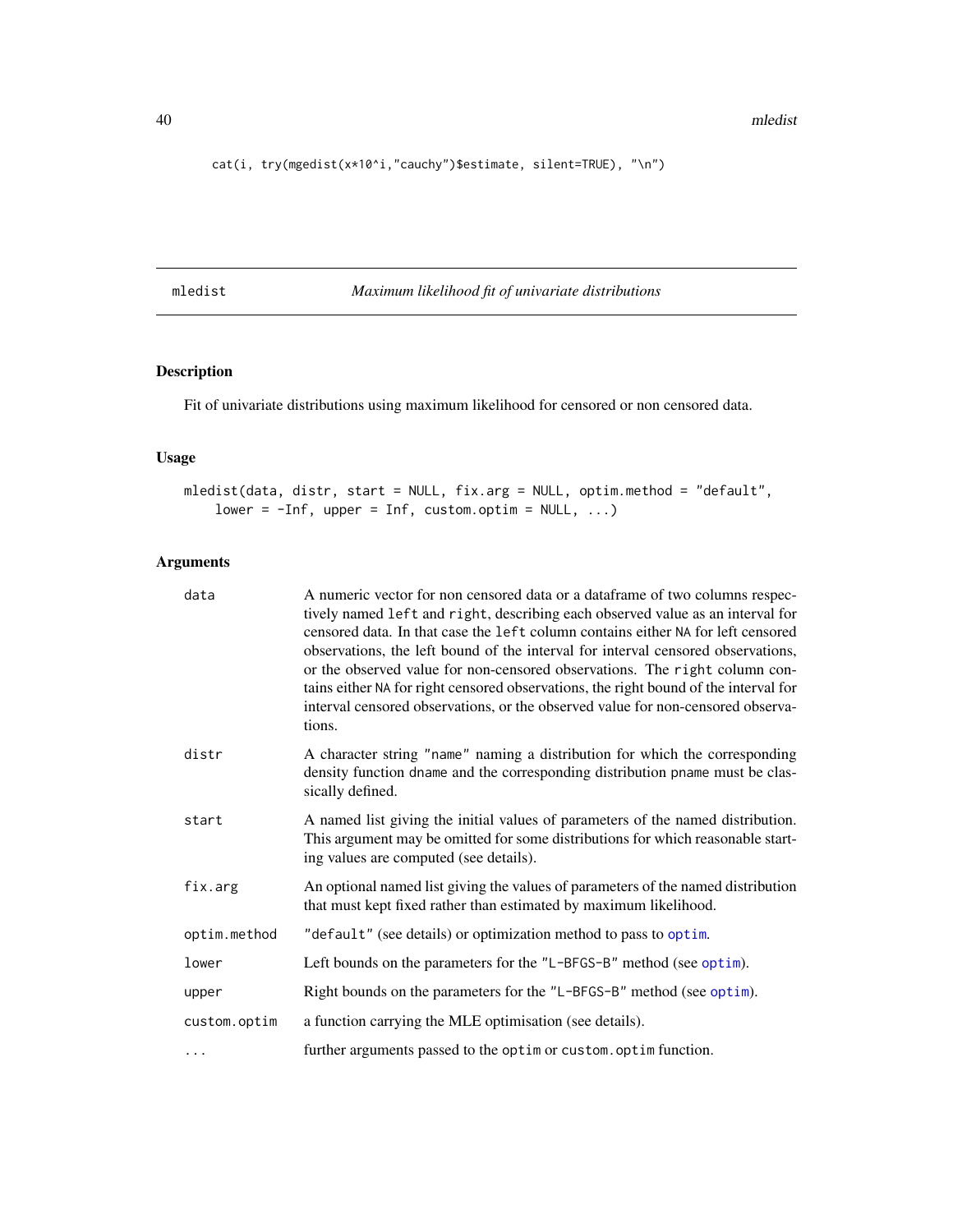```
cat(i, try(mgedist(x*10^i,"cauchy")$estimate, silent=TRUE), "\n")
```

---

mledist *Maximum likelihood fit of univariate distributions*

---

## Description

Fit of univariate distributions using maximum likelihood for censored or non censored data.

## Usage

```
mledist(data, distr, start = NULL, fix.arg = NULL, optim.method = "default",
    lower = -Inf, upper = Inf, custom.optim = NULL, ...)
```

## Arguments

| | |
|---|---|
| data | A numeric vector for non censored data or a dataframe of two columns respectively named `left` and `right`, describing each observed value as an interval for censored data. In that case the `left` column contains either `NA` for left censored observations, the left bound of the interval for interval censored observations, or the observed value for non-censored observations. The `right` column contains either `NA` for right censored observations, the right bound of the interval for interval censored observations, or the observed value for non-censored observations. |
| distr | A character string `"name"` naming a distribution for which the corresponding density function `dname` and the corresponding distribution `pname` must be classically defined. |
| start | A named list giving the initial values of parameters of the named distribution. This argument may be omitted for some distributions for which reasonable starting values are computed (see details). |
| fix.arg | An optional named list giving the values of parameters of the named distribution that must kept fixed rather than estimated by maximum likelihood. |
| optim.method | `"default"` (see details) or optimization method to pass to `optim`. |
| lower | Left bounds on the parameters for the `"L-BFGS-B"` method (see `optim`). |
| upper | Right bounds on the parameters for the `"L-BFGS-B"` method (see `optim`). |
| custom.optim | a function carrying the MLE optimisation (see details). |
| ... | further arguments passed to the `optim` or `custom.optim` function. |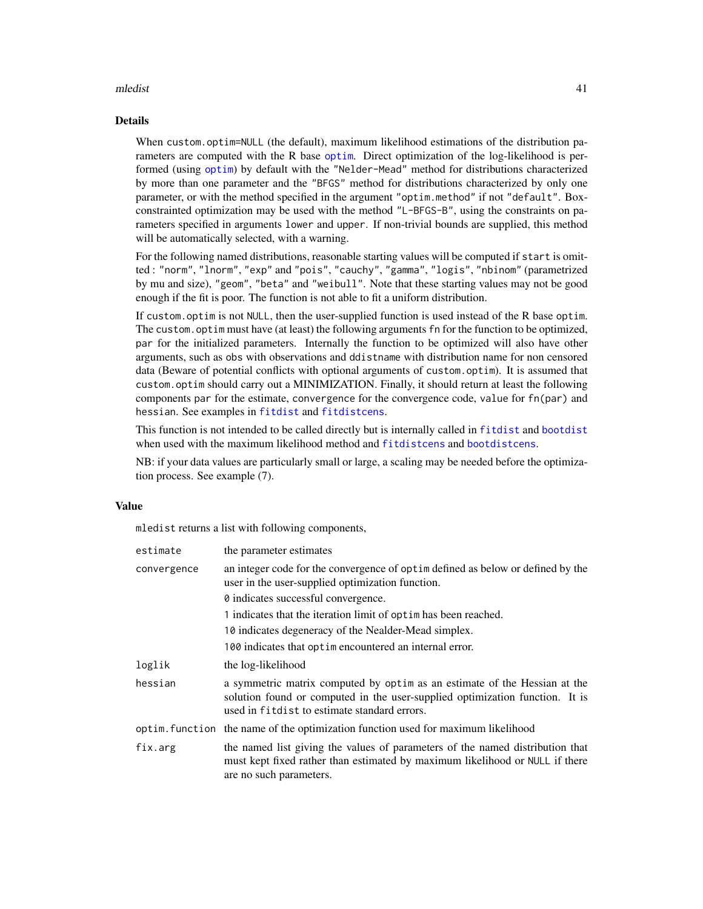## Details

When `custom.optim=NULL` (the default), maximum likelihood estimations of the distribution parameters are computed with the R base `optim`. Direct optimization of the log-likelihood is performed (using `optim`) by default with the `"Nelder-Mead"` method for distributions characterized by more than one parameter and the `"BFGS"` method for distributions characterized by only one parameter, or with the method specified in the argument `"optim.method"` if not `"default"`. Box-constrainted optimization may be used with the method `"L-BFGS-B"`, using the constraints on parameters specified in arguments `lower` and `upper`. If non-trivial bounds are supplied, this method will be automatically selected, with a warning.

For the following named distributions, reasonable starting values will be computed if `start` is omitted : `"norm"`, `"lnorm"`, `"exp"` and `"pois"`, `"cauchy"`, `"gamma"`, `"logis"`, `"nbinom"` (parametrized by mu and size), `"geom"`, `"beta"` and `"weibull"`. Note that these starting values may not be good enough if the fit is poor. The function is not able to fit a uniform distribution.

If `custom.optim` is not `NULL`, then the user-supplied function is used instead of the R base `optim`. The `custom.optim` must have (at least) the following arguments `fn` for the function to be optimized, `par` for the initialized parameters. Internally the function to be optimized will also have other arguments, such as `obs` with observations and `ddistname` with distribution name for non censored data (Beware of potential conflicts with optional arguments of `custom.optim`). It is assumed that `custom.optim` should carry out a MINIMIZATION. Finally, it should return at least the following components `par` for the estimate, `convergence` for the convergence code, `value` for `fn(par)` and `hessian`. See examples in `fitdist` and `fitdistcens`.

This function is not intended to be called directly but is internally called in `fitdist` and `bootdist` when used with the maximum likelihood method and `fitdistcens` and `bootdistcens`.

NB: if your data values are particularly small or large, a scaling may be needed before the optimization process. See example (7).

## Value

`mledist` returns a list with following components,

| | |
|---|---|
| `estimate` | the parameter estimates |
| `convergence` | an integer code for the convergence of `optim` defined as below or defined by the user in the user-supplied optimization function.<br>`0` indicates successful convergence.<br>`1` indicates that the iteration limit of `optim` has been reached.<br>`10` indicates degeneracy of the Nealder-Mead simplex.<br>`100` indicates that `optim` encountered an internal error. |
| `loglik` | the log-likelihood |
| `hessian` | a symmetric matrix computed by `optim` as an estimate of the Hessian at the solution found or computed in the user-supplied optimization function. It is used in `fitdist` to estimate standard errors. |
| `optim.function` | the name of the optimization function used for maximum likelihood |
| `fix.arg` | the named list giving the values of parameters of the named distribution that must kept fixed rather than estimated by maximum likelihood or `NULL` if there are no such parameters. |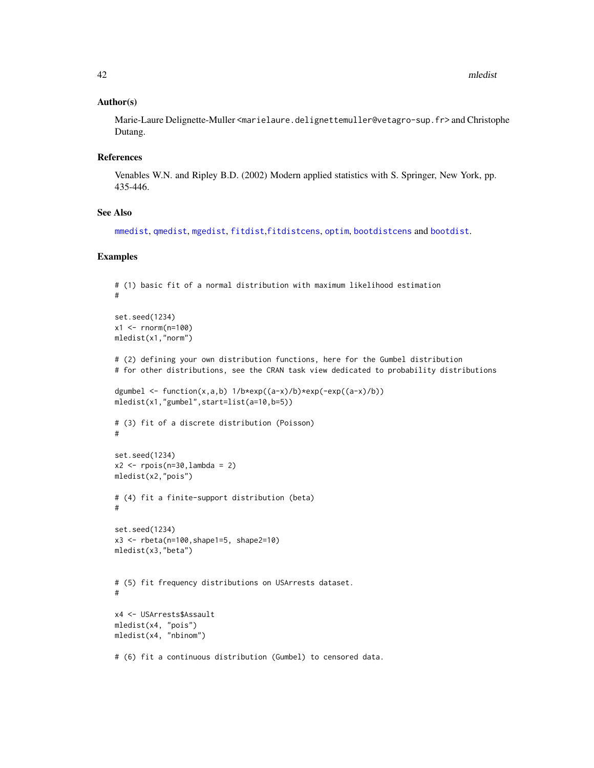### Author(s)

Marie-Laure Delignette-Muller <marielaure.delignettemuller@vetagro-sup.fr> and Christophe Dutang.

### References

Venables W.N. and Ripley B.D. (2002) Modern applied statistics with S. Springer, New York, pp. 435-446.

### See Also

mmedist, qmedist, mgedist, fitdist,fitdistcens, optim, bootdistcens and bootdist.

### Examples

```
# (1) basic fit of a normal distribution with maximum likelihood estimation
#

set.seed(1234)
x1 <- rnorm(n=100)
mledist(x1,"norm")

# (2) defining your own distribution functions, here for the Gumbel distribution
# for other distributions, see the CRAN task view dedicated to probability distributions

dgumbel <- function(x,a,b) 1/b*exp((a-x)/b)*exp(-exp((a-x)/b))
mledist(x1,"gumbel",start=list(a=10,b=5))

# (3) fit of a discrete distribution (Poisson)
#

set.seed(1234)
x2 <- rpois(n=30,lambda = 2)
mledist(x2,"pois")

# (4) fit a finite-support distribution (beta)
#

set.seed(1234)
x3 <- rbeta(n=100,shape1=5, shape2=10)
mledist(x3,"beta")


# (5) fit frequency distributions on USArrests dataset.
#

x4 <- USArrests$Assault
mledist(x4, "pois")
mledist(x4, "nbinom")

# (6) fit a continuous distribution (Gumbel) to censored data.
```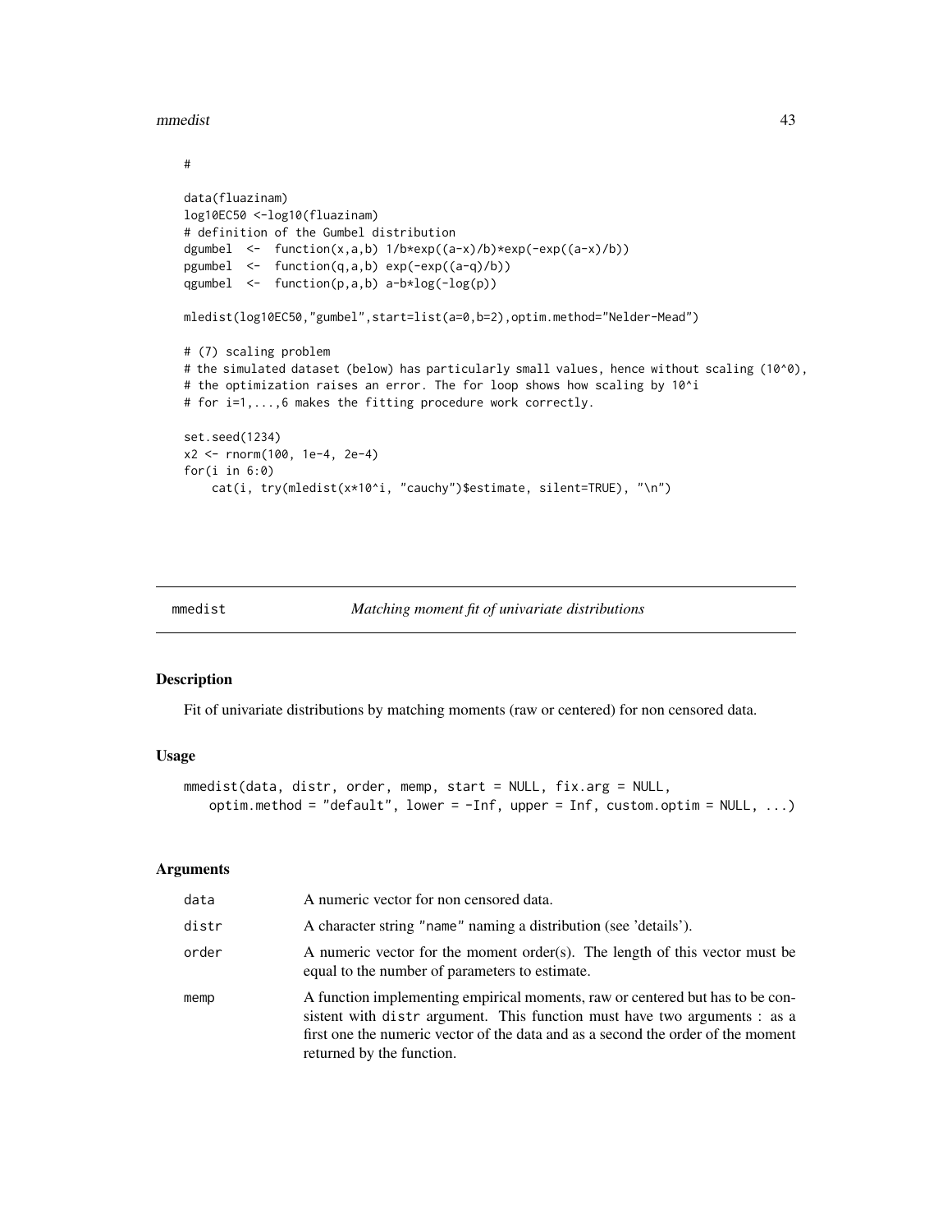```
#

data(fluazinam)
log10EC50 <-log10(fluazinam)
# definition of the Gumbel distribution
dgumbel  <-  function(x,a,b) 1/b*exp((a-x)/b)*exp(-exp((a-x)/b))
pgumbel  <-  function(q,a,b) exp(-exp((a-q)/b))
qgumbel  <-  function(p,a,b) a-b*log(-log(p))

mledist(log10EC50,"gumbel",start=list(a=0,b=2),optim.method="Nelder-Mead")

# (7) scaling problem
# the simulated dataset (below) has particularly small values, hence without scaling (10^0),
# the optimization raises an error. The for loop shows how scaling by 10^i
# for i=1,...,6 makes the fitting procedure work correctly.

set.seed(1234)
x2 <- rnorm(100, 1e-4, 2e-4)
for(i in 6:0)
    cat(i, try(mledist(x*10^i, "cauchy")$estimate, silent=TRUE), "\n")
```

## mmedist — *Matching moment fit of univariate distributions*

### Description

Fit of univariate distributions by matching moments (raw or centered) for non censored data.

### Usage

```
mmedist(data, distr, order, memp, start = NULL, fix.arg = NULL,
   optim.method = "default", lower = -Inf, upper = Inf, custom.optim = NULL, ...)
```

### Arguments

| | |
|---|---|
| data | A numeric vector for non censored data. |
| distr | A character string "name" naming a distribution (see 'details'). |
| order | A numeric vector for the moment order(s). The length of this vector must be equal to the number of parameters to estimate. |
| memp | A function implementing empirical moments, raw or centered but has to be consistent with distr argument. This function must have two arguments : as a first one the numeric vector of the data and as a second the order of the moment returned by the function. |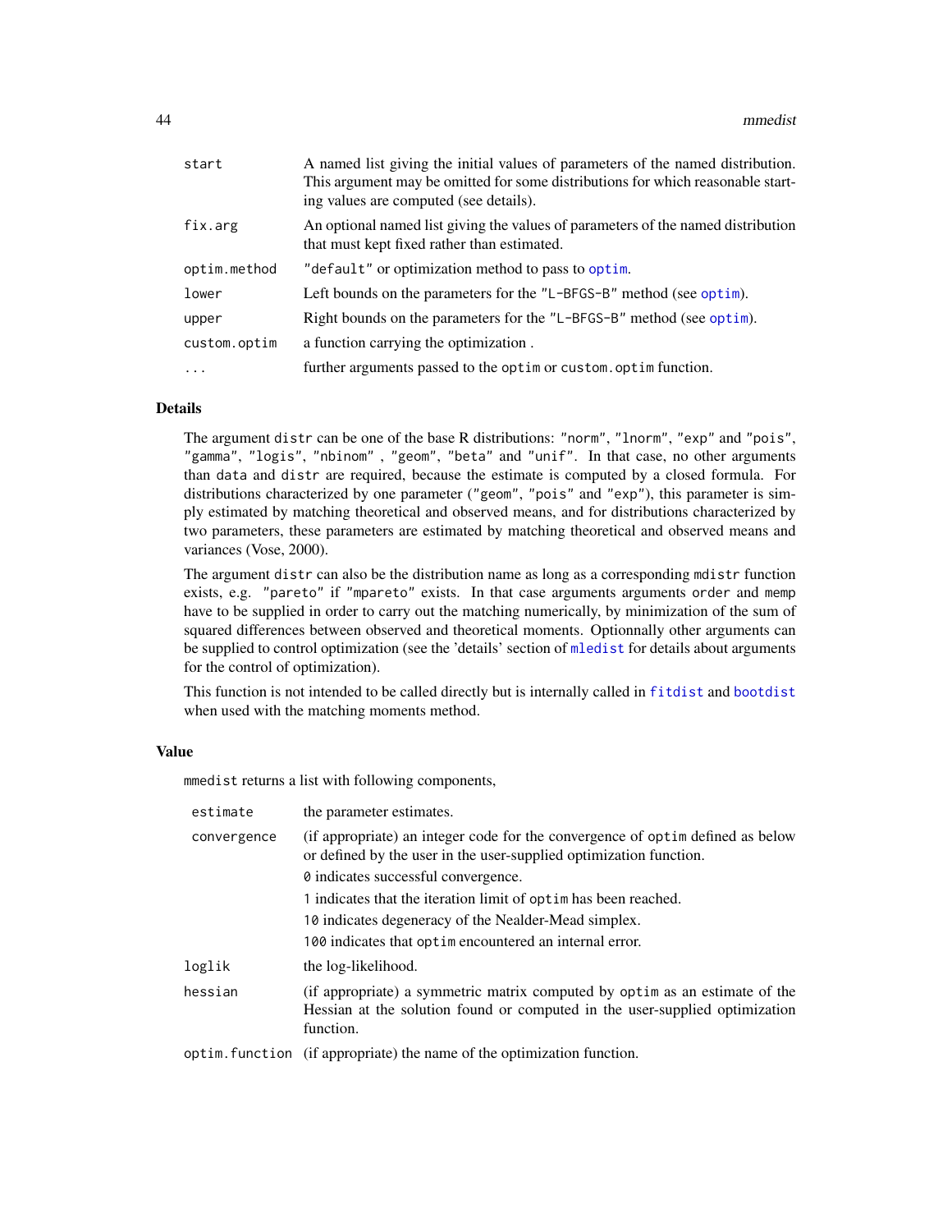| | |
|---|---|
| start | A named list giving the initial values of parameters of the named distribution. This argument may be omitted for some distributions for which reasonable starting values are computed (see details). |
| fix.arg | An optional named list giving the values of parameters of the named distribution that must kept fixed rather than estimated. |
| optim.method | "default" or optimization method to pass to optim. |
| lower | Left bounds on the parameters for the "L-BFGS-B" method (see optim). |
| upper | Right bounds on the parameters for the "L-BFGS-B" method (see optim). |
| custom.optim | a function carrying the optimization . |
| ... | further arguments passed to the optim or custom.optim function. |

## Details

The argument distr can be one of the base R distributions: "norm", "lnorm", "exp" and "pois", "gamma", "logis", "nbinom" , "geom", "beta" and "unif". In that case, no other arguments than data and distr are required, because the estimate is computed by a closed formula. For distributions characterized by one parameter ("geom", "pois" and "exp"), this parameter is simply estimated by matching theoretical and observed means, and for distributions characterized by two parameters, these parameters are estimated by matching theoretical and observed means and variances (Vose, 2000).

The argument distr can also be the distribution name as long as a corresponding mdistr function exists, e.g. "pareto" if "mpareto" exists. In that case arguments arguments order and memp have to be supplied in order to carry out the matching numerically, by minimization of the sum of squared differences between observed and theoretical moments. Optionnally other arguments can be supplied to control optimization (see the 'details' section of mledist for details about arguments for the control of optimization).

This function is not intended to be called directly but is internally called in fitdist and bootdist when used with the matching moments method.

## Value

mmedist returns a list with following components,

| | |
|---|---|
| estimate | the parameter estimates. |
| convergence | (if appropriate) an integer code for the convergence of optim defined as below or defined by the user in the user-supplied optimization function.<br>0 indicates successful convergence.<br>1 indicates that the iteration limit of optim has been reached.<br>10 indicates degeneracy of the Nealder-Mead simplex.<br>100 indicates that optim encountered an internal error. |
| loglik | the log-likelihood. |
| hessian | (if appropriate) a symmetric matrix computed by optim as an estimate of the Hessian at the solution found or computed in the user-supplied optimization function. |
| optim.function | (if appropriate) the name of the optimization function. |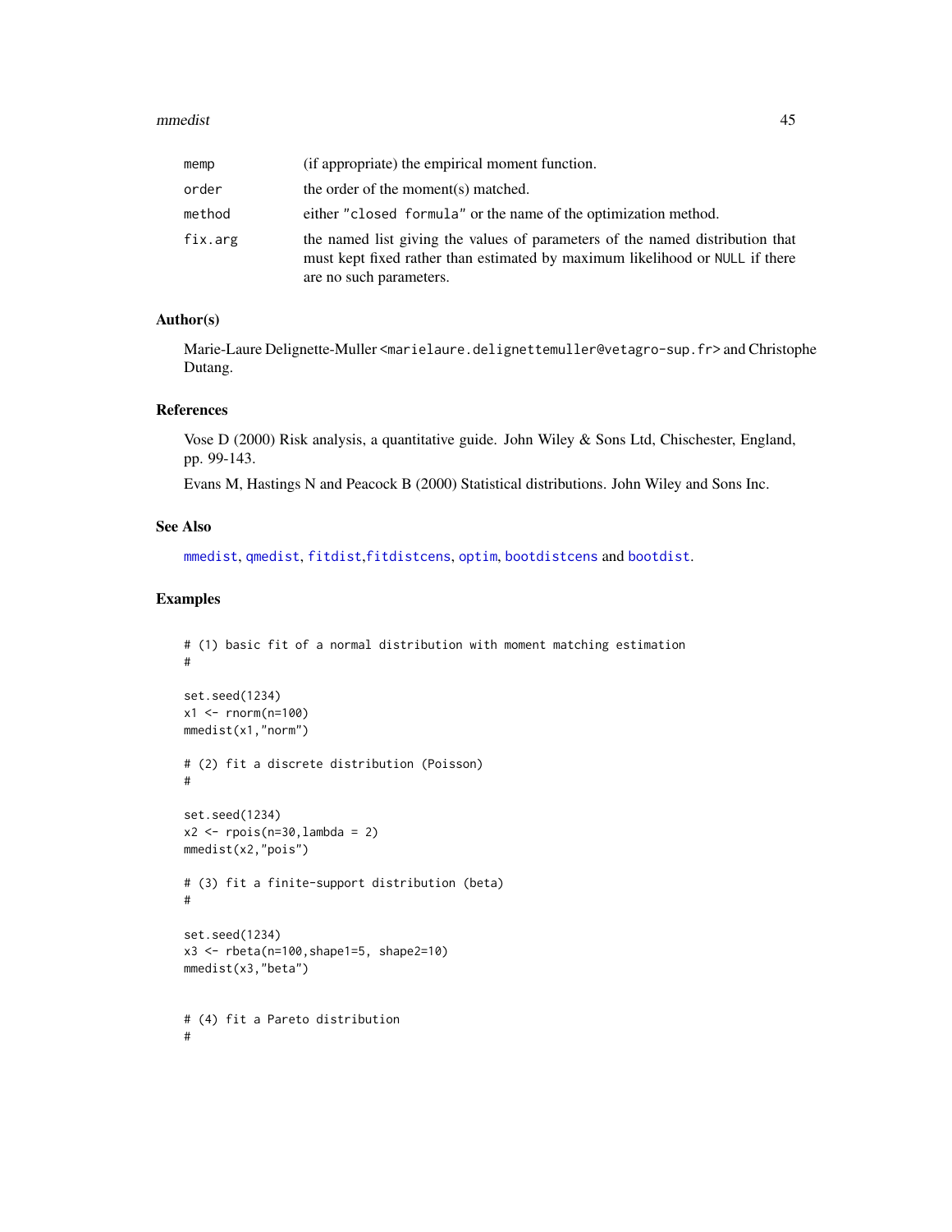| | |
|---|---|
| memp | (if appropriate) the empirical moment function. |
| order | the order of the moment(s) matched. |
| method | either "closed formula" or the name of the optimization method. |
| fix.arg | the named list giving the values of parameters of the named distribution that must kept fixed rather than estimated by maximum likelihood or NULL if there are no such parameters. |

### Author(s)

Marie-Laure Delignette-Muller <marielaure.delignettemuller@vetagro-sup.fr> and Christophe Dutang.

### References

Vose D (2000) Risk analysis, a quantitative guide. John Wiley & Sons Ltd, Chischester, England, pp. 99-143.

Evans M, Hastings N and Peacock B (2000) Statistical distributions. John Wiley and Sons Inc.

### See Also

mmedist, qmedist, fitdist,fitdistcens, optim, bootdistcens and bootdist.

### Examples

```
# (1) basic fit of a normal distribution with moment matching estimation
#

set.seed(1234)
x1 <- rnorm(n=100)
mmedist(x1,"norm")

# (2) fit a discrete distribution (Poisson)
#

set.seed(1234)
x2 <- rpois(n=30,lambda = 2)
mmedist(x2,"pois")

# (3) fit a finite-support distribution (beta)
#

set.seed(1234)
x3 <- rbeta(n=100,shape1=5, shape2=10)
mmedist(x3,"beta")


# (4) fit a Pareto distribution
#
```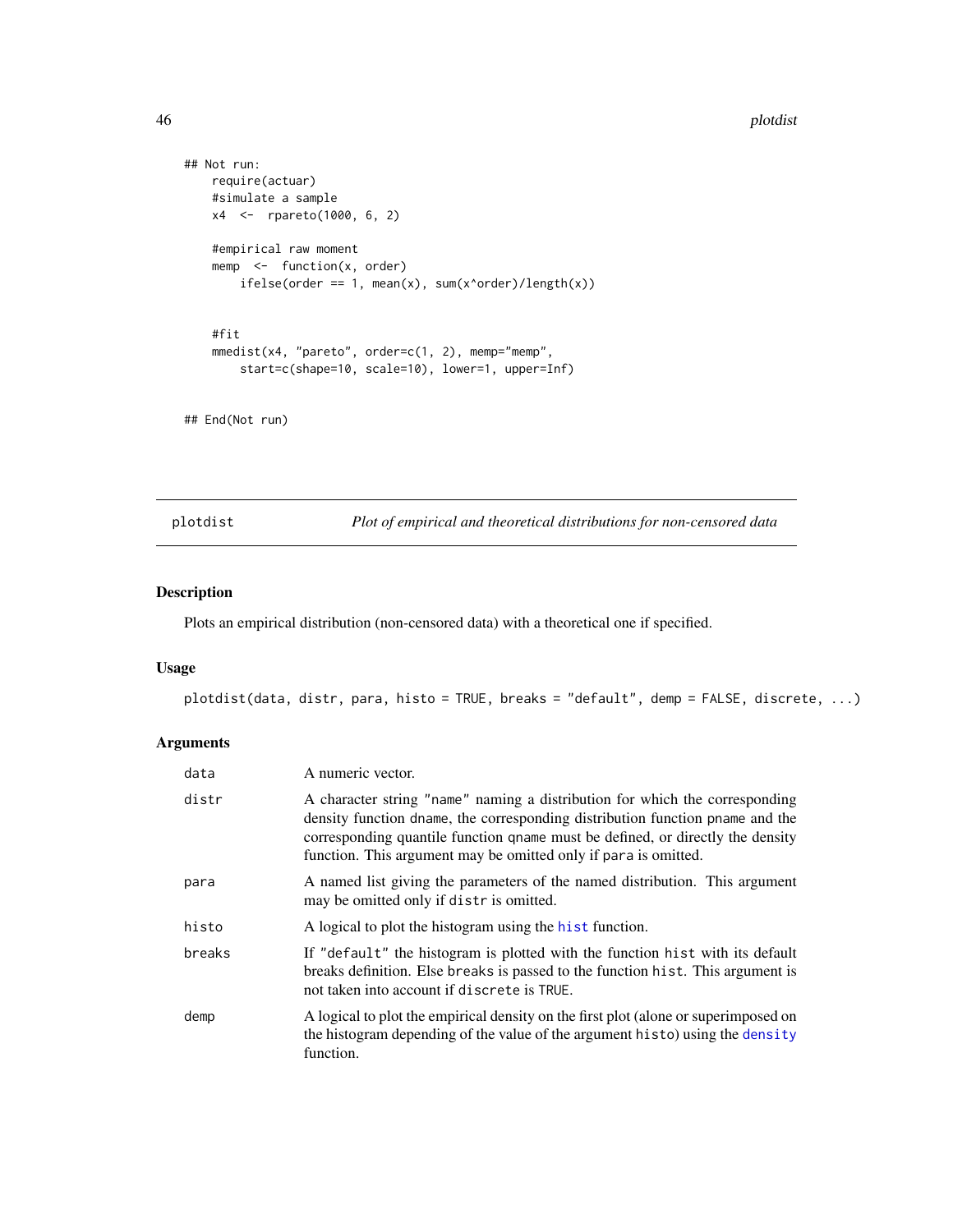```
## Not run:
    require(actuar)
    #simulate a sample
    x4  <-  rpareto(1000, 6, 2)

    #empirical raw moment
    memp  <-  function(x, order)
        ifelse(order == 1, mean(x), sum(x^order)/length(x))


    #fit
    mmedist(x4, "pareto", order=c(1, 2), memp="memp",
        start=c(shape=10, scale=10), lower=1, upper=Inf)


## End(Not run)
```

## plotdist

*Plot of empirical and theoretical distributions for non-censored data*

### Description

Plots an empirical distribution (non-censored data) with a theoretical one if specified.

### Usage

```
plotdist(data, distr, para, histo = TRUE, breaks = "default", demp = FALSE, discrete, ...)
```

### Arguments

| Argument | Description |
|---|---|
| data | A numeric vector. |
| distr | A character string "name" naming a distribution for which the corresponding density function dname, the corresponding distribution function pname and the corresponding quantile function qname must be defined, or directly the density function. This argument may be omitted only if para is omitted. |
| para | A named list giving the parameters of the named distribution. This argument may be omitted only if distr is omitted. |
| histo | A logical to plot the histogram using the hist function. |
| breaks | If "default" the histogram is plotted with the function hist with its default breaks definition. Else breaks is passed to the function hist. This argument is not taken into account if discrete is TRUE. |
| demp | A logical to plot the empirical density on the first plot (alone or superimposed on the histogram depending of the value of the argument histo) using the density function. |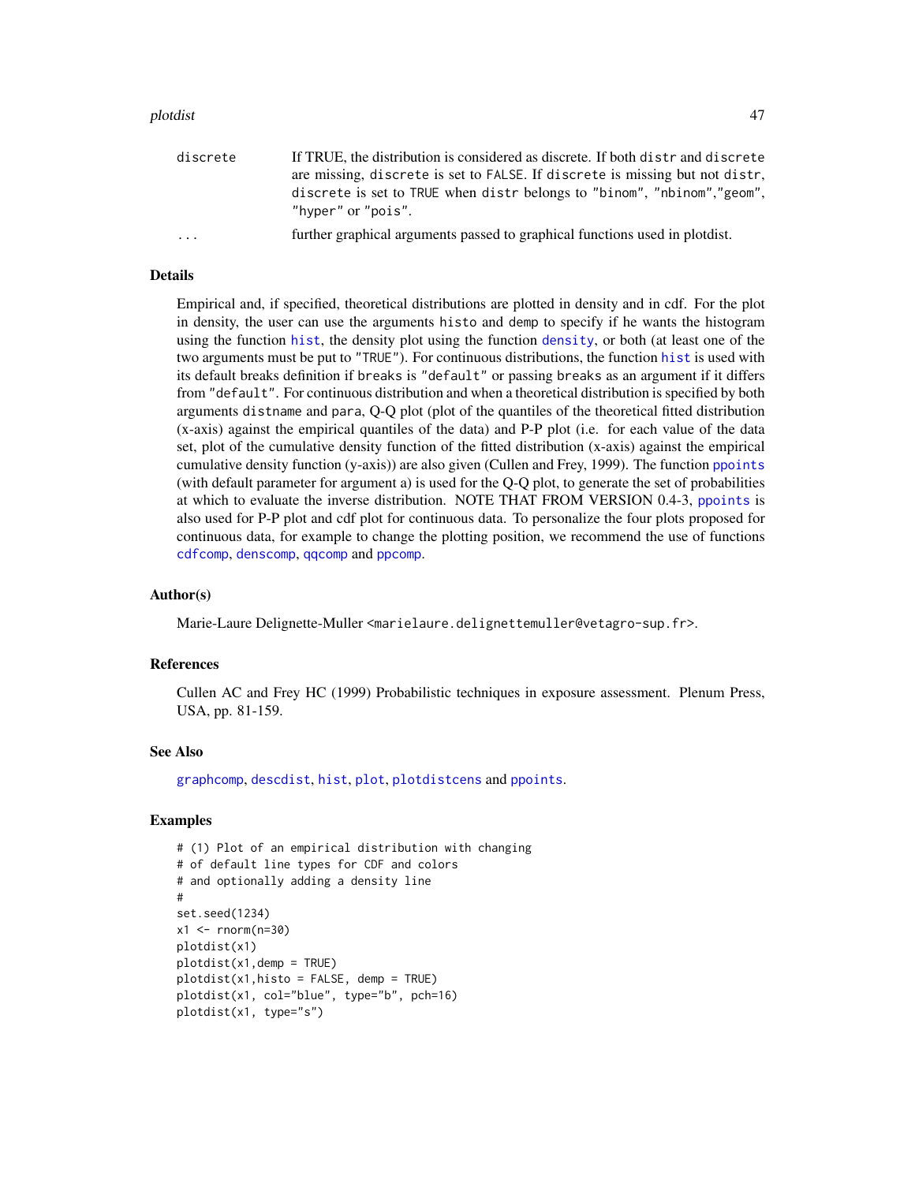| | |
|---|---|
| discrete | If TRUE, the distribution is considered as discrete. If both distr and discrete are missing, discrete is set to FALSE. If discrete is missing but not distr, discrete is set to TRUE when distr belongs to "binom", "nbinom","geom", "hyper" or "pois". |
| ... | further graphical arguments passed to graphical functions used in plotdist. |

### Details

Empirical and, if specified, theoretical distributions are plotted in density and in cdf. For the plot in density, the user can use the arguments histo and demp to specify if he wants the histogram using the function hist, the density plot using the function density, or both (at least one of the two arguments must be put to "TRUE"). For continuous distributions, the function hist is used with its default breaks definition if breaks is "default" or passing breaks as an argument if it differs from "default". For continuous distribution and when a theoretical distribution is specified by both arguments distname and para, Q-Q plot (plot of the quantiles of the theoretical fitted distribution (x-axis) against the empirical quantiles of the data) and P-P plot (i.e. for each value of the data set, plot of the cumulative density function of the fitted distribution (x-axis) against the empirical cumulative density function (y-axis)) are also given (Cullen and Frey, 1999). The function ppoints (with default parameter for argument a) is used for the Q-Q plot, to generate the set of probabilities at which to evaluate the inverse distribution. NOTE THAT FROM VERSION 0.4-3, ppoints is also used for P-P plot and cdf plot for continuous data. To personalize the four plots proposed for continuous data, for example to change the plotting position, we recommend the use of functions cdfcomp, denscomp, qqcomp and ppcomp.

### Author(s)

Marie-Laure Delignette-Muller <marielaure.delignettemuller@vetagro-sup.fr>.

### References

Cullen AC and Frey HC (1999) Probabilistic techniques in exposure assessment. Plenum Press, USA, pp. 81-159.

### See Also

graphcomp, descdist, hist, plot, plotdistcens and ppoints.

### Examples

```
# (1) Plot of an empirical distribution with changing
# of default line types for CDF and colors
# and optionally adding a density line
#
set.seed(1234)
x1 <- rnorm(n=30)
plotdist(x1)
plotdist(x1,demp = TRUE)
plotdist(x1,histo = FALSE, demp = TRUE)
plotdist(x1, col="blue", type="b", pch=16)
plotdist(x1, type="s")
```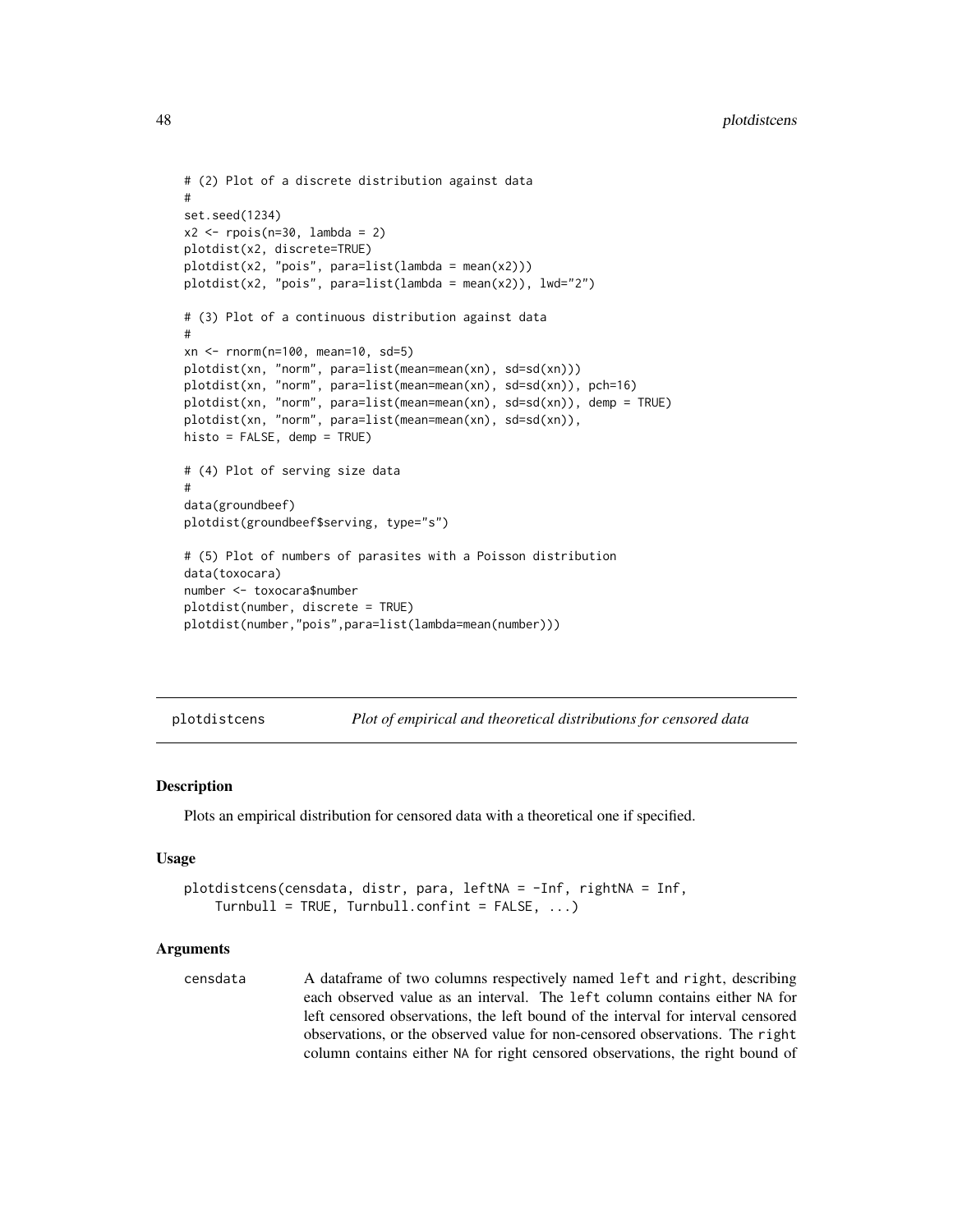```
# (2) Plot of a discrete distribution against data
#
set.seed(1234)
x2 <- rpois(n=30, lambda = 2)
plotdist(x2, discrete=TRUE)
plotdist(x2, "pois", para=list(lambda = mean(x2)))
plotdist(x2, "pois", para=list(lambda = mean(x2)), lwd="2")

# (3) Plot of a continuous distribution against data
#
xn <- rnorm(n=100, mean=10, sd=5)
plotdist(xn, "norm", para=list(mean=mean(xn), sd=sd(xn)))
plotdist(xn, "norm", para=list(mean=mean(xn), sd=sd(xn)), pch=16)
plotdist(xn, "norm", para=list(mean=mean(xn), sd=sd(xn)), demp = TRUE)
plotdist(xn, "norm", para=list(mean=mean(xn), sd=sd(xn)),
histo = FALSE, demp = TRUE)

# (4) Plot of serving size data
#
data(groundbeef)
plotdist(groundbeef$serving, type="s")

# (5) Plot of numbers of parasites with a Poisson distribution
data(toxocara)
number <- toxocara$number
plotdist(number, discrete = TRUE)
plotdist(number,"pois",para=list(lambda=mean(number)))
```

---

## plotdistcens — *Plot of empirical and theoretical distributions for censored data*

### Description

Plots an empirical distribution for censored data with a theoretical one if specified.

### Usage

```
plotdistcens(censdata, distr, para, leftNA = -Inf, rightNA = Inf,
    Turnbull = TRUE, Turnbull.confint = FALSE, ...)
```

### Arguments

`censdata` A dataframe of two columns respectively named `left` and `right`, describing each observed value as an interval. The `left` column contains either `NA` for left censored observations, the left bound of the interval for interval censored observations, or the observed value for non-censored observations. The `right` column contains either `NA` for right censored observations, the right bound of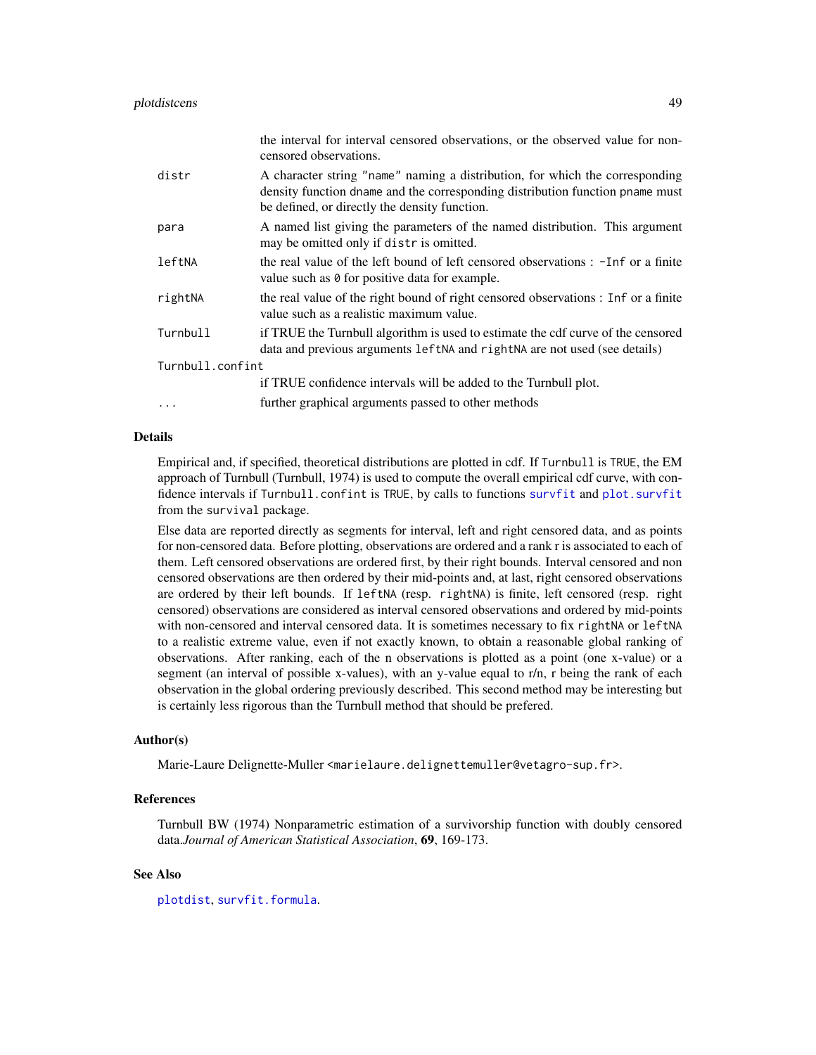| | |
|---|---|
| | the interval for interval censored observations, or the observed value for non-censored observations. |
| distr | A character string "name" naming a distribution, for which the corresponding density function dname and the corresponding distribution function pname must be defined, or directly the density function. |
| para | A named list giving the parameters of the named distribution. This argument may be omitted only if distr is omitted. |
| leftNA | the real value of the left bound of left censored observations : -Inf or a finite value such as 0 for positive data for example. |
| rightNA | the real value of the right bound of right censored observations : Inf or a finite value such as a realistic maximum value. |
| Turnbull | if TRUE the Turnbull algorithm is used to estimate the cdf curve of the censored data and previous arguments leftNA and rightNA are not used (see details) |
| Turnbull.confint | if TRUE confidence intervals will be added to the Turnbull plot. |
| ... | further graphical arguments passed to other methods |

### Details

Empirical and, if specified, theoretical distributions are plotted in cdf. If Turnbull is TRUE, the EM approach of Turnbull (Turnbull, 1974) is used to compute the overall empirical cdf curve, with confidence intervals if Turnbull.confint is TRUE, by calls to functions survfit and plot.survfit from the survival package.

Else data are reported directly as segments for interval, left and right censored data, and as points for non-censored data. Before plotting, observations are ordered and a rank r is associated to each of them. Left censored observations are ordered first, by their right bounds. Interval censored and non censored observations are then ordered by their mid-points and, at last, right censored observations are ordered by their left bounds. If leftNA (resp. rightNA) is finite, left censored (resp. right censored) observations are considered as interval censored observations and ordered by mid-points with non-censored and interval censored data. It is sometimes necessary to fix rightNA or leftNA to a realistic extreme value, even if not exactly known, to obtain a reasonable global ranking of observations. After ranking, each of the n observations is plotted as a point (one x-value) or a segment (an interval of possible x-values), with an y-value equal to r/n, r being the rank of each observation in the global ordering previously described. This second method may be interesting but is certainly less rigorous than the Turnbull method that should be prefered.

### Author(s)

Marie-Laure Delignette-Muller <marielaure.delignettemuller@vetagro-sup.fr>.

### References

Turnbull BW (1974) Nonparametric estimation of a survivorship function with doubly censored data.*Journal of American Statistical Association*, **69**, 169-173.

### See Also

plotdist, survfit.formula.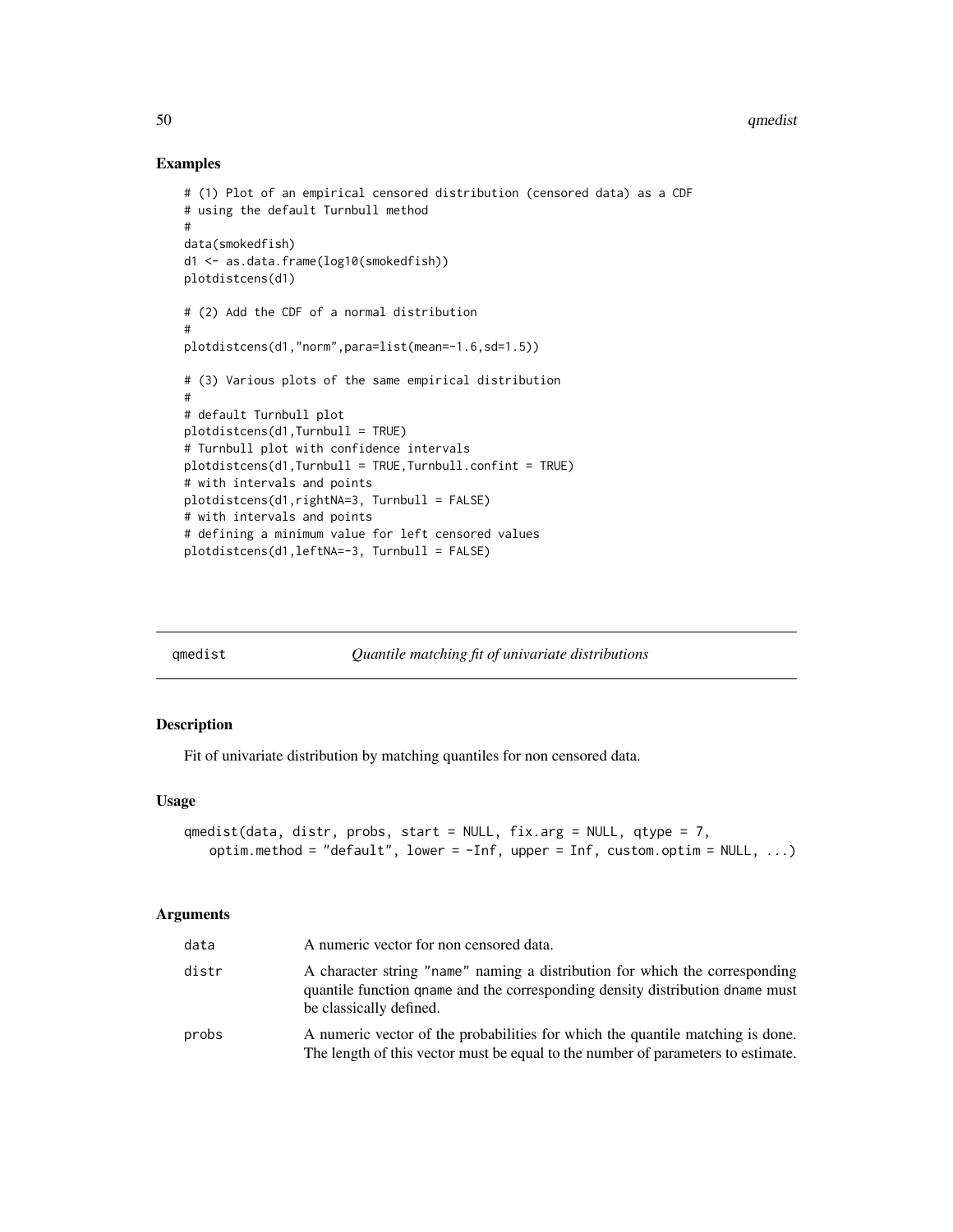## Examples

```
# (1) Plot of an empirical censored distribution (censored data) as a CDF
# using the default Turnbull method
#
data(smokedfish)
d1 <- as.data.frame(log10(smokedfish))
plotdistcens(d1)

# (2) Add the CDF of a normal distribution
#
plotdistcens(d1,"norm",para=list(mean=-1.6,sd=1.5))

# (3) Various plots of the same empirical distribution
#
# default Turnbull plot
plotdistcens(d1,Turnbull = TRUE)
# Turnbull plot with confidence intervals
plotdistcens(d1,Turnbull = TRUE,Turnbull.confint = TRUE)
# with intervals and points
plotdistcens(d1,rightNA=3, Turnbull = FALSE)
# with intervals and points
# defining a minimum value for left censored values
plotdistcens(d1,leftNA=-3, Turnbull = FALSE)
```

---

# qmedist — *Quantile matching fit of univariate distributions*

## Description

Fit of univariate distribution by matching quantiles for non censored data.

## Usage

```
qmedist(data, distr, probs, start = NULL, fix.arg = NULL, qtype = 7,
   optim.method = "default", lower = -Inf, upper = Inf, custom.optim = NULL, ...)
```

## Arguments

| | |
|---|---|
| `data` | A numeric vector for non censored data. |
| `distr` | A character string "name" naming a distribution for which the corresponding quantile function qname and the corresponding density distribution dname must be classically defined. |
| `probs` | A numeric vector of the probabilities for which the quantile matching is done. The length of this vector must be equal to the number of parameters to estimate. |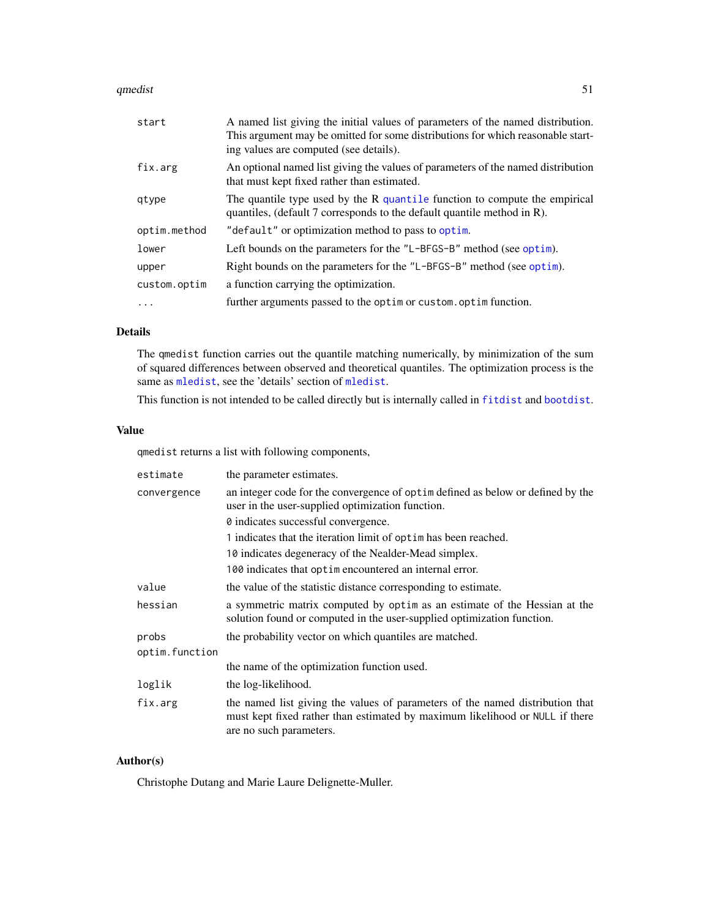| | |
|---|---|
| `start` | A named list giving the initial values of parameters of the named distribution. This argument may be omitted for some distributions for which reasonable starting values are computed (see details). |
| `fix.arg` | An optional named list giving the values of parameters of the named distribution that must kept fixed rather than estimated. |
| `qtype` | The quantile type used by the R `quantile` function to compute the empirical quantiles, (default 7 corresponds to the default quantile method in R). |
| `optim.method` | `"default"` or optimization method to pass to `optim`. |
| `lower` | Left bounds on the parameters for the `"L-BFGS-B"` method (see `optim`). |
| `upper` | Right bounds on the parameters for the `"L-BFGS-B"` method (see `optim`). |
| `custom.optim` | a function carrying the optimization. |
| `...` | further arguments passed to the `optim` or `custom.optim` function. |

## Details

The `qmedist` function carries out the quantile matching numerically, by minimization of the sum of squared differences between observed and theoretical quantiles. The optimization process is the same as `mledist`, see the 'details' section of `mledist`.

This function is not intended to be called directly but is internally called in `fitdist` and `bootdist`.

## Value

`qmedist` returns a list with following components,

| | |
|---|---|
| `estimate` | the parameter estimates. |
| `convergence` | an integer code for the convergence of `optim` defined as below or defined by the user in the user-supplied optimization function.<br>`0` indicates successful convergence.<br>`1` indicates that the iteration limit of `optim` has been reached.<br>`10` indicates degeneracy of the Nealder-Mead simplex.<br>`100` indicates that `optim` encountered an internal error. |
| `value` | the value of the statistic distance corresponding to estimate. |
| `hessian` | a symmetric matrix computed by `optim` as an estimate of the Hessian at the solution found or computed in the user-supplied optimization function. |
| `probs` | the probability vector on which quantiles are matched. |
| `optim.function` | the name of the optimization function used. |
| `loglik` | the log-likelihood. |
| `fix.arg` | the named list giving the values of parameters of the named distribution that must kept fixed rather than estimated by maximum likelihood or `NULL` if there are no such parameters. |

## Author(s)

Christophe Dutang and Marie Laure Delignette-Muller.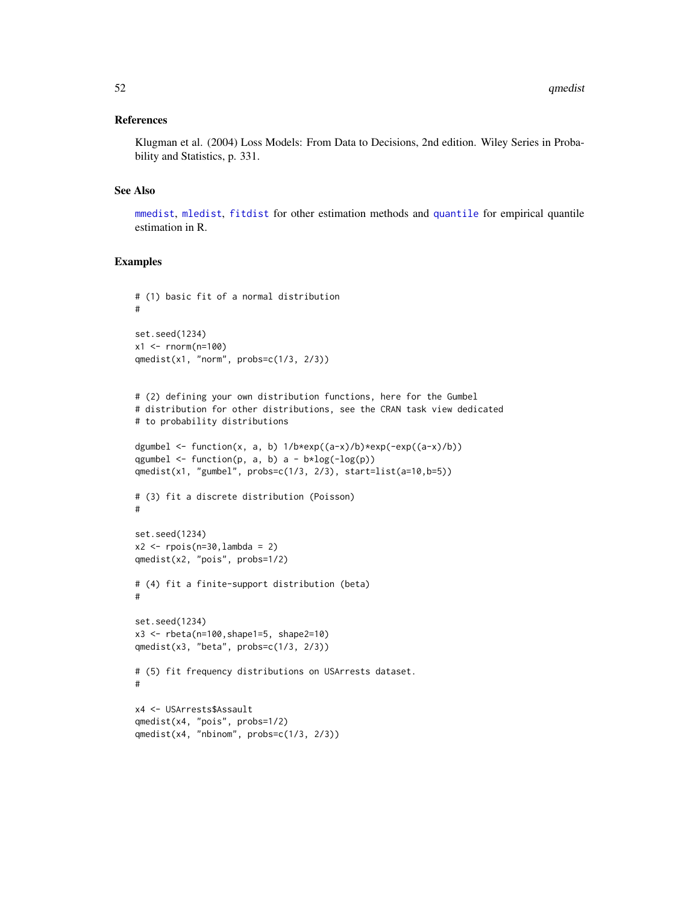## References

Klugman et al. (2004) Loss Models: From Data to Decisions, 2nd edition. Wiley Series in Probability and Statistics, p. 331.

## See Also

mmedist, mledist, fitdist for other estimation methods and quantile for empirical quantile estimation in R.

## Examples

```
# (1) basic fit of a normal distribution
#

set.seed(1234)
x1 <- rnorm(n=100)
qmedist(x1, "norm", probs=c(1/3, 2/3))


# (2) defining your own distribution functions, here for the Gumbel
# distribution for other distributions, see the CRAN task view dedicated
# to probability distributions

dgumbel <- function(x, a, b) 1/b*exp((a-x)/b)*exp(-exp((a-x)/b))
qgumbel <- function(p, a, b) a - b*log(-log(p))
qmedist(x1, "gumbel", probs=c(1/3, 2/3), start=list(a=10,b=5))

# (3) fit a discrete distribution (Poisson)
#

set.seed(1234)
x2 <- rpois(n=30,lambda = 2)
qmedist(x2, "pois", probs=1/2)

# (4) fit a finite-support distribution (beta)
#

set.seed(1234)
x3 <- rbeta(n=100,shape1=5, shape2=10)
qmedist(x3, "beta", probs=c(1/3, 2/3))

# (5) fit frequency distributions on USArrests dataset.
#

x4 <- USArrests$Assault
qmedist(x4, "pois", probs=1/2)
qmedist(x4, "nbinom", probs=c(1/3, 2/3))
```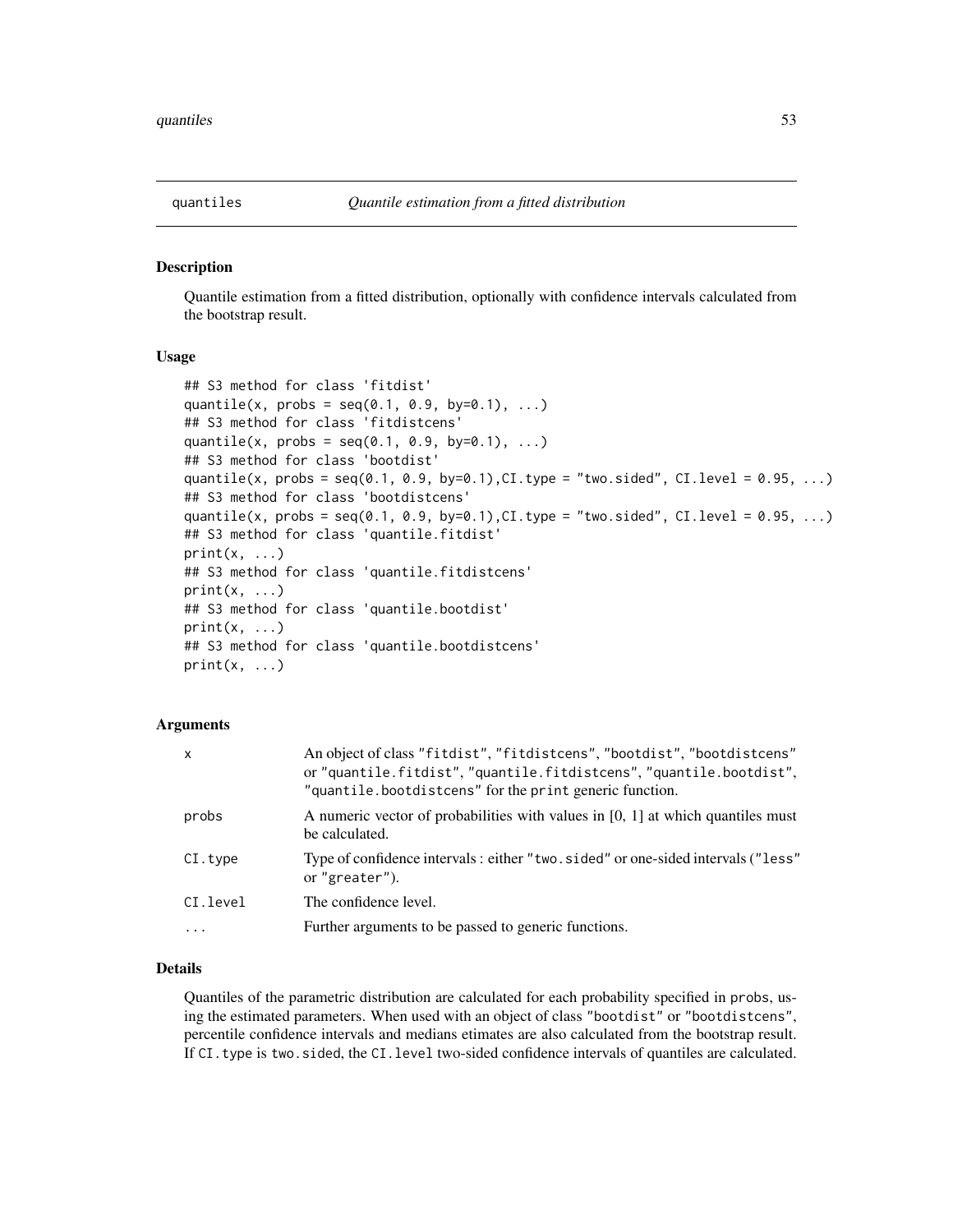quantiles *Quantile estimation from a fitted distribution*

## Description

Quantile estimation from a fitted distribution, optionally with confidence intervals calculated from the bootstrap result.

## Usage

```
## S3 method for class 'fitdist'
quantile(x, probs = seq(0.1, 0.9, by=0.1), ...)
## S3 method for class 'fitdistcens'
quantile(x, probs = seq(0.1, 0.9, by=0.1), ...)
## S3 method for class 'bootdist'
quantile(x, probs = seq(0.1, 0.9, by=0.1),CI.type = "two.sided", CI.level = 0.95, ...)
## S3 method for class 'bootdistcens'
quantile(x, probs = seq(0.1, 0.9, by=0.1),CI.type = "two.sided", CI.level = 0.95, ...)
## S3 method for class 'quantile.fitdist'
print(x, ...)
## S3 method for class 'quantile.fitdistcens'
print(x, ...)
## S3 method for class 'quantile.bootdist'
print(x, ...)
## S3 method for class 'quantile.bootdistcens'
print(x, ...)
```

## Arguments

| | |
|---|---|
| `x` | An object of class "fitdist", "fitdistcens", "bootdist", "bootdistcens" or "quantile.fitdist", "quantile.fitdistcens", "quantile.bootdist", "quantile.bootdistcens" for the print generic function. |
| `probs` | A numeric vector of probabilities with values in [0, 1] at which quantiles must be calculated. |
| `CI.type` | Type of confidence intervals : either "two.sided" or one-sided intervals ("less" or "greater"). |
| `CI.level` | The confidence level. |
| `...` | Further arguments to be passed to generic functions. |

## Details

Quantiles of the parametric distribution are calculated for each probability specified in `probs`, using the estimated parameters. When used with an object of class "bootdist" or "bootdistcens", percentile confidence intervals and medians etimates are also calculated from the bootstrap result. If `CI.type` is `two.sided`, the `CI.level` two-sided confidence intervals of quantiles are calculated.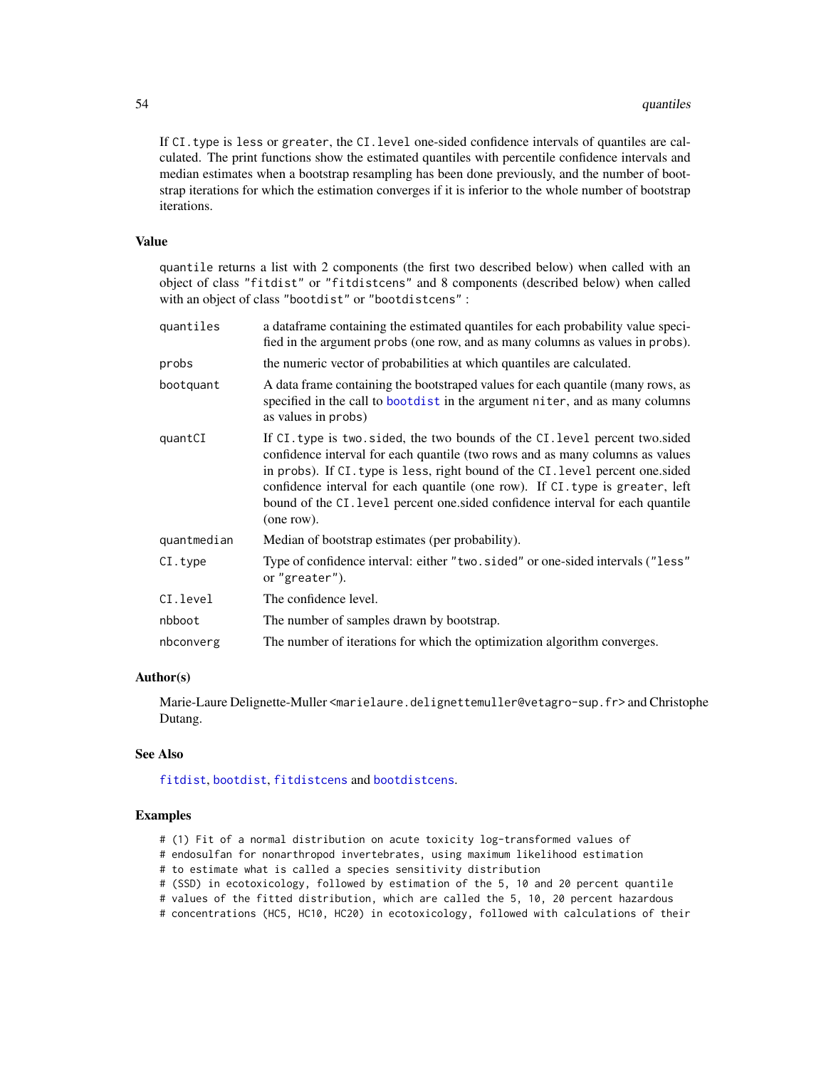If `CI.type` is `less` or `greater`, the `CI.level` one-sided confidence intervals of quantiles are calculated. The print functions show the estimated quantiles with percentile confidence intervals and median estimates when a bootstrap resampling has been done previously, and the number of bootstrap iterations for which the estimation converges if it is inferior to the whole number of bootstrap iterations.

### Value

`quantile` returns a list with 2 components (the first two described below) when called with an object of class `"fitdist"` or `"fitdistcens"` and 8 components (described below) when called with an object of class `"bootdist"` or `"bootdistcens"` :

| | |
|---|---|
| `quantiles` | a dataframe containing the estimated quantiles for each probability value specified in the argument `probs` (one row, and as many columns as values in `probs`). |
| `probs` | the numeric vector of probabilities at which quantiles are calculated. |
| `bootquant` | A data frame containing the bootstraped values for each quantile (many rows, as specified in the call to `bootdist` in the argument `niter`, and as many columns as values in `probs`) |
| `quantCI` | If `CI.type` is `two.sided`, the two bounds of the `CI.level` percent two.sided confidence interval for each quantile (two rows and as many columns as values in `probs`). If `CI.type` is `less`, right bound of the `CI.level` percent one.sided confidence interval for each quantile (one row). If `CI.type` is `greater`, left bound of the `CI.level` percent one.sided confidence interval for each quantile (one row). |
| `quantmedian` | Median of bootstrap estimates (per probability). |
| `CI.type` | Type of confidence interval: either `"two.sided"` or one-sided intervals (`"less"` or `"greater"`). |
| `CI.level` | The confidence level. |
| `nbboot` | The number of samples drawn by bootstrap. |
| `nbconverg` | The number of iterations for which the optimization algorithm converges. |

### Author(s)

Marie-Laure Delignette-Muller <marielaure.delignettemuller@vetagro-sup.fr> and Christophe Dutang.

### See Also

`fitdist`, `bootdist`, `fitdistcens` and `bootdistcens`.

### Examples

```
# (1) Fit of a normal distribution on acute toxicity log-transformed values of
# endosulfan for nonarthropod invertebrates, using maximum likelihood estimation
# to estimate what is called a species sensitivity distribution
# (SSD) in ecotoxicology, followed by estimation of the 5, 10 and 20 percent quantile
# values of the fitted distribution, which are called the 5, 10, 20 percent hazardous
# concentrations (HC5, HC10, HC20) in ecotoxicology, followed with calculations of their
```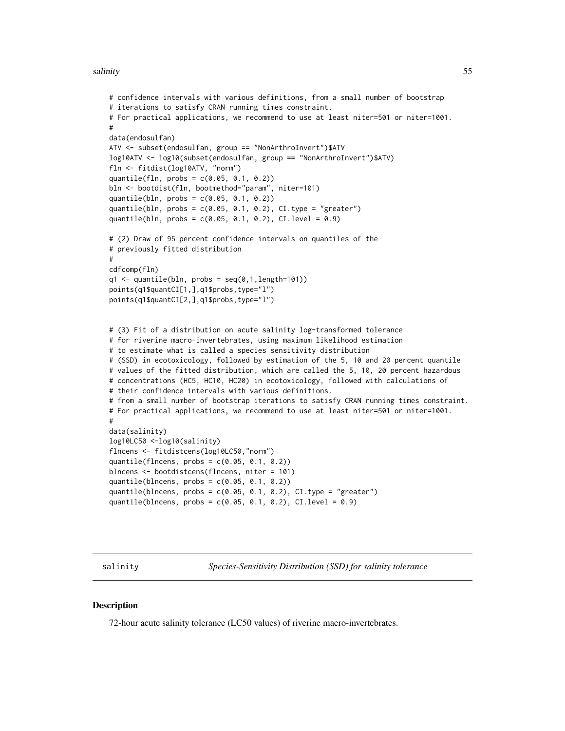```
# confidence intervals with various definitions, from a small number of bootstrap
# iterations to satisfy CRAN running times constraint.
# For practical applications, we recommend to use at least niter=501 or niter=1001.
#
data(endosulfan)
ATV <- subset(endosulfan, group == "NonArthroInvert")$ATV
log10ATV <- log10(subset(endosulfan, group == "NonArthroInvert")$ATV)
fln <- fitdist(log10ATV, "norm")
quantile(fln, probs = c(0.05, 0.1, 0.2))
bln <- bootdist(fln, bootmethod="param", niter=101)
quantile(bln, probs = c(0.05, 0.1, 0.2))
quantile(bln, probs = c(0.05, 0.1, 0.2), CI.type = "greater")
quantile(bln, probs = c(0.05, 0.1, 0.2), CI.level = 0.9)

# (2) Draw of 95 percent confidence intervals on quantiles of the
# previously fitted distribution
#
cdfcomp(fln)
q1 <- quantile(bln, probs = seq(0,1,length=101))
points(q1$quantCI[1,],q1$probs,type="l")
points(q1$quantCI[2,],q1$probs,type="l")


# (3) Fit of a distribution on acute salinity log-transformed tolerance
# for riverine macro-invertebrates, using maximum likelihood estimation
# to estimate what is called a species sensitivity distribution
# (SSD) in ecotoxicology, followed by estimation of the 5, 10 and 20 percent quantile
# values of the fitted distribution, which are called the 5, 10, 20 percent hazardous
# concentrations (HC5, HC10, HC20) in ecotoxicology, followed with calculations of
# their confidence intervals with various definitions.
# from a small number of bootstrap iterations to satisfy CRAN running times constraint.
# For practical applications, we recommend to use at least niter=501 or niter=1001.
#
data(salinity)
log10LC50 <-log10(salinity)
flncens <- fitdistcens(log10LC50,"norm")
quantile(flncens, probs = c(0.05, 0.1, 0.2))
blncens <- bootdistcens(flncens, niter = 101)
quantile(blncens, probs = c(0.05, 0.1, 0.2))
quantile(blncens, probs = c(0.05, 0.1, 0.2), CI.type = "greater")
quantile(blncens, probs = c(0.05, 0.1, 0.2), CI.level = 0.9)
```

---

salinity *Species-Sensitivity Distribution (SSD) for salinity tolerance*

---

## Description

72-hour acute salinity tolerance (LC50 values) of riverine macro-invertebrates.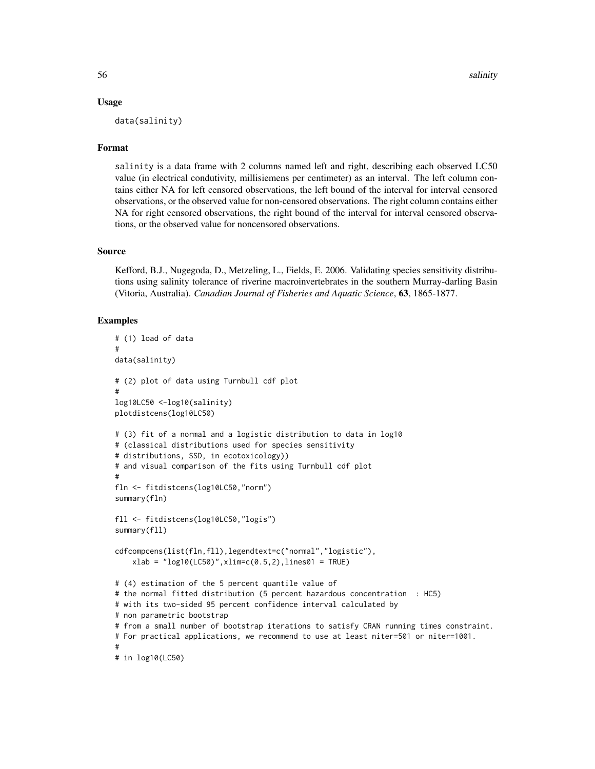## Usage

```
data(salinity)
```

## Format

salinity is a data frame with 2 columns named left and right, describing each observed LC50 value (in electrical condutivity, millisiemens per centimeter) as an interval. The left column contains either NA for left censored observations, the left bound of the interval for interval censored observations, or the observed value for non-censored observations. The right column contains either NA for right censored observations, the right bound of the interval for interval censored observations, or the observed value for noncensored observations.

## Source

Kefford, B.J., Nugegoda, D., Metzeling, L., Fields, E. 2006. Validating species sensitivity distributions using salinity tolerance of riverine macroinvertebrates in the southern Murray-darling Basin (Vitoria, Australia). *Canadian Journal of Fisheries and Aquatic Science*, **63**, 1865-1877.

## Examples

```
# (1) load of data
#
data(salinity)

# (2) plot of data using Turnbull cdf plot
#
log10LC50 <-log10(salinity)
plotdistcens(log10LC50)

# (3) fit of a normal and a logistic distribution to data in log10
# (classical distributions used for species sensitivity
# distributions, SSD, in ecotoxicology))
# and visual comparison of the fits using Turnbull cdf plot
#
fln <- fitdistcens(log10LC50,"norm")
summary(fln)

fll <- fitdistcens(log10LC50,"logis")
summary(fll)

cdfcompcens(list(fln,fll),legendtext=c("normal","logistic"),
    xlab = "log10(LC50)",xlim=c(0.5,2),lines01 = TRUE)

# (4) estimation of the 5 percent quantile value of
# the normal fitted distribution (5 percent hazardous concentration  : HC5)
# with its two-sided 95 percent confidence interval calculated by
# non parametric bootstrap
# from a small number of bootstrap iterations to satisfy CRAN running times constraint.
# For practical applications, we recommend to use at least niter=501 or niter=1001.
#
# in log10(LC50)
```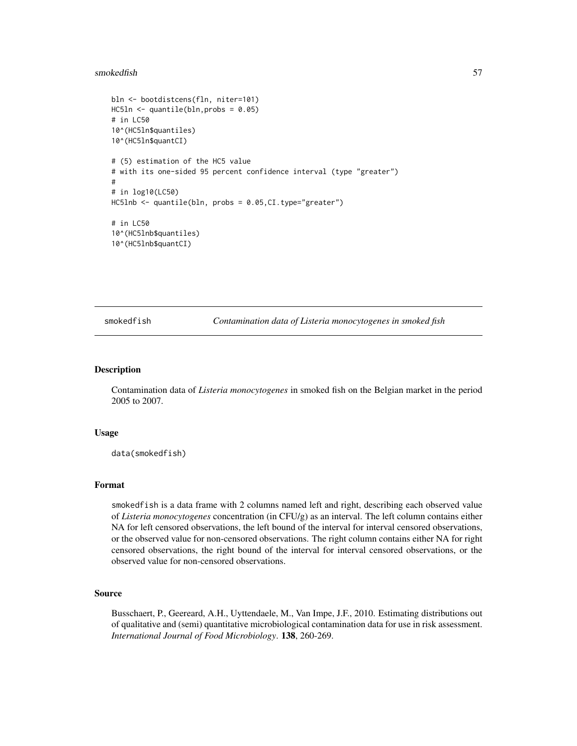```
bln <- bootdistcens(fln, niter=101)
HC5ln <- quantile(bln,probs = 0.05)
# in LC50
10^(HC5ln$quantiles)
10^(HC5ln$quantCI)

# (5) estimation of the HC5 value
# with its one-sided 95 percent confidence interval (type "greater")
#
# in log10(LC50)
HC5lnb <- quantile(bln, probs = 0.05,CI.type="greater")

# in LC50
10^(HC5lnb$quantiles)
10^(HC5lnb$quantCI)
```

---

## smokedfish — *Contamination data of Listeria monocytogenes in smoked fish*

---

### Description

Contamination data of *Listeria monocytogenes* in smoked fish on the Belgian market in the period 2005 to 2007.

### Usage

```
data(smokedfish)
```

### Format

smokedfish is a data frame with 2 columns named left and right, describing each observed value of *Listeria monocytogenes* concentration (in CFU/g) as an interval. The left column contains either NA for left censored observations, the left bound of the interval for interval censored observations, or the observed value for non-censored observations. The right column contains either NA for right censored observations, the right bound of the interval for interval censored observations, or the observed value for non-censored observations.

### Source

Busschaert, P., Geereard, A.H., Uyttendaele, M., Van Impe, J.F., 2010. Estimating distributions out of qualitative and (semi) quantitative microbiological contamination data for use in risk assessment. *International Journal of Food Microbiology*. **138**, 260-269.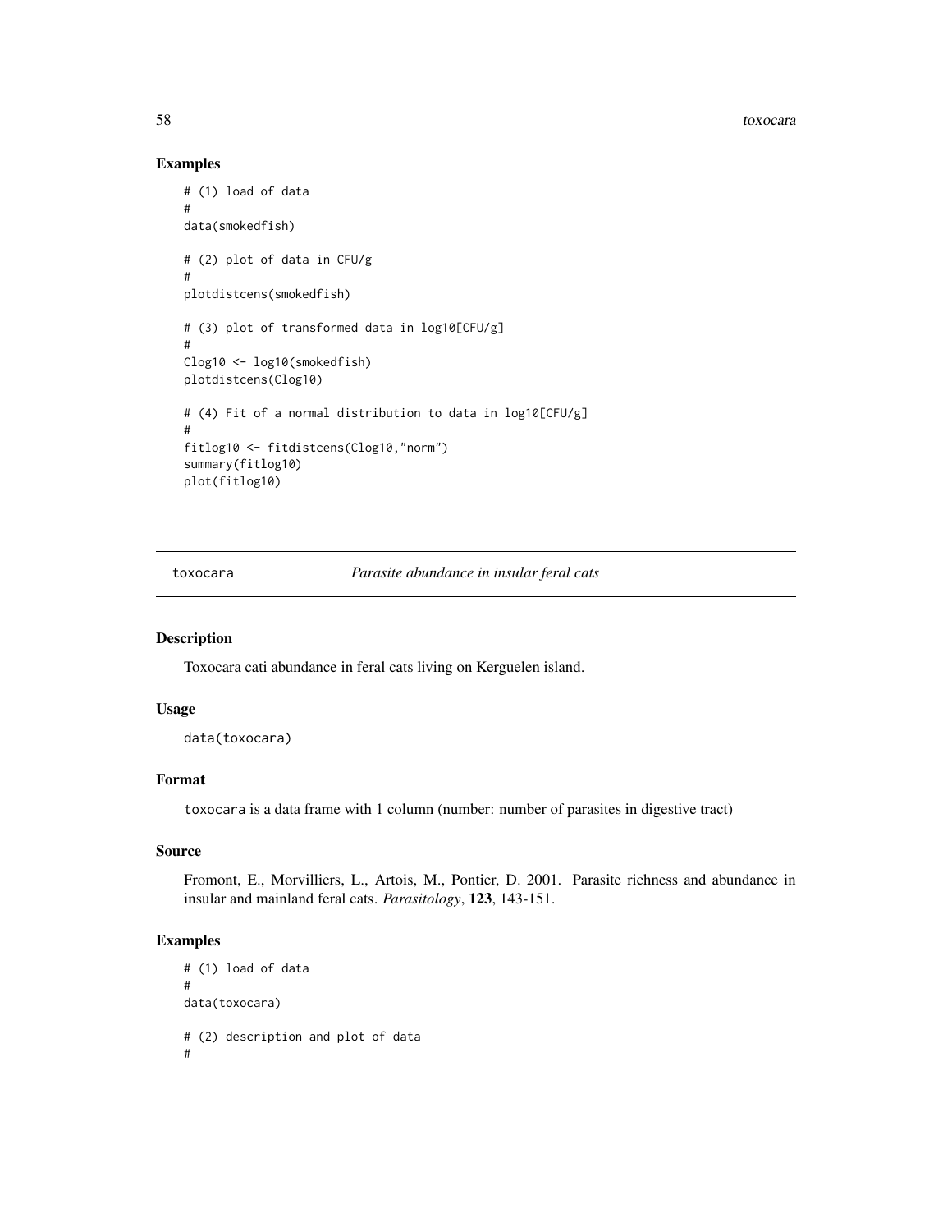## Examples

```
# (1) load of data
#
data(smokedfish)

# (2) plot of data in CFU/g
#
plotdistcens(smokedfish)

# (3) plot of transformed data in log10[CFU/g]
#
Clog10 <- log10(smokedfish)
plotdistcens(Clog10)

# (4) Fit of a normal distribution to data in log10[CFU/g]
#
fitlog10 <- fitdistcens(Clog10,"norm")
summary(fitlog10)
plot(fitlog10)
```

---

# toxocara — *Parasite abundance in insular feral cats*

---

## Description

Toxocara cati abundance in feral cats living on Kerguelen island.

## Usage

```
data(toxocara)
```

## Format

toxocara is a data frame with 1 column (number: number of parasites in digestive tract)

## Source

Fromont, E., Morvilliers, L., Artois, M., Pontier, D. 2001. Parasite richness and abundance in insular and mainland feral cats. *Parasitology*, **123**, 143-151.

## Examples

```
# (1) load of data
#
data(toxocara)

# (2) description and plot of data
#
```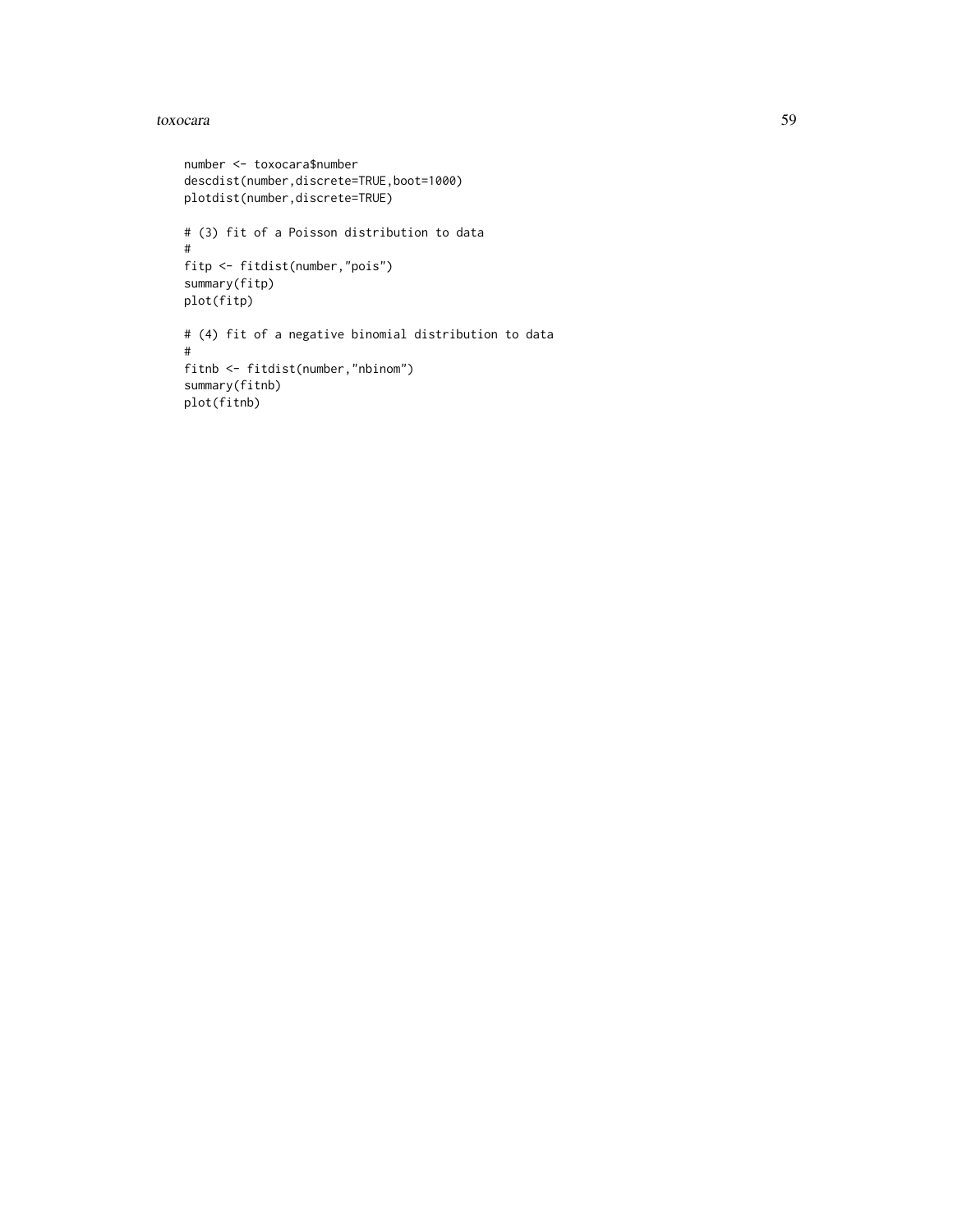```
number <- toxocara$number
descdist(number,discrete=TRUE,boot=1000)
plotdist(number,discrete=TRUE)

# (3) fit of a Poisson distribution to data
#
fitp <- fitdist(number,"pois")
summary(fitp)
plot(fitp)

# (4) fit of a negative binomial distribution to data
#
fitnb <- fitdist(number,"nbinom")
summary(fitnb)
plot(fitnb)
```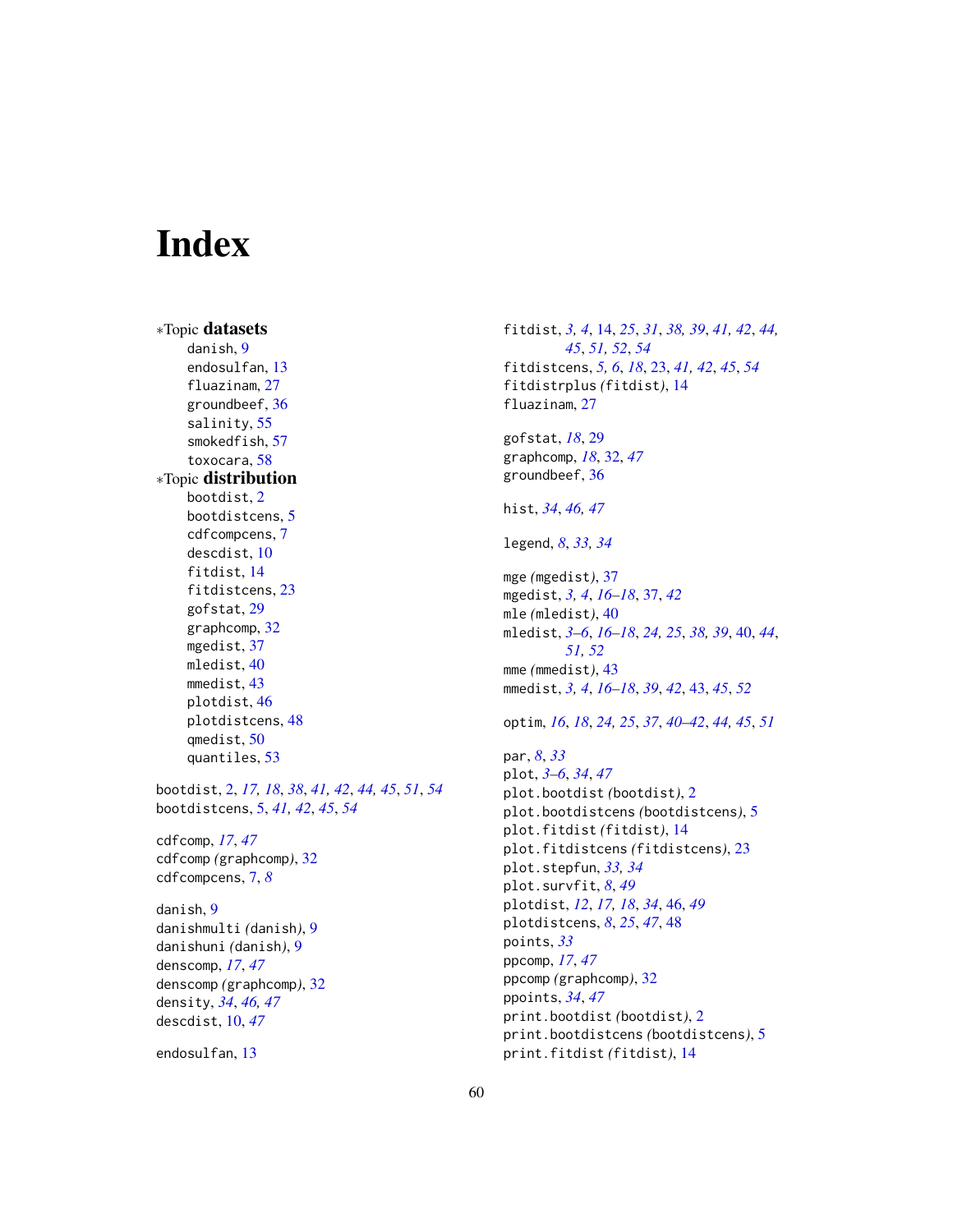# Index

∗Topic **datasets**
- danish, 9
- endosulfan, 13
- fluazinam, 27
- groundbeef, 36
- salinity, 55
- smokedfish, 57
- toxocara, 58

∗Topic **distribution**
- bootdist, 2
- bootdistcens, 5
- cdfcompcens, 7
- descdist, 10
- fitdist, 14
- fitdistcens, 23
- gofstat, 29
- graphcomp, 32
- mgedist, 37
- mledist, 40
- mmedist, 43
- plotdist, 46
- plotdistcens, 48
- qmedist, 50
- quantiles, 53

bootdist, 2, *17, 18*, *38*, *41, 42*, *44, 45*, *51*, *54*
bootdistcens, 5, *41, 42*, *45*, *54*

cdfcomp, *17*, *47*
cdfcomp *(graphcomp)*, 32
cdfcompcens, 7, *8*

danish, 9
danishmulti *(danish)*, 9
danishuni *(danish)*, 9
denscomp, *17*, *47*
denscomp *(graphcomp)*, 32
density, *34*, *46, 47*
descdist, 10, *47*

endosulfan, 13

fitdist, *3, 4*, 14, *25*, *31*, *38, 39*, *41, 42*, *44, 45*, *51, 52*, *54*
fitdistcens, *5, 6*, *18*, 23, *41, 42*, *45*, *54*
fitdistrplus *(fitdist)*, 14
fluazinam, 27

gofstat, *18*, 29
graphcomp, *18*, 32, *47*
groundbeef, 36

hist, *34*, *46, 47*

legend, *8*, *33, 34*

mge *(mgedist)*, 37
mgedist, *3, 4*, *16–18*, 37, *42*
mle *(mledist)*, 40
mledist, *3–6*, *16–18*, *24, 25*, *38, 39*, 40, *44*, *51, 52*
mme *(mmedist)*, 43
mmedist, *3, 4*, *16–18*, *39*, *42*, 43, *45*, *52*

optim, *16*, *18*, *24, 25*, *37*, *40–42*, *44, 45*, *51*

par, *8*, *33*
plot, *3–6*, *34*, *47*
plot.bootdist *(bootdist)*, 2
plot.bootdistcens *(bootdistcens)*, 5
plot.fitdist *(fitdist)*, 14
plot.fitdistcens *(fitdistcens)*, 23
plot.stepfun, *33, 34*
plot.survfit, *8*, *49*
plotdist, *12*, *17, 18*, *34*, 46, *49*
plotdistcens, *8*, *25*, *47*, 48
points, *33*
ppcomp, *17*, *47*
ppcomp *(graphcomp)*, 32
ppoints, *34*, *47*
print.bootdist *(bootdist)*, 2
print.bootdistcens *(bootdistcens)*, 5
print.fitdist *(fitdist)*, 14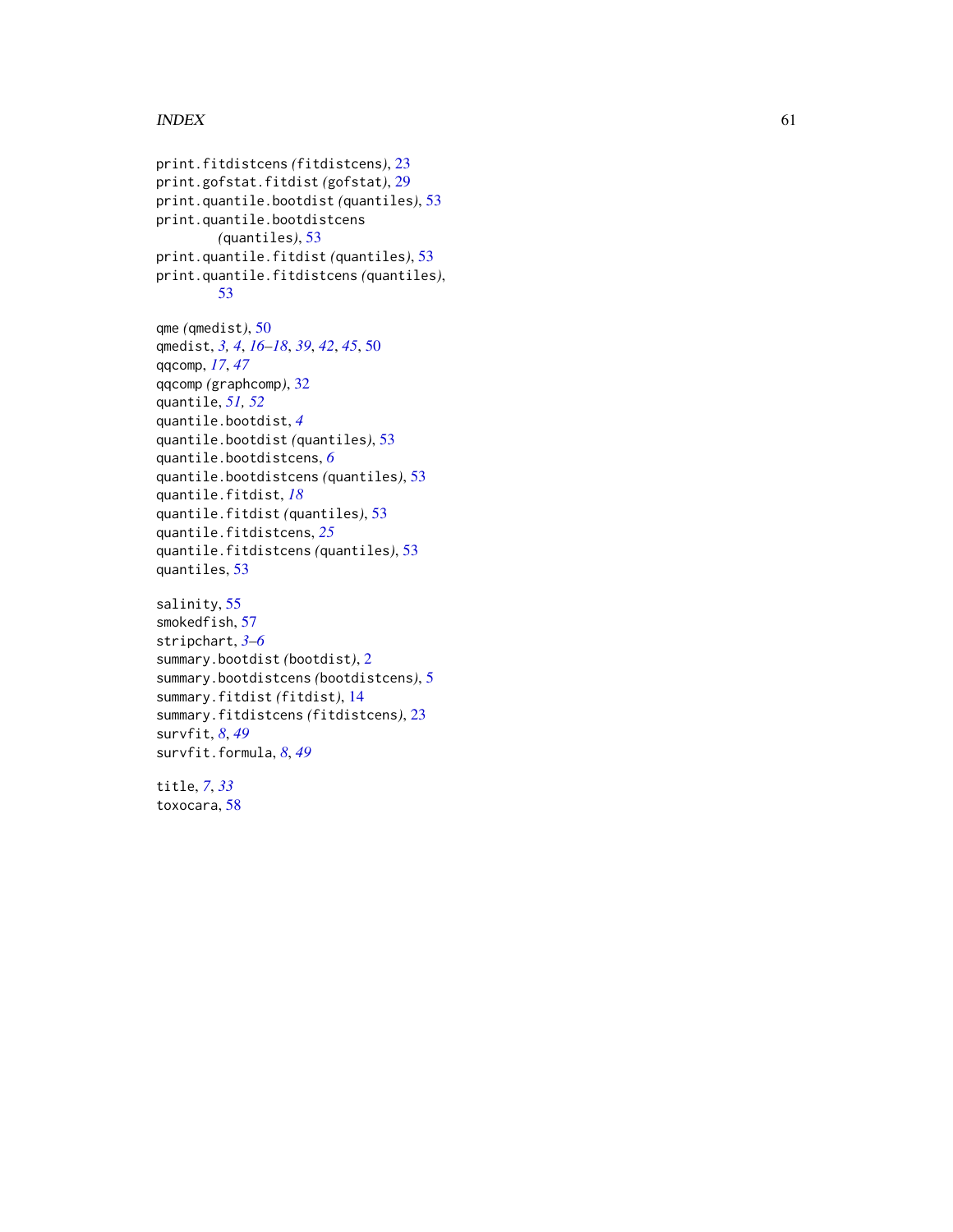print.fitdistcens *(*fitdistcens*)*, 23
print.gofstat.fitdist *(*gofstat*)*, 29
print.quantile.bootdist *(*quantiles*)*, 53
print.quantile.bootdistcens *(*quantiles*)*, 53
print.quantile.fitdist *(*quantiles*)*, 53
print.quantile.fitdistcens *(*quantiles*)*, 53

qme *(*qmedist*)*, 50
qmedist, *3, 4*, *16–18*, *39*, *42*, *45*, 50
qqcomp, *17*, *47*
qqcomp *(*graphcomp*)*, 32
quantile, *51, 52*
quantile.bootdist, *4*
quantile.bootdist *(*quantiles*)*, 53
quantile.bootdistcens, *6*
quantile.bootdistcens *(*quantiles*)*, 53
quantile.fitdist, *18*
quantile.fitdist *(*quantiles*)*, 53
quantile.fitdistcens, *25*
quantile.fitdistcens *(*quantiles*)*, 53
quantiles, 53

salinity, 55
smokedfish, 57
stripchart, *3–6*
summary.bootdist *(*bootdist*)*, 2
summary.bootdistcens *(*bootdistcens*)*, 5
summary.fitdist *(*fitdist*)*, 14
summary.fitdistcens *(*fitdistcens*)*, 23
survfit, *8*, *49*
survfit.formula, *8*, *49*

title, *7*, *33*
toxocara, 58